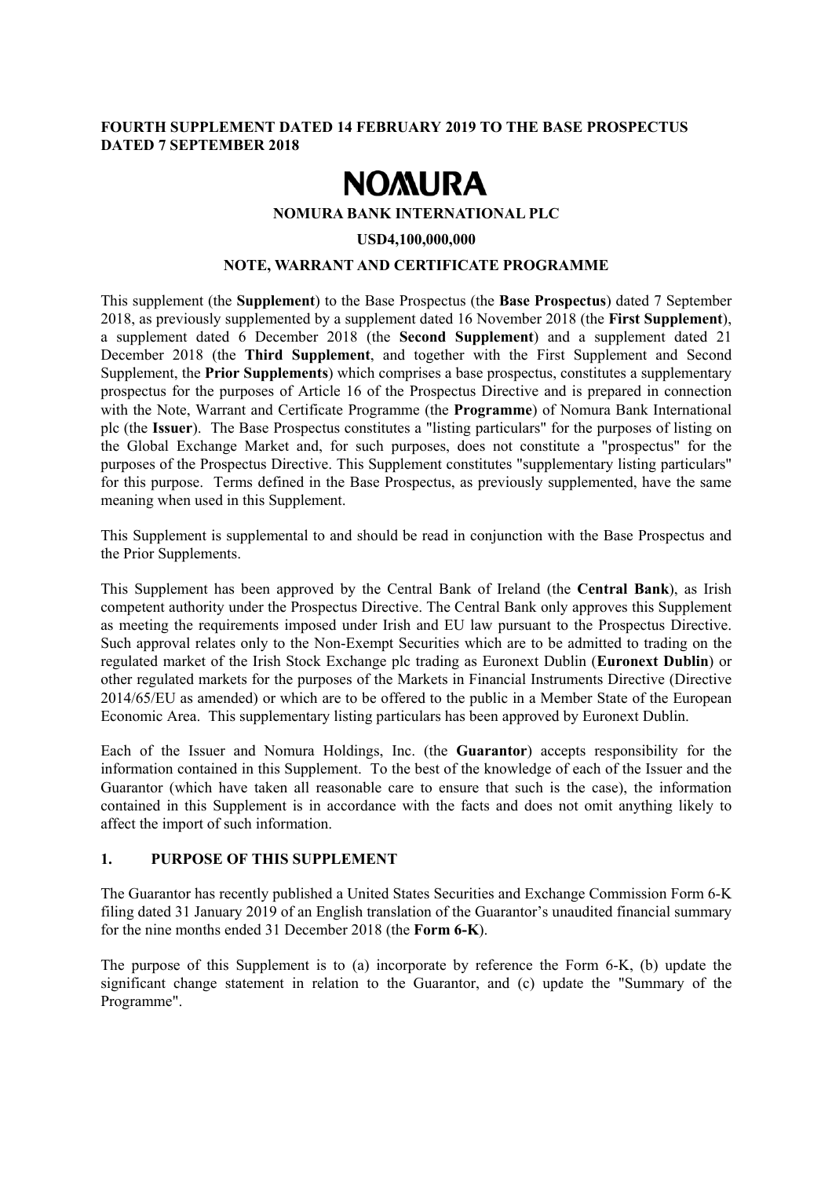**FOURTH SUPPLEMENT DATED 14 FEBRUARY 2019 TO THE BASE PROSPECTUS DATED 7 SEPTEMBER 2018**

# NOMURA

**NOMURA BANK INTERNATIONAL PLC**

**USD4,100,000,000**

**NOTE, WARRANT AND CERTIFICATE PROGRAMME**

This supplement (the **Supplement**) to the Base Prospectus (the **Base Prospectus**) dated 7 September 2018, as previously supplemented by a supplement dated 16 November 2018 (the **First Supplement**), a supplement dated 6 December 2018 (the **Second Supplement**) and a supplement dated 21 December 2018 (the **Third Supplement**, and together with the First Supplement and Second Supplement, the **Prior Supplements**) which comprises a base prospectus, constitutes a supplementary prospectus for the purposes of Article 16 of the Prospectus Directive and is prepared in connection with the Note, Warrant and Certificate Programme (the **Programme**) of Nomura Bank International plc (the **Issuer**). The Base Prospectus constitutes a "listing particulars" for the purposes of listing on the Global Exchange Market and, for such purposes, does not constitute a "prospectus" for the purposes of the Prospectus Directive. This Supplement constitutes "supplementary listing particulars" for this purpose. Terms defined in the Base Prospectus, as previously supplemented, have the same meaning when used in this Supplement.

This Supplement is supplemental to and should be read in conjunction with the Base Prospectus and the Prior Supplements.

This Supplement has been approved by the Central Bank of Ireland (the **Central Bank**), as Irish competent authority under the Prospectus Directive. The Central Bank only approves this Supplement as meeting the requirements imposed under Irish and EU law pursuant to the Prospectus Directive. Such approval relates only to the Non-Exempt Securities which are to be admitted to trading on the regulated market of the Irish Stock Exchange plc trading as Euronext Dublin (**Euronext Dublin**) or other regulated markets for the purposes of the Markets in Financial Instruments Directive (Directive 2014/65/EU as amended) or which are to be offered to the public in a Member State of the European Economic Area. This supplementary listing particulars has been approved by Euronext Dublin.

Each of the Issuer and Nomura Holdings, Inc. (the **Guarantor**) accepts responsibility for the information contained in this Supplement. To the best of the knowledge of each of the Issuer and the Guarantor (which have taken all reasonable care to ensure that such is the case), the information contained in this Supplement is in accordance with the facts and does not omit anything likely to affect the import of such information.

## 1. PURPOSE OF THIS SUPPLEMENT

The Guarantor has recently published a United States Securities and Exchange Commission Form 6-K filing dated 31 January 2019 of an English translation of the Guarantor's unaudited financial summary for the nine months ended 31 December 2018 (the **Form 6-K**).

The purpose of this Supplement is to (a) incorporate by reference the Form 6-K, (b) update the significant change statement in relation to the Guarantor, and (c) update the "Summary of the Programme".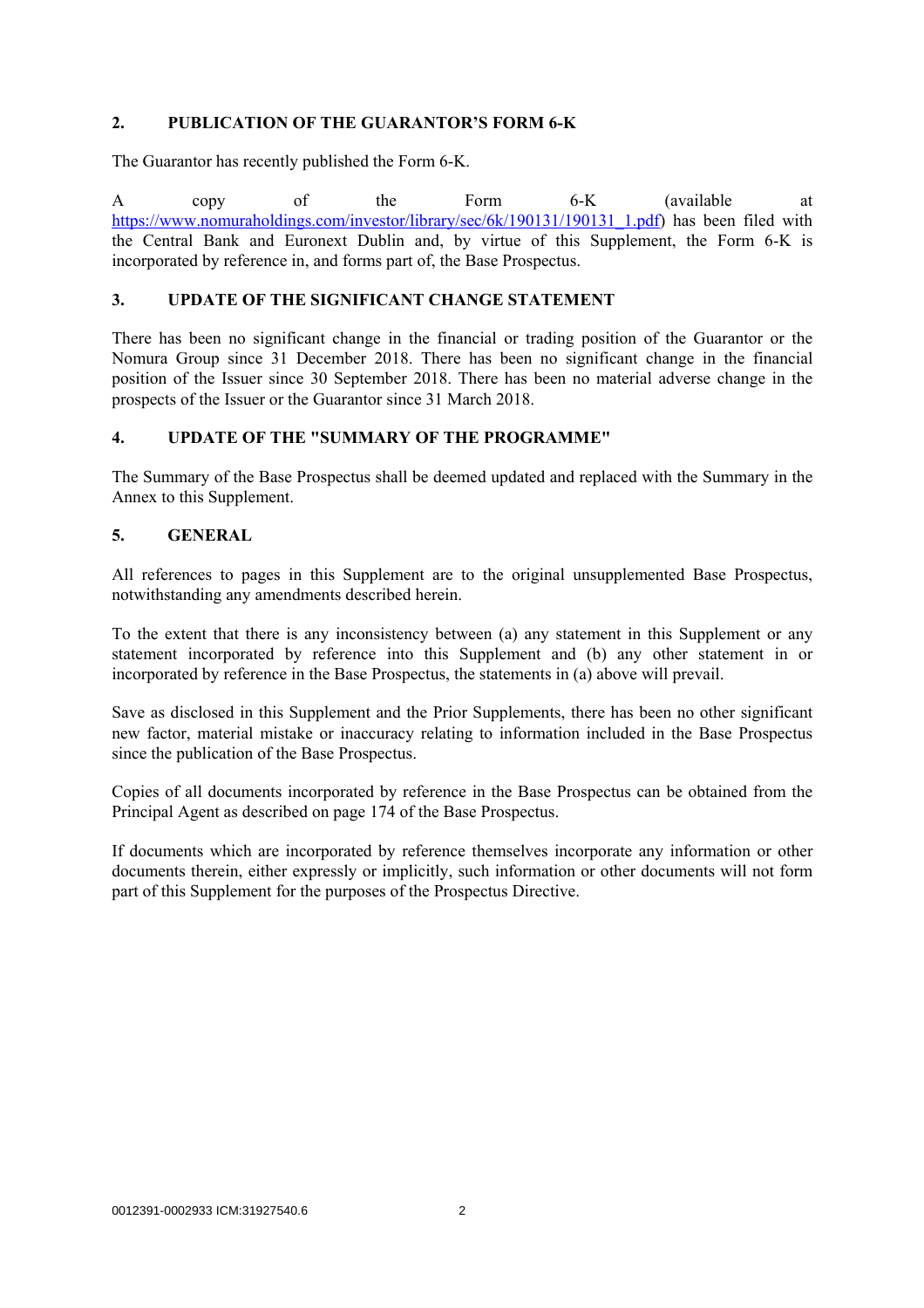## 2. PUBLICATION OF THE GUARANTOR'S FORM 6-K

The Guarantor has recently published the Form 6-K.

A copy of the Form 6-K (available at https://www.nomuraholdings.com/investor/library/sec/6k/190131/190131_1.pdf) has been filed with the Central Bank and Euronext Dublin and, by virtue of this Supplement, the Form 6-K is incorporated by reference in, and forms part of, the Base Prospectus.

## 3. UPDATE OF THE SIGNIFICANT CHANGE STATEMENT

There has been no significant change in the financial or trading position of the Guarantor or the Nomura Group since 31 December 2018. There has been no significant change in the financial position of the Issuer since 30 September 2018. There has been no material adverse change in the prospects of the Issuer or the Guarantor since 31 March 2018.

## 4. UPDATE OF THE "SUMMARY OF THE PROGRAMME"

The Summary of the Base Prospectus shall be deemed updated and replaced with the Summary in the Annex to this Supplement.

## 5. GENERAL

All references to pages in this Supplement are to the original unsupplemented Base Prospectus, notwithstanding any amendments described herein.

To the extent that there is any inconsistency between (a) any statement in this Supplement or any statement incorporated by reference into this Supplement and (b) any other statement in or incorporated by reference in the Base Prospectus, the statements in (a) above will prevail.

Save as disclosed in this Supplement and the Prior Supplements, there has been no other significant new factor, material mistake or inaccuracy relating to information included in the Base Prospectus since the publication of the Base Prospectus.

Copies of all documents incorporated by reference in the Base Prospectus can be obtained from the Principal Agent as described on page 174 of the Base Prospectus.

If documents which are incorporated by reference themselves incorporate any information or other documents therein, either expressly or implicitly, such information or other documents will not form part of this Supplement for the purposes of the Prospectus Directive.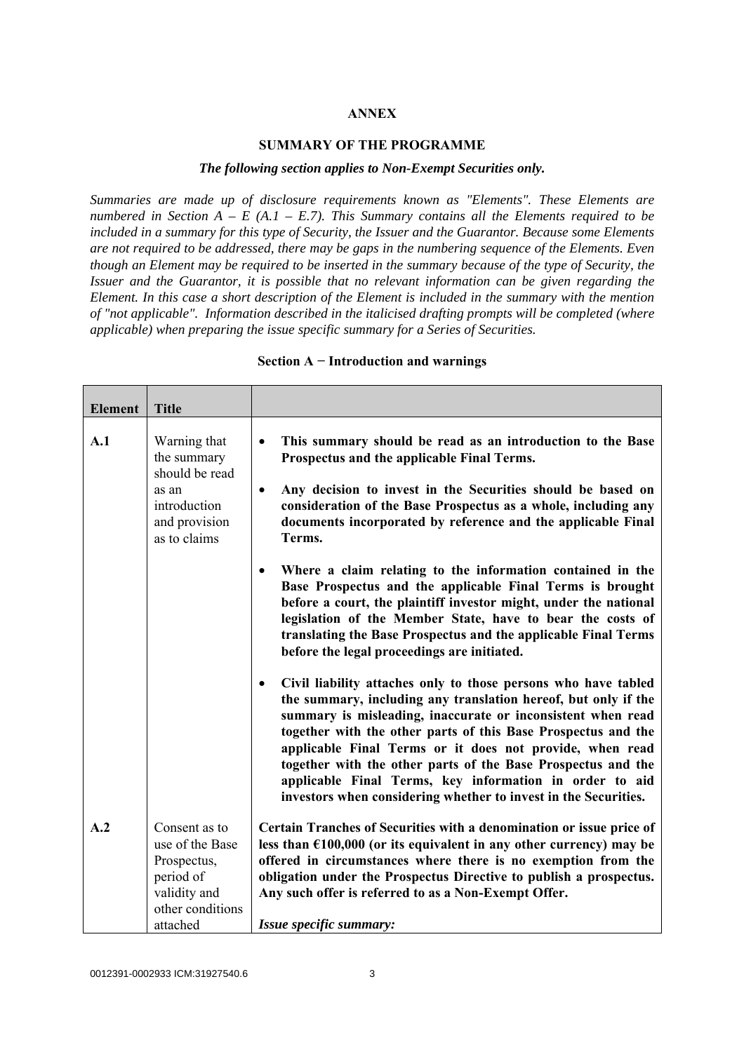## ANNEX

## SUMMARY OF THE PROGRAMME

***The following section applies to Non-Exempt Securities only.***

*Summaries are made up of disclosure requirements known as "Elements". These Elements are numbered in Section A – E (A.1 – E.7). This Summary contains all the Elements required to be included in a summary for this type of Security, the Issuer and the Guarantor. Because some Elements are not required to be addressed, there may be gaps in the numbering sequence of the Elements. Even though an Element may be required to be inserted in the summary because of the type of Security, the Issuer and the Guarantor, it is possible that no relevant information can be given regarding the Element. In this case a short description of the Element is included in the summary with the mention of "not applicable". Information described in the italicised drafting prompts will be completed (where applicable) when preparing the issue specific summary for a Series of Securities.*

### Section A − Introduction and warnings

| Element | Title | |
|---|---|---|
| **A.1** | Warning that the summary should be read as an introduction and provision as to claims | • **This summary should be read as an introduction to the Base Prospectus and the applicable Final Terms.**<br>• **Any decision to invest in the Securities should be based on consideration of the Base Prospectus as a whole, including any documents incorporated by reference and the applicable Final Terms.**<br>• **Where a claim relating to the information contained in the Base Prospectus and the applicable Final Terms is brought before a court, the plaintiff investor might, under the national legislation of the Member State, have to bear the costs of translating the Base Prospectus and the applicable Final Terms before the legal proceedings are initiated.**<br>• **Civil liability attaches only to those persons who have tabled the summary, including any translation hereof, but only if the summary is misleading, inaccurate or inconsistent when read together with the other parts of this Base Prospectus and the applicable Final Terms or it does not provide, when read together with the other parts of the Base Prospectus and the applicable Final Terms, key information in order to aid investors when considering whether to invest in the Securities.** |
| **A.2** | Consent as to use of the Base Prospectus, period of validity and other conditions attached | **Certain Tranches of Securities with a denomination or issue price of less than €100,000 (or its equivalent in any other currency) may be offered in circumstances where there is no exemption from the obligation under the Prospectus Directive to publish a prospectus. Any such offer is referred to as a Non-Exempt Offer.**<br><br>***Issue specific summary:*** |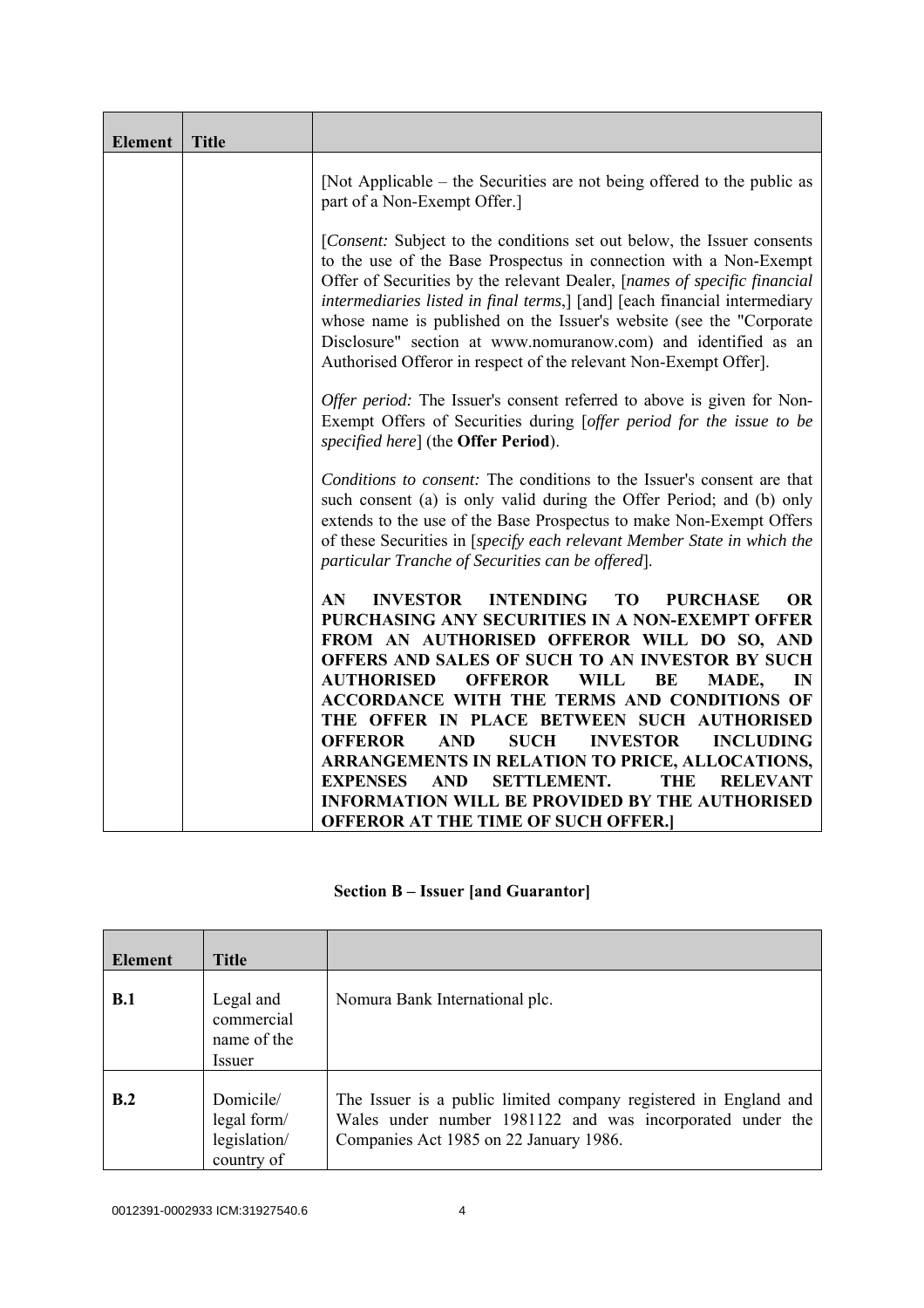| Element | Title | |
|---|---|---|
| | | [Not Applicable – the Securities are not being offered to the public as part of a Non-Exempt Offer.]<br><br>[*Consent:* Subject to the conditions set out below, the Issuer consents to the use of the Base Prospectus in connection with a Non-Exempt Offer of Securities by the relevant Dealer, [*names of specific financial intermediaries listed in final terms*,] [and] [each financial intermediary whose name is published on the Issuer's website (see the "Corporate Disclosure" section at www.nomuranow.com) and identified as an Authorised Offeror in respect of the relevant Non-Exempt Offer].<br><br>*Offer period:* The Issuer's consent referred to above is given for Non-Exempt Offers of Securities during [*offer period for the issue to be specified here*] (the **Offer Period**).<br><br>*Conditions to consent:* The conditions to the Issuer's consent are that such consent (a) is only valid during the Offer Period; and (b) only extends to the use of the Base Prospectus to make Non-Exempt Offers of these Securities in [*specify each relevant Member State in which the particular Tranche of Securities can be offered*].<br><br>**AN INVESTOR INTENDING TO PURCHASE OR PURCHASING ANY SECURITIES IN A NON-EXEMPT OFFER FROM AN AUTHORISED OFFEROR WILL DO SO, AND OFFERS AND SALES OF SUCH TO AN INVESTOR BY SUCH AUTHORISED OFFEROR WILL BE MADE, IN ACCORDANCE WITH THE TERMS AND CONDITIONS OF THE OFFER IN PLACE BETWEEN SUCH AUTHORISED OFFEROR AND SUCH INVESTOR INCLUDING ARRANGEMENTS IN RELATION TO PRICE, ALLOCATIONS, EXPENSES AND SETTLEMENT. THE RELEVANT INFORMATION WILL BE PROVIDED BY THE AUTHORISED OFFEROR AT THE TIME OF SUCH OFFER.]** |

## Section B – Issuer [and Guarantor]

| Element | Title | |
|---|---|---|
| **B.1** | Legal and commercial name of the Issuer | Nomura Bank International plc. |
| **B.2** | Domicile/ legal form/ legislation/ country of | The Issuer is a public limited company registered in England and Wales under number 1981122 and was incorporated under the Companies Act 1985 on 22 January 1986. |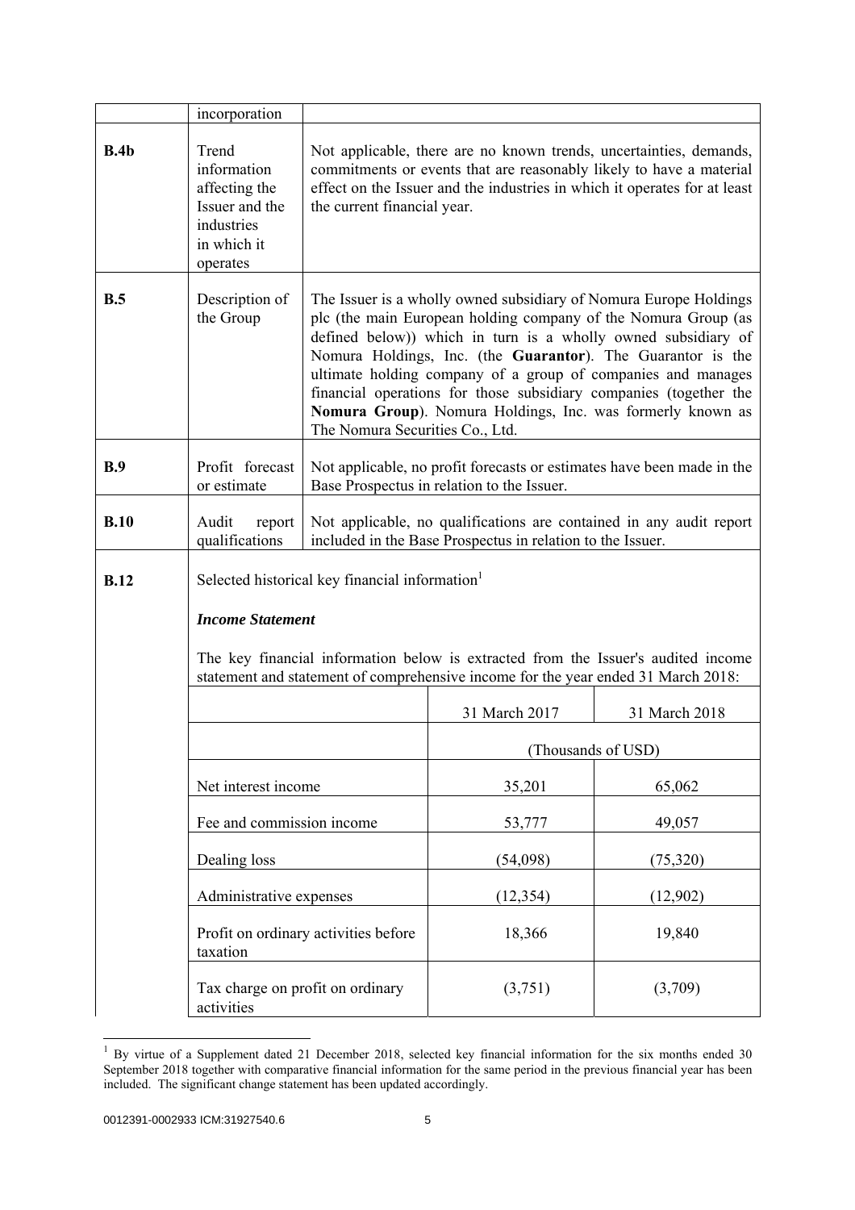| | incorporation | |
|---|---|---|
| **B.4b** | Trend information affecting the Issuer and the industries in which it operates | Not applicable, there are no known trends, uncertainties, demands, commitments or events that are reasonably likely to have a material effect on the Issuer and the industries in which it operates for at least the current financial year. |
| **B.5** | Description of the Group | The Issuer is a wholly owned subsidiary of Nomura Europe Holdings plc (the main European holding company of the Nomura Group (as defined below)) which in turn is a wholly owned subsidiary of Nomura Holdings, Inc. (the **Guarantor**). The Guarantor is the ultimate holding company of a group of companies and manages financial operations for those subsidiary companies (together the **Nomura Group**). Nomura Holdings, Inc. was formerly known as The Nomura Securities Co., Ltd. |
| **B.9** | Profit forecast or estimate | Not applicable, no profit forecasts or estimates have been made in the Base Prospectus in relation to the Issuer. |
| **B.10** | Audit report qualifications | Not applicable, no qualifications are contained in any audit report included in the Base Prospectus in relation to the Issuer. |
| **B.12** | Selected historical key financial information[1] | |

***Income Statement***

The key financial information below is extracted from the Issuer's audited income statement and statement of comprehensive income for the year ended 31 March 2018:

| | 31 March 2017 | 31 March 2018 |
|---|---|---|
| | (Thousands of USD) | |
| Net interest income | 35,201 | 65,062 |
| Fee and commission income | 53,777 | 49,057 |
| Dealing loss | (54,098) | (75,320) |
| Administrative expenses | (12,354) | (12,902) |
| Profit on ordinary activities before taxation | 18,366 | 19,840 |
| Tax charge on profit on ordinary activities | (3,751) | (3,709) |

[1] By virtue of a Supplement dated 21 December 2018, selected key financial information for the six months ended 30 September 2018 together with comparative financial information for the same period in the previous financial year has been included. The significant change statement has been updated accordingly.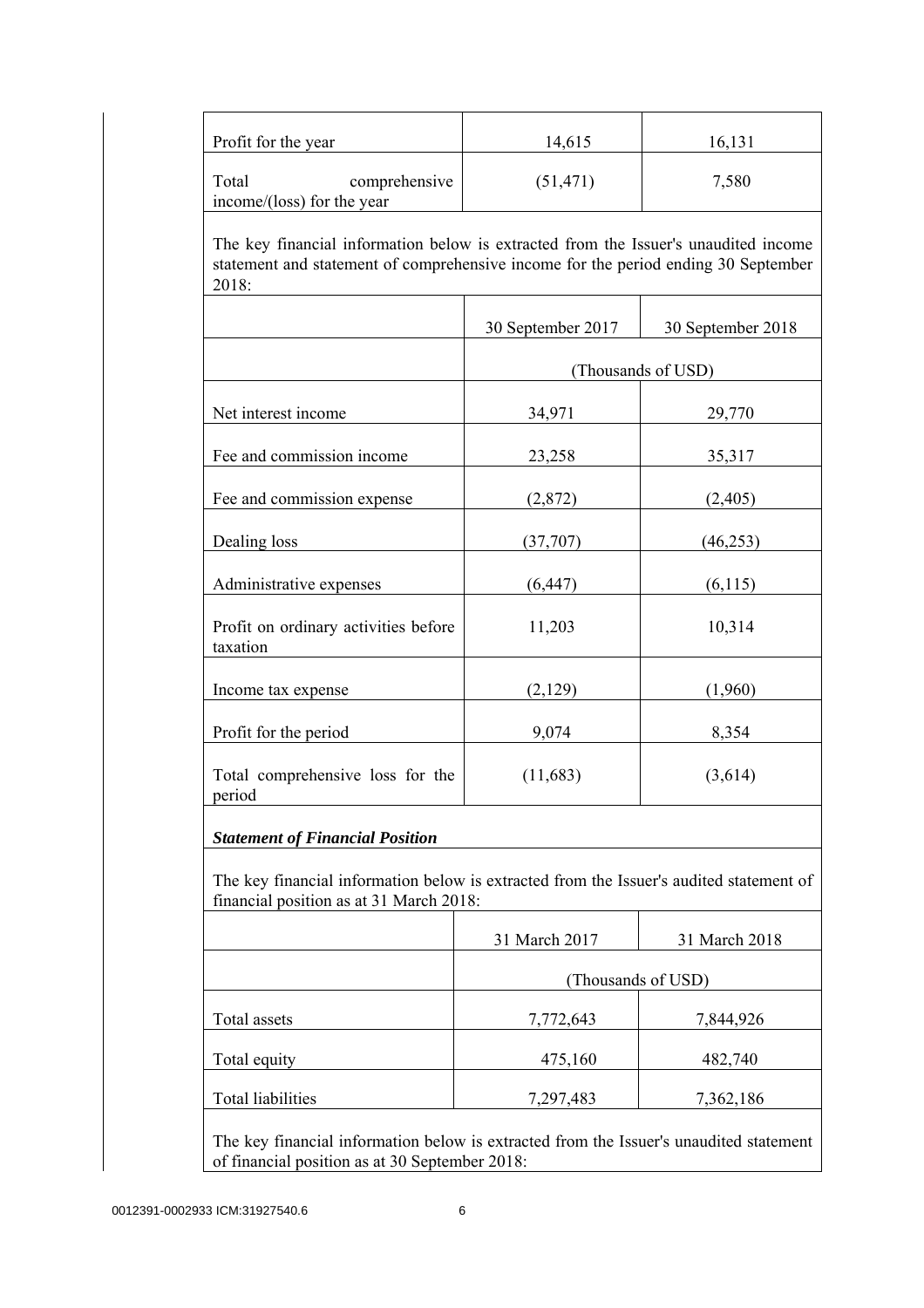| | | |
|---|---|---|
| Profit for the year | 14,615 | 16,131 |
| Total comprehensive income/(loss) for the year | (51,471) | 7,580 |

The key financial information below is extracted from the Issuer's unaudited income statement and statement of comprehensive income for the period ending 30 September 2018:

| | 30 September 2017 | 30 September 2018 |
|---|---|---|
| | (Thousands of USD) | |
| Net interest income | 34,971 | 29,770 |
| Fee and commission income | 23,258 | 35,317 |
| Fee and commission expense | (2,872) | (2,405) |
| Dealing loss | (37,707) | (46,253) |
| Administrative expenses | (6,447) | (6,115) |
| Profit on ordinary activities before taxation | 11,203 | 10,314 |
| Income tax expense | (2,129) | (1,960) |
| Profit for the period | 9,074 | 8,354 |
| Total comprehensive loss for the period | (11,683) | (3,614) |

***Statement of Financial Position***

The key financial information below is extracted from the Issuer's audited statement of financial position as at 31 March 2018:

| | 31 March 2017 | 31 March 2018 |
|---|---|---|
| | (Thousands of USD) | |
| Total assets | 7,772,643 | 7,844,926 |
| Total equity | 475,160 | 482,740 |
| Total liabilities | 7,297,483 | 7,362,186 |

The key financial information below is extracted from the Issuer's unaudited statement of financial position as at 30 September 2018: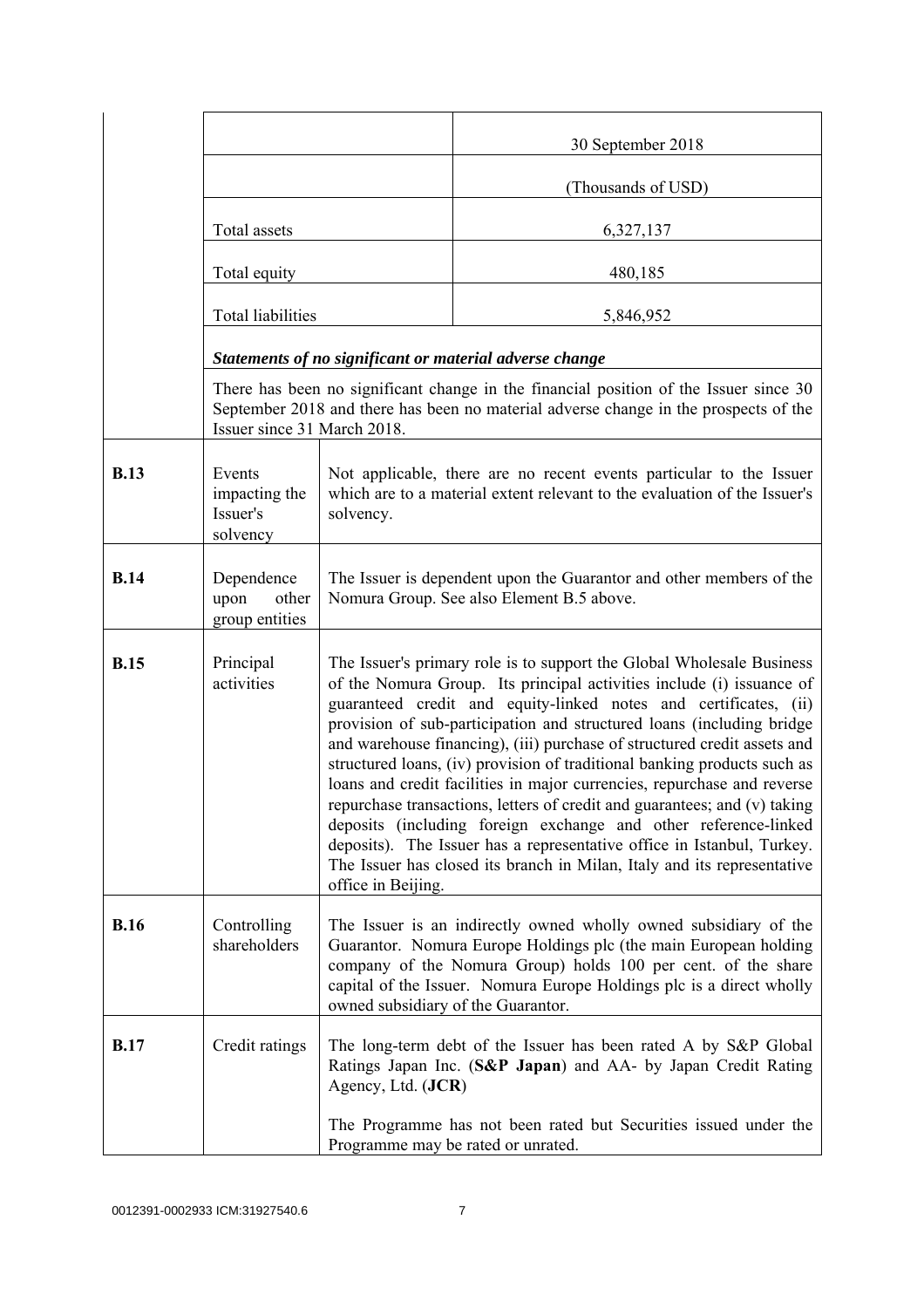| | | 30 September 2018 |
|---|---|---|
| | | (Thousands of USD) |
| | Total assets | 6,327,137 |
| | Total equity | 480,185 |
| | Total liabilities | 5,846,952 |
| | ***Statements of no significant or material adverse change*** | |
| | There has been no significant change in the financial position of the Issuer since 30 September 2018 and there has been no material adverse change in the prospects of the Issuer since 31 March 2018. | |
| **B.13** | Events impacting the Issuer's solvency | Not applicable, there are no recent events particular to the Issuer which are to a material extent relevant to the evaluation of the Issuer's solvency. |
| **B.14** | Dependence upon other group entities | The Issuer is dependent upon the Guarantor and other members of the Nomura Group. See also Element B.5 above. |
| **B.15** | Principal activities | The Issuer's primary role is to support the Global Wholesale Business of the Nomura Group. Its principal activities include (i) issuance of guaranteed credit and equity-linked notes and certificates, (ii) provision of sub-participation and structured loans (including bridge and warehouse financing), (iii) purchase of structured credit assets and structured loans, (iv) provision of traditional banking products such as loans and credit facilities in major currencies, repurchase and reverse repurchase transactions, letters of credit and guarantees; and (v) taking deposits (including foreign exchange and other reference-linked deposits). The Issuer has a representative office in Istanbul, Turkey. The Issuer has closed its branch in Milan, Italy and its representative office in Beijing. |
| **B.16** | Controlling shareholders | The Issuer is an indirectly owned wholly owned subsidiary of the Guarantor. Nomura Europe Holdings plc (the main European holding company of the Nomura Group) holds 100 per cent. of the share capital of the Issuer. Nomura Europe Holdings plc is a direct wholly owned subsidiary of the Guarantor. |
| **B.17** | Credit ratings | The long-term debt of the Issuer has been rated A by S&P Global Ratings Japan Inc. (**S&P Japan**) and AA- by Japan Credit Rating Agency, Ltd. (**JCR**)<br><br>The Programme has not been rated but Securities issued under the Programme may be rated or unrated. |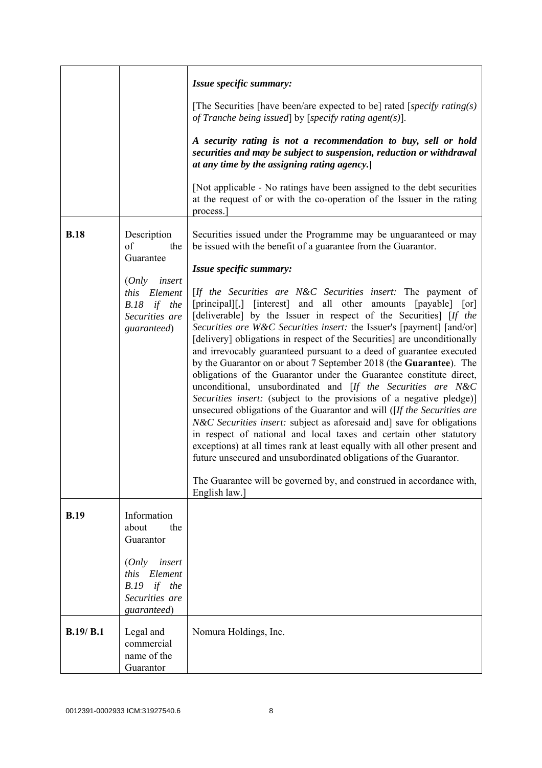| | | |
|---|---|---|
| | | ***Issue specific summary:***<br><br>[The Securities [have been/are expected to be] rated [*specify rating(s) of Tranche being issued*] by [*specify rating agent(s)*].<br><br>***A security rating is not a recommendation to buy, sell or hold securities and may be subject to suspension, reduction or withdrawal at any time by the assigning rating agency.*]**<br><br>[Not applicable - No ratings have been assigned to the debt securities at the request of or with the co-operation of the Issuer in the rating process.] |
| **B.18** | Description of the Guarantee<br><br>(*Only insert this Element B.18 if the Securities are guaranteed*) | Securities issued under the Programme may be unguaranteed or may be issued with the benefit of a guarantee from the Guarantor.<br><br>***Issue specific summary:***<br><br>[*If the Securities are N&C Securities insert:* The payment of [principal][,] [interest] and all other amounts [payable] [or] [deliverable] by the Issuer in respect of the Securities] [*If the Securities are W&C Securities insert:* the Issuer's [payment] [and/or] [delivery] obligations in respect of the Securities] are unconditionally and irrevocably guaranteed pursuant to a deed of guarantee executed by the Guarantor on or about 7 September 2018 (the **Guarantee**). The obligations of the Guarantor under the Guarantee constitute direct, unconditional, unsubordinated and [*If the Securities are N&C Securities insert:* (subject to the provisions of a negative pledge)] unsecured obligations of the Guarantor and will ([*If the Securities are N&C Securities insert:* subject as aforesaid and] save for obligations in respect of national and local taxes and certain other statutory exceptions) at all times rank at least equally with all other present and future unsecured and unsubordinated obligations of the Guarantor.<br><br>The Guarantee will be governed by, and construed in accordance with, English law.] |
| **B.19** | Information about the Guarantor<br><br>(*Only insert this Element B.19 if the Securities are guaranteed*) | |
| **B.19/ B.1** | Legal and commercial name of the Guarantor | Nomura Holdings, Inc. |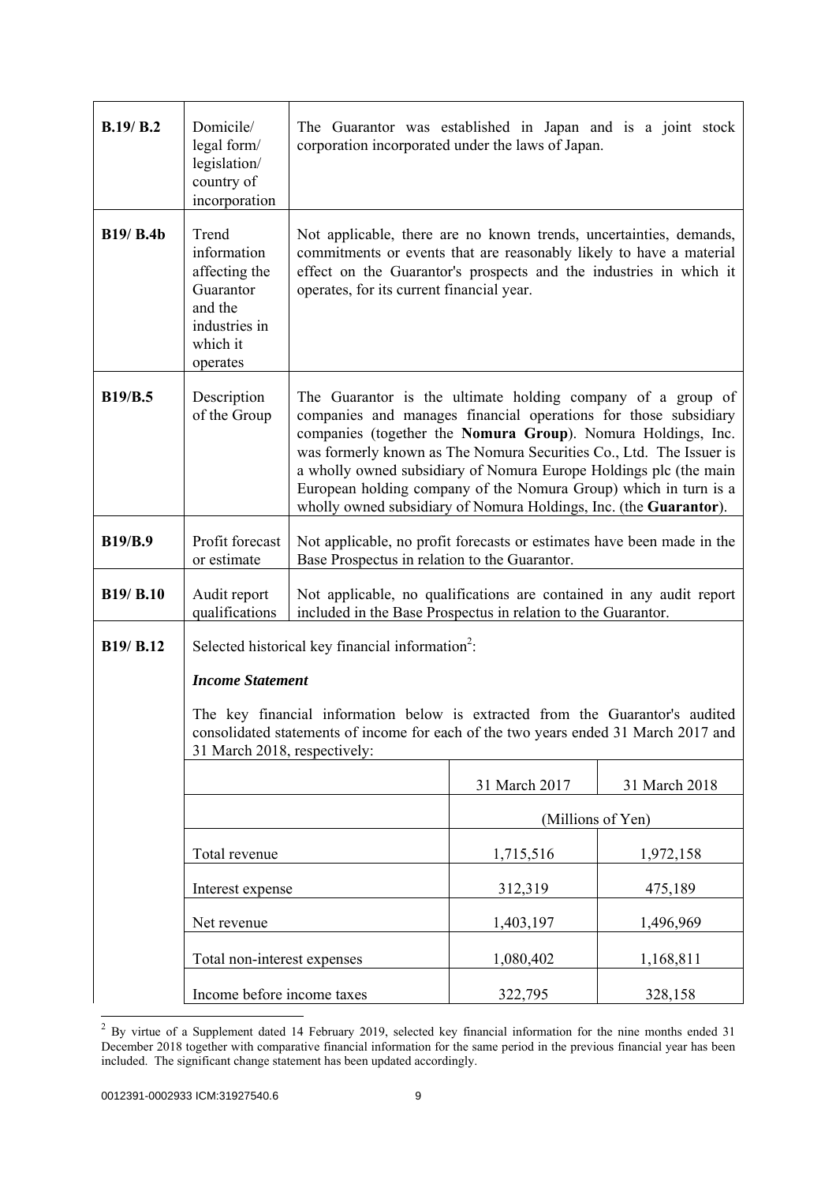| | | |
|---|---|---|
| **B.19/ B.2** | Domicile/ legal form/ legislation/ country of incorporation | The Guarantor was established in Japan and is a joint stock corporation incorporated under the laws of Japan. |
| **B19/ B.4b** | Trend information affecting the Guarantor and the industries in which it operates | Not applicable, there are no known trends, uncertainties, demands, commitments or events that are reasonably likely to have a material effect on the Guarantor's prospects and the industries in which it operates, for its current financial year. |
| **B19/B.5** | Description of the Group | The Guarantor is the ultimate holding company of a group of companies and manages financial operations for those subsidiary companies (together the **Nomura Group**). Nomura Holdings, Inc. was formerly known as The Nomura Securities Co., Ltd. The Issuer is a wholly owned subsidiary of Nomura Europe Holdings plc (the main European holding company of the Nomura Group) which in turn is a wholly owned subsidiary of Nomura Holdings, Inc. (the **Guarantor**). |
| **B19/B.9** | Profit forecast or estimate | Not applicable, no profit forecasts or estimates have been made in the Base Prospectus in relation to the Guarantor. |
| **B19/ B.10** | Audit report qualifications | Not applicable, no qualifications are contained in any audit report included in the Base Prospectus in relation to the Guarantor. |
| **B19/ B.12** | Selected historical key financial information[2]: | |

***Income Statement***

The key financial information below is extracted from the Guarantor's audited consolidated statements of income for each of the two years ended 31 March 2017 and 31 March 2018, respectively:

| | 31 March 2017 | 31 March 2018 |
|---|---|---|
| | (Millions of Yen) | |
| Total revenue | 1,715,516 | 1,972,158 |
| Interest expense | 312,319 | 475,189 |
| Net revenue | 1,403,197 | 1,496,969 |
| Total non-interest expenses | 1,080,402 | 1,168,811 |
| Income before income taxes | 322,795 | 328,158 |

[2] By virtue of a Supplement dated 14 February 2019, selected key financial information for the nine months ended 31 December 2018 together with comparative financial information for the same period in the previous financial year has been included. The significant change statement has been updated accordingly.

0012391-0002933 ICM:31927540.6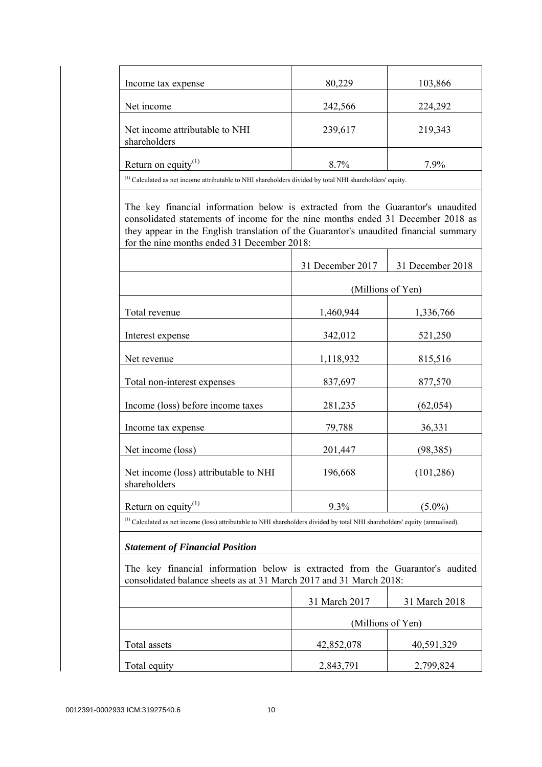| | | |
|---|---|---|
| Income tax expense | 80,229 | 103,866 |
| Net income | 242,566 | 224,292 |
| Net income attributable to NHI shareholders | 239,617 | 219,343 |
| Return on equity[(1)] | 8.7% | 7.9% |

[(1)] Calculated as net income attributable to NHI shareholders divided by total NHI shareholders' equity.

The key financial information below is extracted from the Guarantor's unaudited consolidated statements of income for the nine months ended 31 December 2018 as they appear in the English translation of the Guarantor's unaudited financial summary for the nine months ended 31 December 2018:

| | 31 December 2017 | 31 December 2018 |
|---|---|---|
| | (Millions of Yen) | |
| Total revenue | 1,460,944 | 1,336,766 |
| Interest expense | 342,012 | 521,250 |
| Net revenue | 1,118,932 | 815,516 |
| Total non-interest expenses | 837,697 | 877,570 |
| Income (loss) before income taxes | 281,235 | (62,054) |
| Income tax expense | 79,788 | 36,331 |
| Net income (loss) | 201,447 | (98,385) |
| Net income (loss) attributable to NHI shareholders | 196,668 | (101,286) |
| Return on equity[(1)] | 9.3% | (5.0%) |

[(1)] Calculated as net income (loss) attributable to NHI shareholders divided by total NHI shareholders' equity (annualised).

***Statement of Financial Position***

The key financial information below is extracted from the Guarantor's audited consolidated balance sheets as at 31 March 2017 and 31 March 2018:

| | 31 March 2017 | 31 March 2018 |
|---|---|---|
| | (Millions of Yen) | |
| Total assets | 42,852,078 | 40,591,329 |
| Total equity | 2,843,791 | 2,799,824 |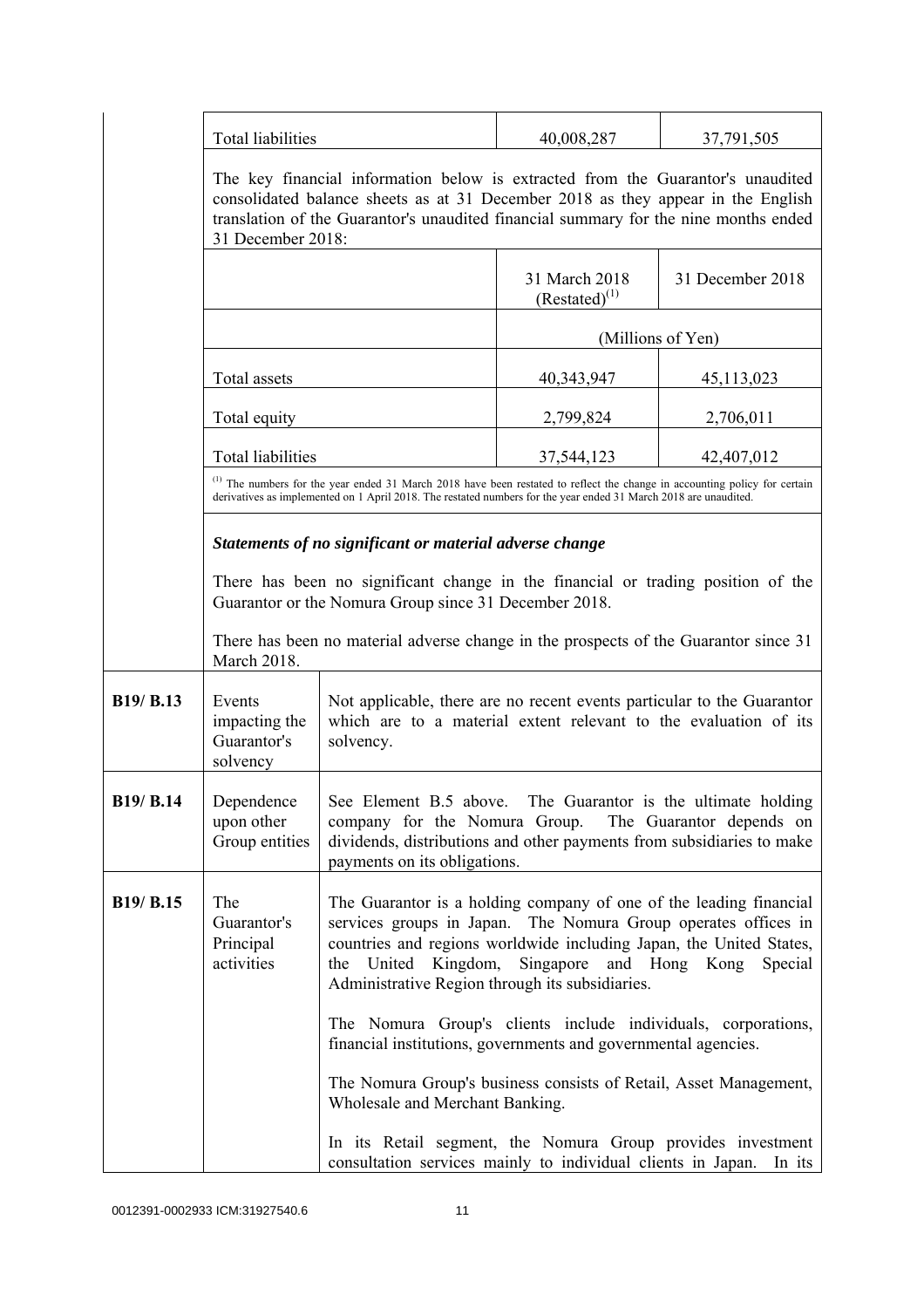| Total liabilities | 40,008,287 | 37,791,505 |
|---|---|---|

The key financial information below is extracted from the Guarantor's unaudited consolidated balance sheets as at 31 December 2018 as they appear in the English translation of the Guarantor's unaudited financial summary for the nine months ended 31 December 2018:

| | 31 March 2018 (Restated)[1] | 31 December 2018 |
|---|---|---|
| | (Millions of Yen) | |
| Total assets | 40,343,947 | 45,113,023 |
| Total equity | 2,799,824 | 2,706,011 |
| Total liabilities | 37,544,123 | 42,407,012 |

[1] The numbers for the year ended 31 March 2018 have been restated to reflect the change in accounting policy for certain derivatives as implemented on 1 April 2018. The restated numbers for the year ended 31 March 2018 are unaudited.

***Statements of no significant or material adverse change***

There has been no significant change in the financial or trading position of the Guarantor or the Nomura Group since 31 December 2018.

There has been no material adverse change in the prospects of the Guarantor since 31 March 2018.

| | | |
|---|---|---|
| **B19/ B.13** | Events impacting the Guarantor's solvency | Not applicable, there are no recent events particular to the Guarantor which are to a material extent relevant to the evaluation of its solvency. |
| **B19/ B.14** | Dependence upon other Group entities | See Element B.5 above. The Guarantor is the ultimate holding company for the Nomura Group. The Guarantor depends on dividends, distributions and other payments from subsidiaries to make payments on its obligations. |
| **B19/ B.15** | The Guarantor's Principal activities | The Guarantor is a holding company of one of the leading financial services groups in Japan. The Nomura Group operates offices in countries and regions worldwide including Japan, the United States, the United Kingdom, Singapore and Hong Kong Special Administrative Region through its subsidiaries.<br><br>The Nomura Group's clients include individuals, corporations, financial institutions, governments and governmental agencies.<br><br>The Nomura Group's business consists of Retail, Asset Management, Wholesale and Merchant Banking.<br><br>In its Retail segment, the Nomura Group provides investment consultation services mainly to individual clients in Japan. In its |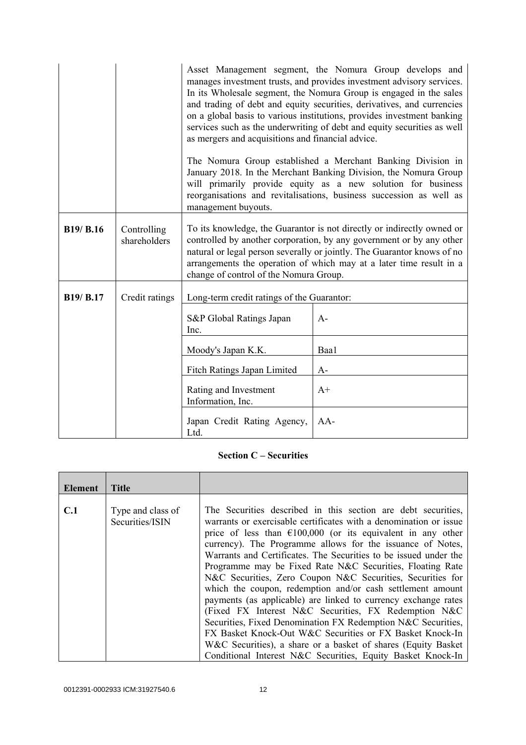| | | |
|---|---|---|
| | | Asset Management segment, the Nomura Group develops and manages investment trusts, and provides investment advisory services. In its Wholesale segment, the Nomura Group is engaged in the sales and trading of debt and equity securities, derivatives, and currencies on a global basis to various institutions, provides investment banking services such as the underwriting of debt and equity securities as well as mergers and acquisitions and financial advice.<br><br>The Nomura Group established a Merchant Banking Division in January 2018. In the Merchant Banking Division, the Nomura Group will primarily provide equity as a new solution for business reorganisations and revitalisations, business succession as well as management buyouts. |
| **B19/ B.16** | Controlling shareholders | To its knowledge, the Guarantor is not directly or indirectly owned or controlled by another corporation, by any government or by any other natural or legal person severally or jointly. The Guarantor knows of no arrangements the operation of which may at a later time result in a change of control of the Nomura Group. |
| **B19/ B.17** | Credit ratings | Long-term credit ratings of the Guarantor:<br><br>S&P Global Ratings Japan Inc.: A-<br>Moody's Japan K.K.: Baa1<br>Fitch Ratings Japan Limited: A-<br>Rating and Investment Information, Inc.: A+<br>Japan Credit Rating Agency, Ltd.: AA- |

### Section C – Securities

| Element | Title | |
|---|---|---|
| **C.1** | Type and class of Securities/ISIN | The Securities described in this section are debt securities, warrants or exercisable certificates with a denomination or issue price of less than €100,000 (or its equivalent in any other currency). The Programme allows for the issuance of Notes, Warrants and Certificates. The Securities to be issued under the Programme may be Fixed Rate N&C Securities, Floating Rate N&C Securities, Zero Coupon N&C Securities, Securities for which the coupon, redemption and/or cash settlement amount payments (as applicable) are linked to currency exchange rates (Fixed FX Interest N&C Securities, FX Redemption N&C Securities, Fixed Denomination FX Redemption N&C Securities, FX Basket Knock-Out W&C Securities or FX Basket Knock-In W&C Securities), a share or a basket of shares (Equity Basket Conditional Interest N&C Securities, Equity Basket Knock-In |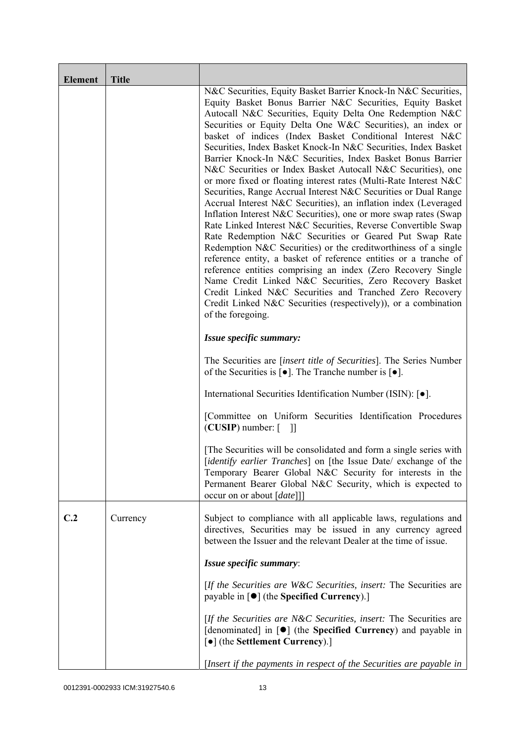| Element | Title |  |
|---|---|---|
| | | N&C Securities, Equity Basket Barrier Knock-In N&C Securities, Equity Basket Bonus Barrier N&C Securities, Equity Basket Autocall N&C Securities, Equity Delta One Redemption N&C Securities or Equity Delta One W&C Securities), an index or basket of indices (Index Basket Conditional Interest N&C Securities, Index Basket Knock-In N&C Securities, Index Basket Barrier Knock-In N&C Securities, Index Basket Bonus Barrier N&C Securities or Index Basket Autocall N&C Securities), one or more fixed or floating interest rates (Multi-Rate Interest N&C Securities, Range Accrual Interest N&C Securities or Dual Range Accrual Interest N&C Securities), an inflation index (Leveraged Inflation Interest N&C Securities), one or more swap rates (Swap Rate Linked Interest N&C Securities, Reverse Convertible Swap Rate Redemption N&C Securities or Geared Put Swap Rate Redemption N&C Securities) or the creditworthiness of a single reference entity, a basket of reference entities or a tranche of reference entities comprising an index (Zero Recovery Single Name Credit Linked N&C Securities, Zero Recovery Basket Credit Linked N&C Securities and Tranched Zero Recovery Credit Linked N&C Securities (respectively)), or a combination of the foregoing.<br><br>***Issue specific summary:***<br><br>The Securities are [*insert title of Securities*]. The Series Number of the Securities is [●]. The Tranche number is [●].<br><br>International Securities Identification Number (ISIN): [●].<br><br>[Committee on Uniform Securities Identification Procedures (**CUSIP**) number: [ ]]<br><br>[The Securities will be consolidated and form a single series with [*identify earlier Tranches*] on [the Issue Date/ exchange of the Temporary Bearer Global N&C Security for interests in the Permanent Bearer Global N&C Security, which is expected to occur on or about [*date*]]] |
| **C.2** | Currency | Subject to compliance with all applicable laws, regulations and directives, Securities may be issued in any currency agreed between the Issuer and the relevant Dealer at the time of issue.<br><br>***Issue specific summary***:<br><br>[*If the Securities are W&C Securities, insert:* The Securities are payable in [●] (the **Specified Currency**).]<br><br>[*If the Securities are N&C Securities, insert:* The Securities are [denominated] in [●] (the **Specified Currency**) and payable in [●] (the **Settlement Currency**).]<br><br>[*Insert if the payments in respect of the Securities are payable in* |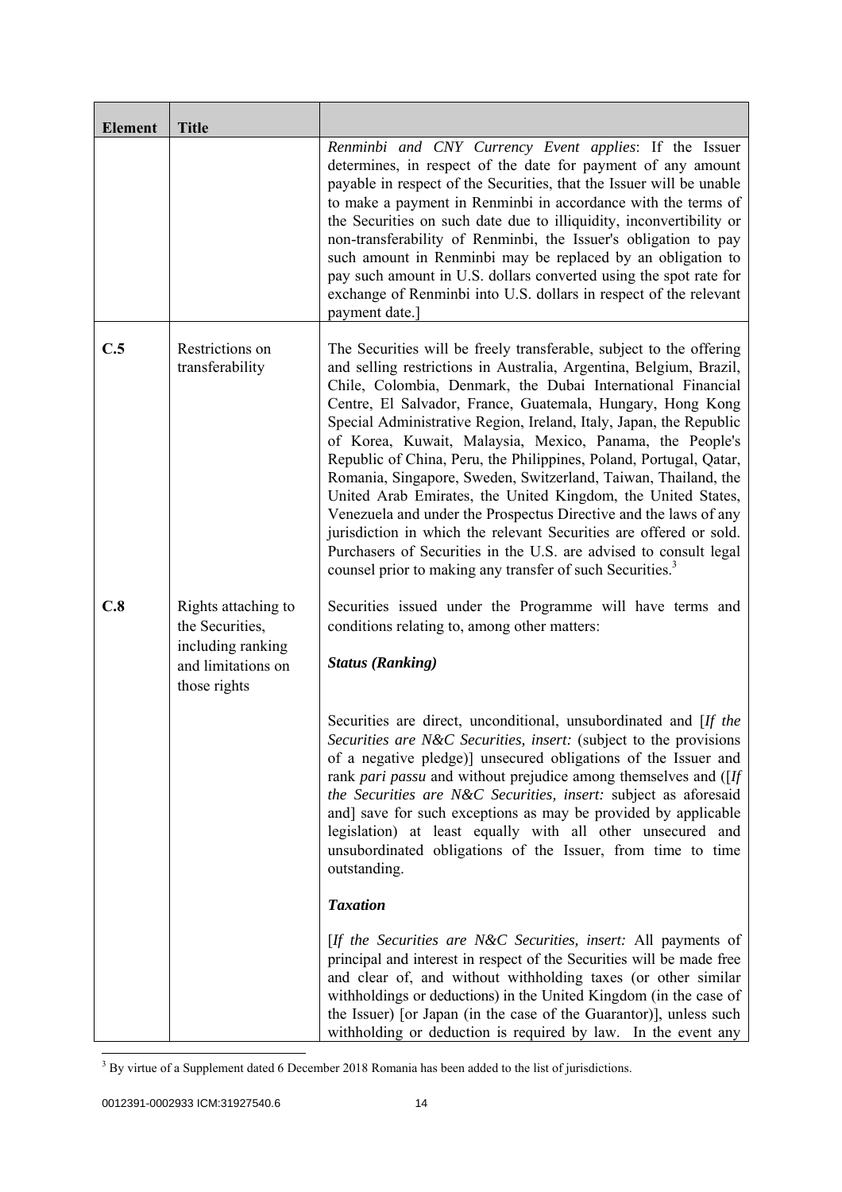| Element | Title | |
|---|---|---|
| | | *Renminbi and CNY Currency Event applies*: If the Issuer determines, in respect of the date for payment of any amount payable in respect of the Securities, that the Issuer will be unable to make a payment in Renminbi in accordance with the terms of the Securities on such date due to illiquidity, inconvertibility or non-transferability of Renminbi, the Issuer's obligation to pay such amount in Renminbi may be replaced by an obligation to pay such amount in U.S. dollars converted using the spot rate for exchange of Renminbi into U.S. dollars in respect of the relevant payment date.] |
| **C.5** | Restrictions on transferability | The Securities will be freely transferable, subject to the offering and selling restrictions in Australia, Argentina, Belgium, Brazil, Chile, Colombia, Denmark, the Dubai International Financial Centre, El Salvador, France, Guatemala, Hungary, Hong Kong Special Administrative Region, Ireland, Italy, Japan, the Republic of Korea, Kuwait, Malaysia, Mexico, Panama, the People's Republic of China, Peru, the Philippines, Poland, Portugal, Qatar, Romania, Singapore, Sweden, Switzerland, Taiwan, Thailand, the United Arab Emirates, the United Kingdom, the United States, Venezuela and under the Prospectus Directive and the laws of any jurisdiction in which the relevant Securities are offered or sold. Purchasers of Securities in the U.S. are advised to consult legal counsel prior to making any transfer of such Securities.[3] |
| **C.8** | Rights attaching to the Securities, including ranking and limitations on those rights | Securities issued under the Programme will have terms and conditions relating to, among other matters:<br><br>***Status (Ranking)***<br><br>Securities are direct, unconditional, unsubordinated and [*If the Securities are N&C Securities, insert:* (subject to the provisions of a negative pledge)] unsecured obligations of the Issuer and rank *pari passu* and without prejudice among themselves and ([*If the Securities are N&C Securities, insert:* subject as aforesaid and] save for such exceptions as may be provided by applicable legislation) at least equally with all other unsecured and unsubordinated obligations of the Issuer, from time to time outstanding.<br><br>***Taxation***<br><br>[*If the Securities are N&C Securities, insert:* All payments of principal and interest in respect of the Securities will be made free and clear of, and without withholding taxes (or other similar withholdings or deductions) in the United Kingdom (in the case of the Issuer) [or Japan (in the case of the Guarantor)], unless such withholding or deduction is required by law. In the event any |

[3] By virtue of a Supplement dated 6 December 2018 Romania has been added to the list of jurisdictions.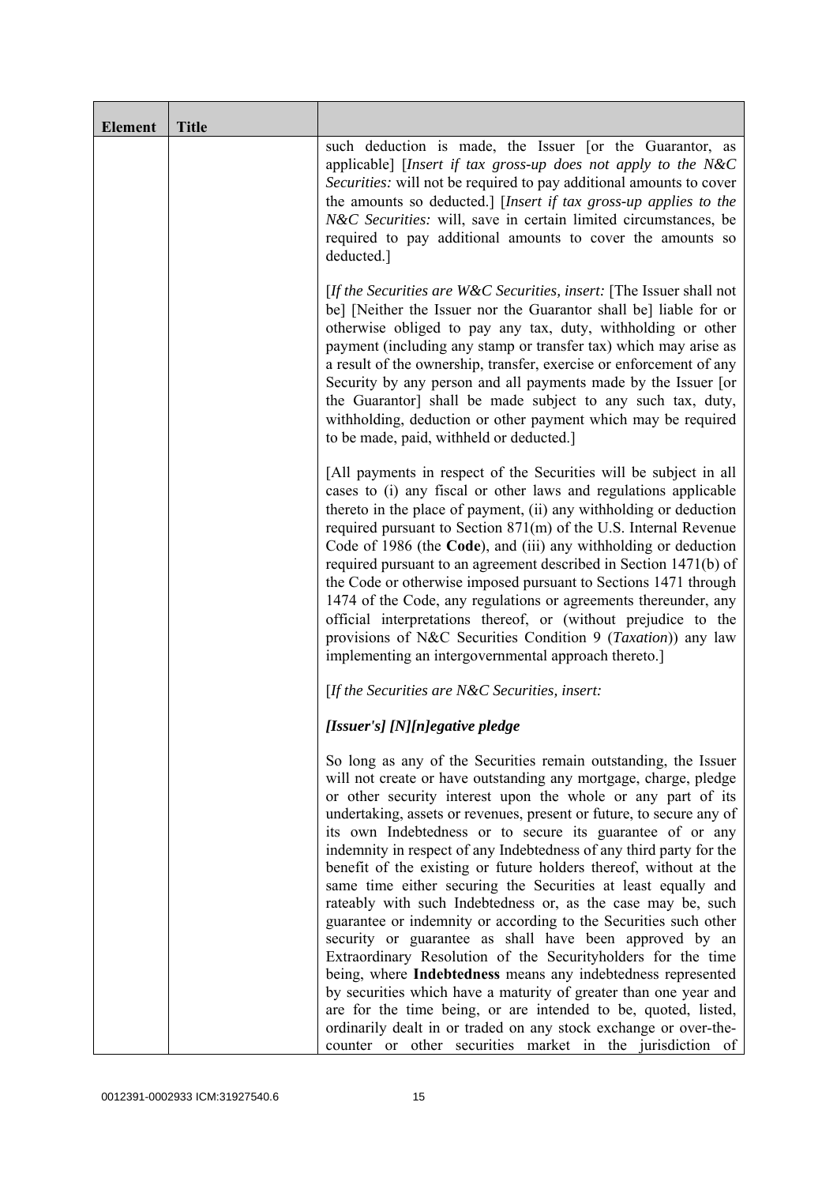| Element | Title | |
|---|---|---|
| | | such deduction is made, the Issuer [or the Guarantor, as applicable] [*Insert if tax gross-up does not apply to the N&C Securities:* will not be required to pay additional amounts to cover the amounts so deducted.] [*Insert if tax gross-up applies to the N&C Securities:* will, save in certain limited circumstances, be required to pay additional amounts to cover the amounts so deducted.]<br><br>[*If the Securities are W&C Securities, insert:* [The Issuer shall not be] [Neither the Issuer nor the Guarantor shall be] liable for or otherwise obliged to pay any tax, duty, withholding or other payment (including any stamp or transfer tax) which may arise as a result of the ownership, transfer, exercise or enforcement of any Security by any person and all payments made by the Issuer [or the Guarantor] shall be made subject to any such tax, duty, withholding, deduction or other payment which may be required to be made, paid, withheld or deducted.]<br><br>[All payments in respect of the Securities will be subject in all cases to (i) any fiscal or other laws and regulations applicable thereto in the place of payment, (ii) any withholding or deduction required pursuant to Section 871(m) of the U.S. Internal Revenue Code of 1986 (the **Code**), and (iii) any withholding or deduction required pursuant to an agreement described in Section 1471(b) of the Code or otherwise imposed pursuant to Sections 1471 through 1474 of the Code, any regulations or agreements thereunder, any official interpretations thereof, or (without prejudice to the provisions of N&C Securities Condition 9 (*Taxation*)) any law implementing an intergovernmental approach thereto.]<br><br>[*If the Securities are N&C Securities, insert:*<br><br>***[Issuer's] [N][n]egative pledge***<br><br>So long as any of the Securities remain outstanding, the Issuer will not create or have outstanding any mortgage, charge, pledge or other security interest upon the whole or any part of its undertaking, assets or revenues, present or future, to secure any of its own Indebtedness or to secure its guarantee of or any indemnity in respect of any Indebtedness of any third party for the benefit of the existing or future holders thereof, without at the same time either securing the Securities at least equally and rateably with such Indebtedness or, as the case may be, such guarantee or indemnity or according to the Securities such other security or guarantee as shall have been approved by an Extraordinary Resolution of the Securityholders for the time being, where **Indebtedness** means any indebtedness represented by securities which have a maturity of greater than one year and are for the time being, or are intended to be, quoted, listed, ordinarily dealt in or traded on any stock exchange or over-the-counter or other securities market in the jurisdiction of |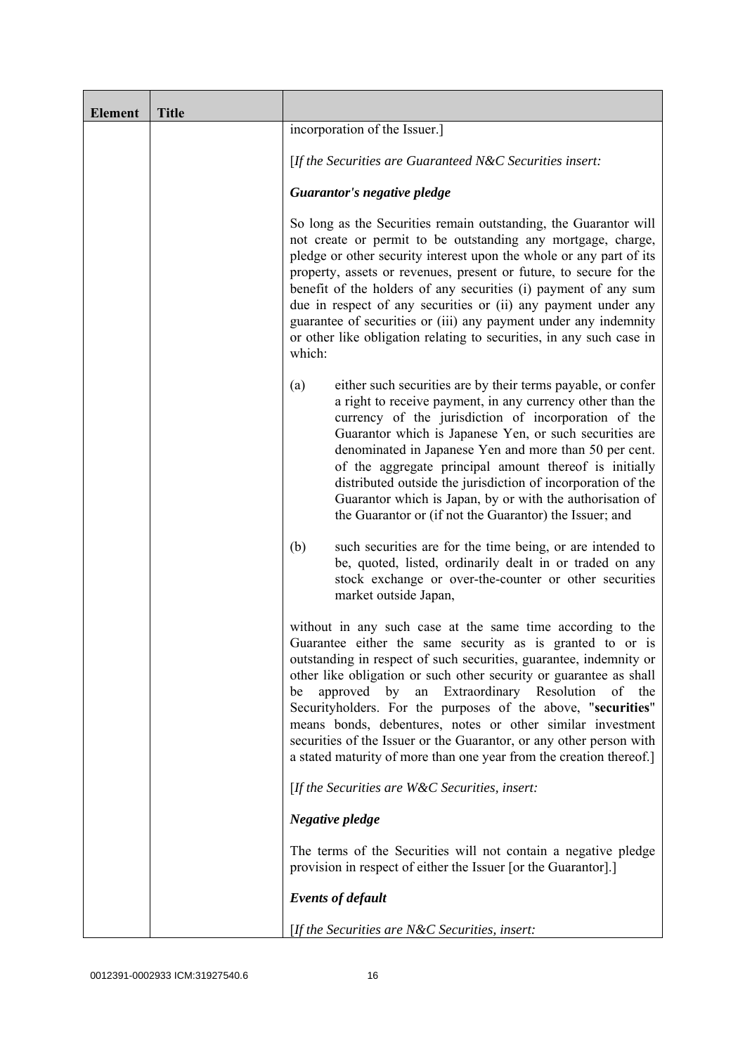| Element | Title | |
|---|---|---|
| | | incorporation of the Issuer.]<br><br>[*If the Securities are Guaranteed N&C Securities insert:*<br><br>***Guarantor's negative pledge***<br><br>So long as the Securities remain outstanding, the Guarantor will not create or permit to be outstanding any mortgage, charge, pledge or other security interest upon the whole or any part of its property, assets or revenues, present or future, to secure for the benefit of the holders of any securities (i) payment of any sum due in respect of any securities or (ii) any payment under any guarantee of securities or (iii) any payment under any indemnity or other like obligation relating to securities, in any such case in which:<br><br>(a) either such securities are by their terms payable, or confer a right to receive payment, in any currency other than the currency of the jurisdiction of incorporation of the Guarantor which is Japanese Yen, or such securities are denominated in Japanese Yen and more than 50 per cent. of the aggregate principal amount thereof is initially distributed outside the jurisdiction of incorporation of the Guarantor which is Japan, by or with the authorisation of the Guarantor or (if not the Guarantor) the Issuer; and<br><br>(b) such securities are for the time being, or are intended to be, quoted, listed, ordinarily dealt in or traded on any stock exchange or over-the-counter or other securities market outside Japan,<br><br>without in any such case at the same time according to the Guarantee either the same security as is granted to or is outstanding in respect of such securities, guarantee, indemnity or other like obligation or such other security or guarantee as shall be approved by an Extraordinary Resolution of the Securityholders. For the purposes of the above, "**securities**" means bonds, debentures, notes or other similar investment securities of the Issuer or the Guarantor, or any other person with a stated maturity of more than one year from the creation thereof.]<br><br>[*If the Securities are W&C Securities, insert:*<br><br>***Negative pledge***<br><br>The terms of the Securities will not contain a negative pledge provision in respect of either the Issuer [or the Guarantor].]<br><br>***Events of default***<br><br>[*If the Securities are N&C Securities, insert:* |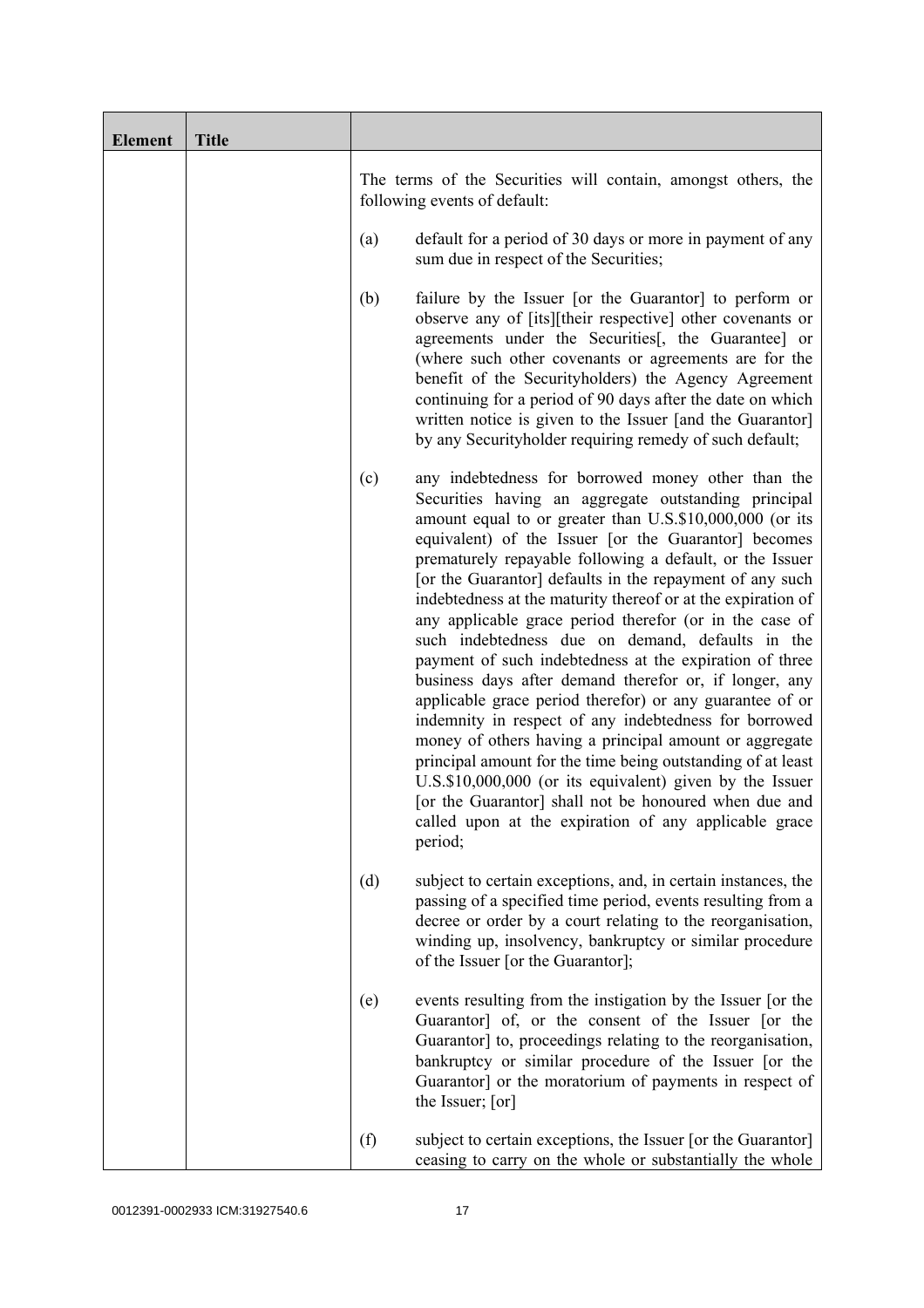| Element | Title | |
|---|---|---|
| | | The terms of the Securities will contain, amongst others, the following events of default:<br><br>(a) default for a period of 30 days or more in payment of any sum due in respect of the Securities;<br><br>(b) failure by the Issuer [or the Guarantor] to perform or observe any of [its][their respective] other covenants or agreements under the Securities[, the Guarantee] or (where such other covenants or agreements are for the benefit of the Securityholders) the Agency Agreement continuing for a period of 90 days after the date on which written notice is given to the Issuer [and the Guarantor] by any Securityholder requiring remedy of such default;<br><br>(c) any indebtedness for borrowed money other than the Securities having an aggregate outstanding principal amount equal to or greater than U.S.$10,000,000 (or its equivalent) of the Issuer [or the Guarantor] becomes prematurely repayable following a default, or the Issuer [or the Guarantor] defaults in the repayment of any such indebtedness at the maturity thereof or at the expiration of any applicable grace period therefor (or in the case of such indebtedness due on demand, defaults in the payment of such indebtedness at the expiration of three business days after demand therefor or, if longer, any applicable grace period therefor) or any guarantee of or indemnity in respect of any indebtedness for borrowed money of others having a principal amount or aggregate principal amount for the time being outstanding of at least U.S.$10,000,000 (or its equivalent) given by the Issuer [or the Guarantor] shall not be honoured when due and called upon at the expiration of any applicable grace period;<br><br>(d) subject to certain exceptions, and, in certain instances, the passing of a specified time period, events resulting from a decree or order by a court relating to the reorganisation, winding up, insolvency, bankruptcy or similar procedure of the Issuer [or the Guarantor];<br><br>(e) events resulting from the instigation by the Issuer [or the Guarantor] of, or the consent of the Issuer [or the Guarantor] to, proceedings relating to the reorganisation, bankruptcy or similar procedure of the Issuer [or the Guarantor] or the moratorium of payments in respect of the Issuer; [or]<br><br>(f) subject to certain exceptions, the Issuer [or the Guarantor] ceasing to carry on the whole or substantially the whole |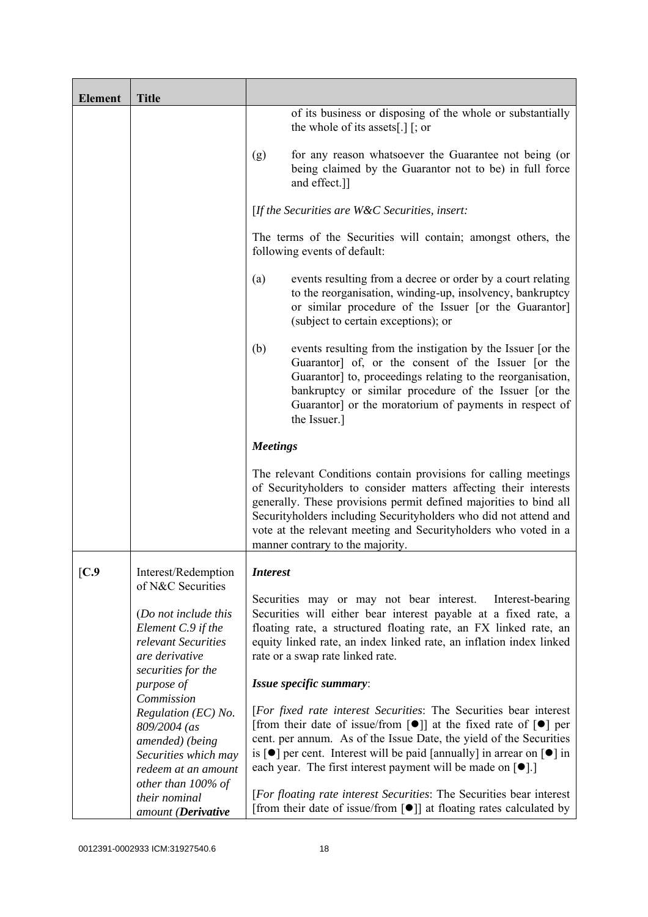| Element | Title | |
|---|---|---|
| | | of its business or disposing of the whole or substantially the whole of its assets[.] [; or<br><br>(g) for any reason whatsoever the Guarantee not being (or being claimed by the Guarantor not to be) in full force and effect.]]<br><br>[*If the Securities are W&C Securities, insert:*<br><br>The terms of the Securities will contain; amongst others, the following events of default:<br><br>(a) events resulting from a decree or order by a court relating to the reorganisation, winding-up, insolvency, bankruptcy or similar procedure of the Issuer [or the Guarantor] (subject to certain exceptions); or<br><br>(b) events resulting from the instigation by the Issuer [or the Guarantor] of, or the consent of the Issuer [or the Guarantor] to, proceedings relating to the reorganisation, bankruptcy or similar procedure of the Issuer [or the Guarantor] or the moratorium of payments in respect of the Issuer.]<br><br>***Meetings***<br><br>The relevant Conditions contain provisions for calling meetings of Securityholders to consider matters affecting their interests generally. These provisions permit defined majorities to bind all Securityholders including Securityholders who did not attend and vote at the relevant meeting and Securityholders who voted in a manner contrary to the majority. |
| [**C.9** | Interest/Redemption of N&C Securities<br><br>(*Do not include this Element C.9 if the relevant Securities are derivative securities for the purpose of Commission Regulation (EC) No. 809/2004 (as amended) (being Securities which may redeem at an amount other than 100% of their nominal amount (**Derivative*** | ***Interest***<br><br>Securities may or may not bear interest. Interest-bearing Securities will either bear interest payable at a fixed rate, a floating rate, a structured floating rate, an FX linked rate, an equity linked rate, an index linked rate, an inflation index linked rate or a swap rate linked rate.<br><br>***Issue specific summary***:<br><br>[*For fixed rate interest Securities*: The Securities bear interest [from their date of issue/from [●]] at the fixed rate of [●] per cent. per annum. As of the Issue Date, the yield of the Securities is [●] per cent. Interest will be paid [annually] in arrear on [●] in each year. The first interest payment will be made on [●].]<br><br>[*For floating rate interest Securities*: The Securities bear interest [from their date of issue/from [●]] at floating rates calculated by |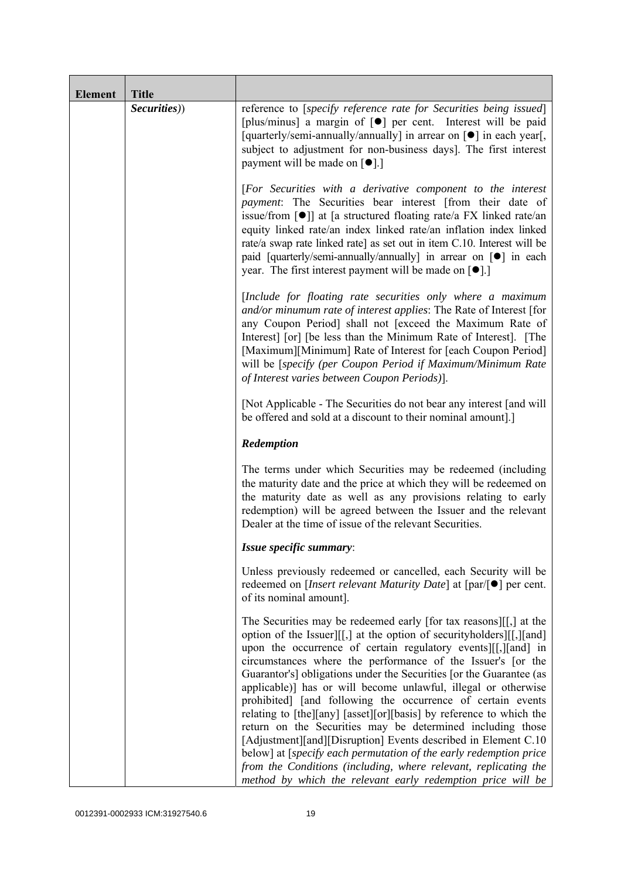| Element | Title | |
|---|---|---|
| | *Securities*)) | reference to [*specify reference rate for Securities being issued*] [plus/minus] a margin of [●] per cent. Interest will be paid [quarterly/semi-annually/annually] in arrear on [●] in each year[, subject to adjustment for non-business days]. The first interest payment will be made on [●].]<br><br>[*For Securities with a derivative component to the interest payment*: The Securities bear interest [from their date of issue/from [●]] at [a structured floating rate/a FX linked rate/an equity linked rate/an index linked rate/an inflation index linked rate/a swap rate linked rate] as set out in item C.10. Interest will be paid [quarterly/semi-annually/annually] in arrear on [●] in each year. The first interest payment will be made on [●].]<br><br>[*Include for floating rate securities only where a maximum and/or minumum rate of interest applies*: The Rate of Interest [for any Coupon Period] shall not [exceed the Maximum Rate of Interest] [or] [be less than the Minimum Rate of Interest]. [The [Maximum][Minimum] Rate of Interest for [each Coupon Period] will be [*specify (per Coupon Period if Maximum/Minimum Rate of Interest varies between Coupon Periods)*].<br><br>[Not Applicable - The Securities do not bear any interest [and will be offered and sold at a discount to their nominal amount].]<br><br>***Redemption***<br><br>The terms under which Securities may be redeemed (including the maturity date and the price at which they will be redeemed on the maturity date as well as any provisions relating to early redemption) will be agreed between the Issuer and the relevant Dealer at the time of issue of the relevant Securities.<br><br>***Issue specific summary***:<br><br>Unless previously redeemed or cancelled, each Security will be redeemed on [*Insert relevant Maturity Date*] at [par/[●] per cent. of its nominal amount].<br><br>The Securities may be redeemed early [for tax reasons][[,] at the option of the Issuer][[,] at the option of securityholders][[,][and] upon the occurrence of certain regulatory events][[,][and] in circumstances where the performance of the Issuer's [or the Guarantor's] obligations under the Securities [or the Guarantee (as applicable)] has or will become unlawful, illegal or otherwise prohibited] [and following the occurrence of certain events relating to [the][any] [asset][or][basis] by reference to which the return on the Securities may be determined including those [Adjustment][and][Disruption] Events described in Element C.10 below] at [*specify each permutation of the early redemption price from the Conditions (including, where relevant, replicating the method by which the relevant early redemption price will be* |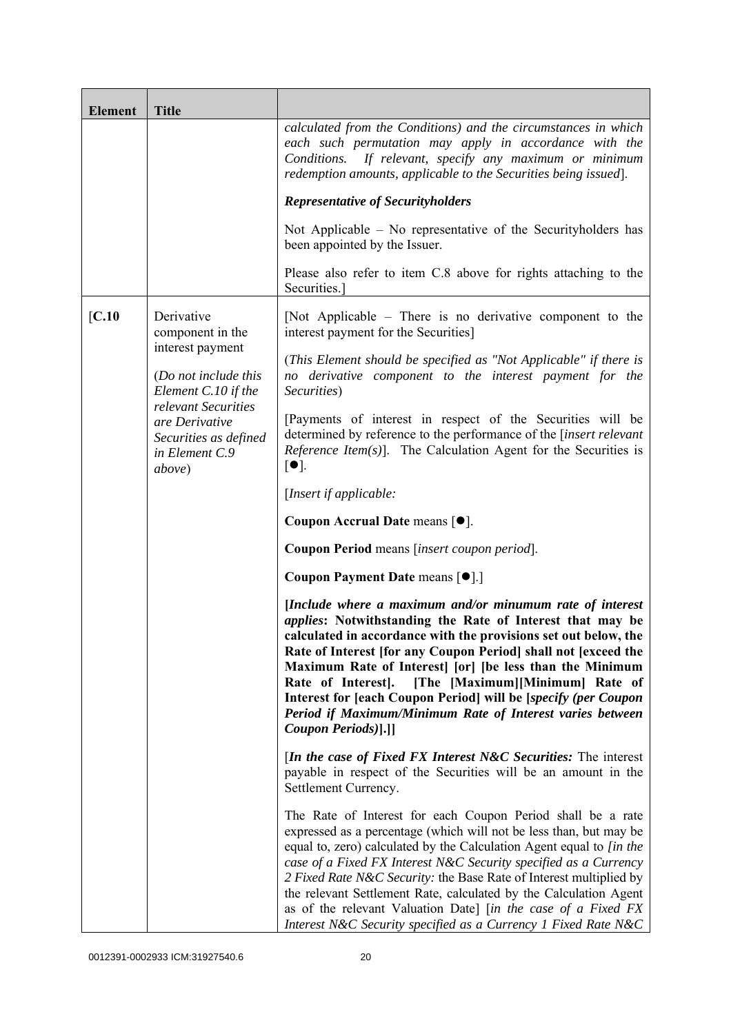| Element | Title | |
|---|---|---|
| | | *calculated from the Conditions) and the circumstances in which each such permutation may apply in accordance with the Conditions. If relevant, specify any maximum or minimum redemption amounts, applicable to the Securities being issued*].<br><br>***Representative of Securityholders***<br><br>Not Applicable – No representative of the Securityholders has been appointed by the Issuer.<br><br>Please also refer to item C.8 above for rights attaching to the Securities.] |
| [C.10 | Derivative component in the interest payment<br><br>(*Do not include this Element C.10 if the relevant Securities are Derivative Securities as defined in Element C.9 above*) | [Not Applicable – There is no derivative component to the interest payment for the Securities]<br><br>(*This Element should be specified as "Not Applicable" if there is no derivative component to the interest payment for the Securities*)<br><br>[Payments of interest in respect of the Securities will be determined by reference to the performance of the [*insert relevant Reference Item(s)*]. The Calculation Agent for the Securities is [●].<br><br>[*Insert if applicable:*<br><br>**Coupon Accrual Date** means [●].<br><br>**Coupon Period** means [*insert coupon period*].<br><br>**Coupon Payment Date** means [●].]<br><br>**[*Include where a maximum and/or minumum rate of interest applies*: Notwithstanding the Rate of Interest that may be calculated in accordance with the provisions set out below, the Rate of Interest [for any Coupon Period] shall not [exceed the Maximum Rate of Interest] [or] [be less than the Minimum Rate of Interest]. [The [Maximum][Minimum] Rate of Interest for [each Coupon Period] will be [*specify (per Coupon Period if Maximum/Minimum Rate of Interest varies between Coupon Periods)*].]]**<br><br>[***In the case of Fixed FX Interest N&C Securities:*** The interest payable in respect of the Securities will be an amount in the Settlement Currency.<br><br>The Rate of Interest for each Coupon Period shall be a rate expressed as a percentage (which will not be less than, but may be equal to, zero) calculated by the Calculation Agent equal to *[in the case of a Fixed FX Interest N&C Security specified as a Currency 2 Fixed Rate N&C Security:* the Base Rate of Interest multiplied by the relevant Settlement Rate, calculated by the Calculation Agent as of the relevant Valuation Date] [*in the case of a Fixed FX Interest N&C Security specified as a Currency 1 Fixed Rate N&C* |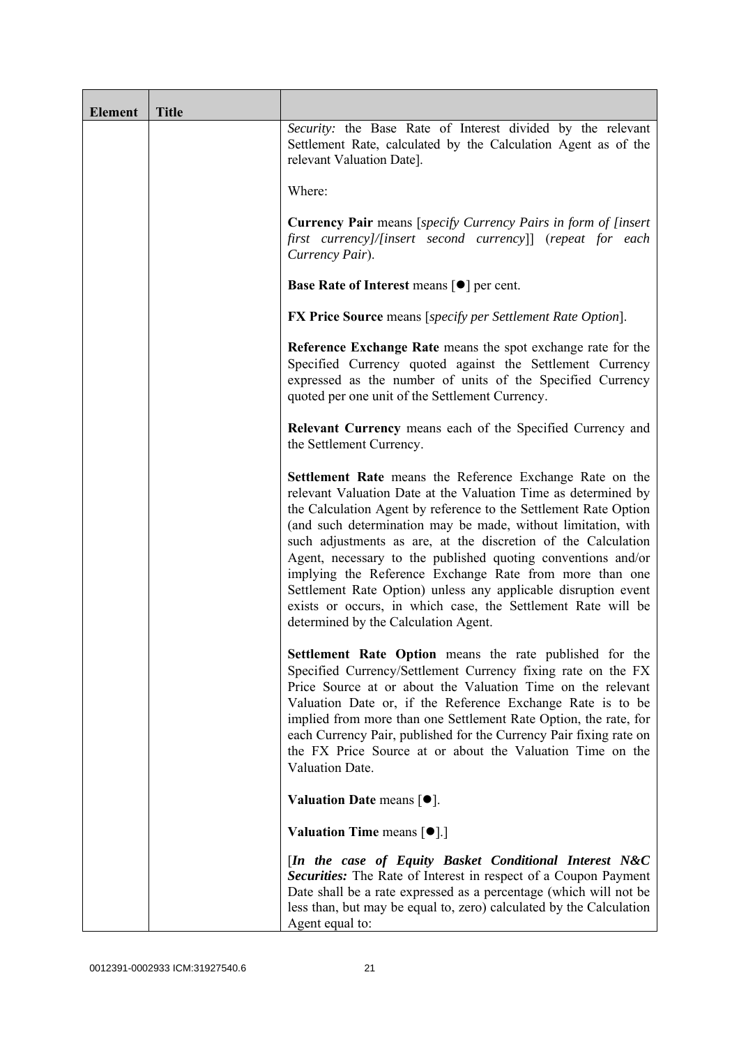| Element | Title | |
|---|---|---|
| | | *Security:* the Base Rate of Interest divided by the relevant Settlement Rate, calculated by the Calculation Agent as of the relevant Valuation Date].<br><br>Where:<br><br>**Currency Pair** means [*specify Currency Pairs in form of [insert first currency]/[insert second currency]*] (*repeat for each Currency Pair*).<br><br>**Base Rate of Interest** means [●] per cent.<br><br>**FX Price Source** means [*specify per Settlement Rate Option*].<br><br>**Reference Exchange Rate** means the spot exchange rate for the Specified Currency quoted against the Settlement Currency expressed as the number of units of the Specified Currency quoted per one unit of the Settlement Currency.<br><br>**Relevant Currency** means each of the Specified Currency and the Settlement Currency.<br><br>**Settlement Rate** means the Reference Exchange Rate on the relevant Valuation Date at the Valuation Time as determined by the Calculation Agent by reference to the Settlement Rate Option (and such determination may be made, without limitation, with such adjustments as are, at the discretion of the Calculation Agent, necessary to the published quoting conventions and/or implying the Reference Exchange Rate from more than one Settlement Rate Option) unless any applicable disruption event exists or occurs, in which case, the Settlement Rate will be determined by the Calculation Agent.<br><br>**Settlement Rate Option** means the rate published for the Specified Currency/Settlement Currency fixing rate on the FX Price Source at or about the Valuation Time on the relevant Valuation Date or, if the Reference Exchange Rate is to be implied from more than one Settlement Rate Option, the rate, for each Currency Pair, published for the Currency Pair fixing rate on the FX Price Source at or about the Valuation Time on the Valuation Date.<br><br>**Valuation Date** means [●].<br><br>**Valuation Time** means [●].]<br><br>[***In the case of Equity Basket Conditional Interest N&C Securities:*** The Rate of Interest in respect of a Coupon Payment Date shall be a rate expressed as a percentage (which will not be less than, but may be equal to, zero) calculated by the Calculation Agent equal to: |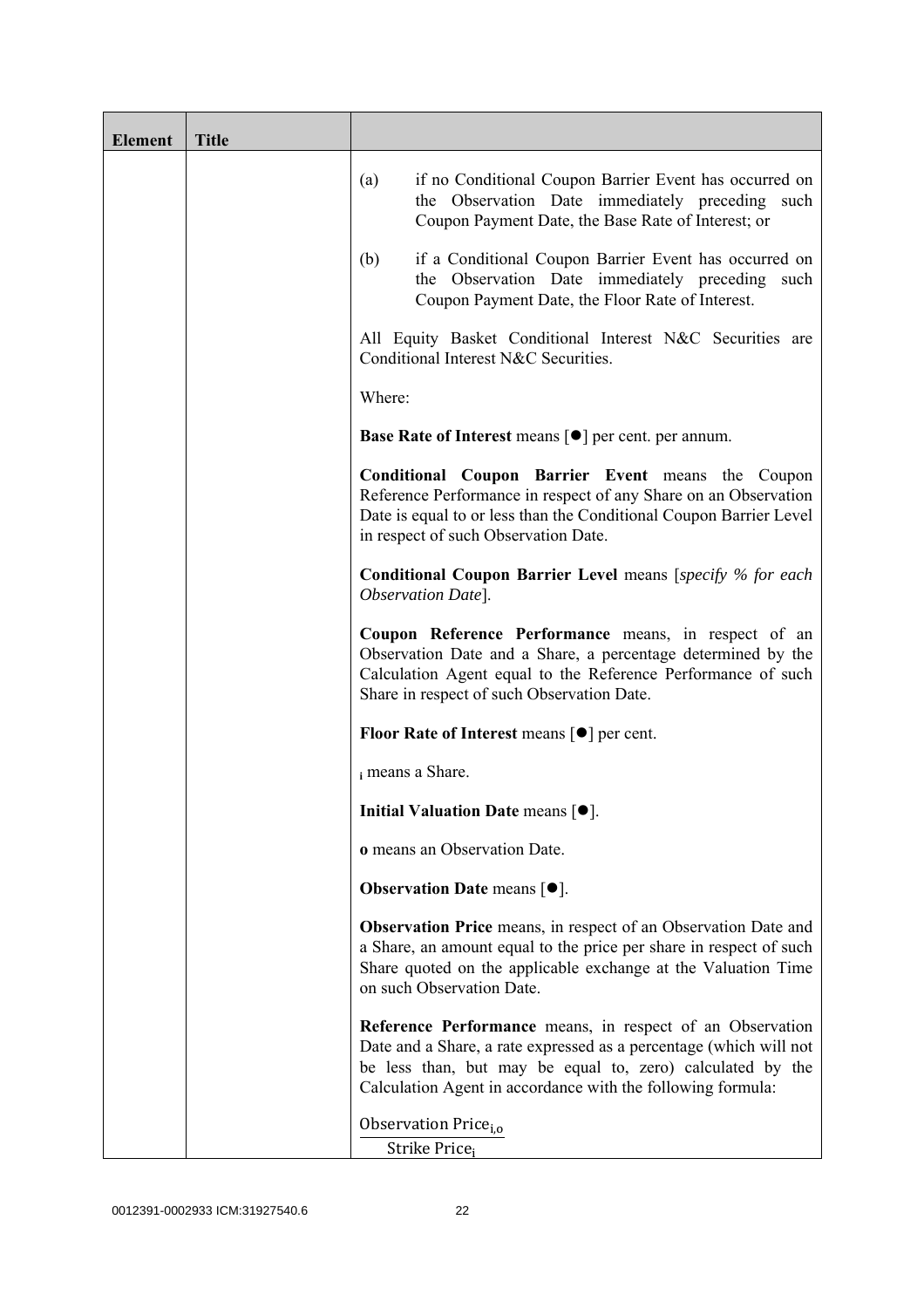| Element | Title | |
|---|---|---|
| | | (a) if no Conditional Coupon Barrier Event has occurred on the Observation Date immediately preceding such Coupon Payment Date, the Base Rate of Interest; or<br><br>(b) if a Conditional Coupon Barrier Event has occurred on the Observation Date immediately preceding such Coupon Payment Date, the Floor Rate of Interest.<br><br>All Equity Basket Conditional Interest N&C Securities are Conditional Interest N&C Securities.<br><br>Where:<br><br>**Base Rate of Interest** means [●] per cent. per annum.<br><br>**Conditional Coupon Barrier Event** means the Coupon Reference Performance in respect of any Share on an Observation Date is equal to or less than the Conditional Coupon Barrier Level in respect of such Observation Date.<br><br>**Conditional Coupon Barrier Level** means [*specify % for each Observation Date*].<br><br>**Coupon Reference Performance** means, in respect of an Observation Date and a Share, a percentage determined by the Calculation Agent equal to the Reference Performance of such Share in respect of such Observation Date.<br><br>**Floor Rate of Interest** means [●] per cent.<br><br>$_i$ means a Share.<br><br>**Initial Valuation Date** means [●].<br><br>**o** means an Observation Date.<br><br>**Observation Date** means [●].<br><br>**Observation Price** means, in respect of an Observation Date and a Share, an amount equal to the price per share in respect of such Share quoted on the applicable exchange at the Valuation Time on such Observation Date.<br><br>**Reference Performance** means, in respect of an Observation Date and a Share, a rate expressed as a percentage (which will not be less than, but may be equal to, zero) calculated by the Calculation Agent in accordance with the following formula:<br><br>$\frac{\text{Observation Price}_{i,o}}{\text{Strike Price}_i}$ |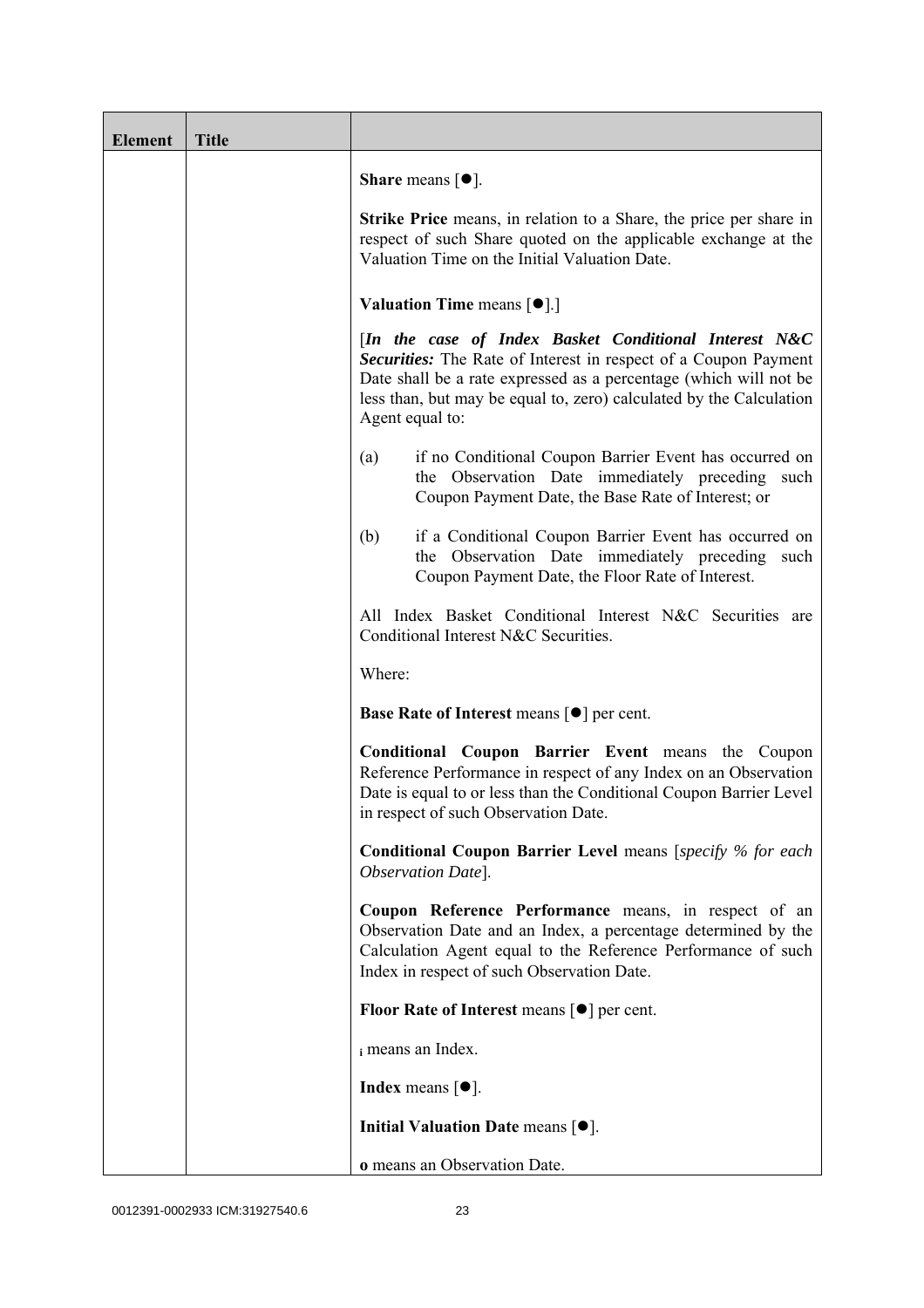| Element | Title | |
|---|---|---|
| | | **Share** means [●].<br><br>**Strike Price** means, in relation to a Share, the price per share in respect of such Share quoted on the applicable exchange at the Valuation Time on the Initial Valuation Date.<br><br>**Valuation Time** means [●].]<br><br>[***In the case of Index Basket Conditional Interest N&C Securities:*** The Rate of Interest in respect of a Coupon Payment Date shall be a rate expressed as a percentage (which will not be less than, but may be equal to, zero) calculated by the Calculation Agent equal to:<br><br>(a) if no Conditional Coupon Barrier Event has occurred on the Observation Date immediately preceding such Coupon Payment Date, the Base Rate of Interest; or<br><br>(b) if a Conditional Coupon Barrier Event has occurred on the Observation Date immediately preceding such Coupon Payment Date, the Floor Rate of Interest.<br><br>All Index Basket Conditional Interest N&C Securities are Conditional Interest N&C Securities.<br><br>Where:<br><br>**Base Rate of Interest** means [●] per cent.<br><br>**Conditional Coupon Barrier Event** means the Coupon Reference Performance in respect of any Index on an Observation Date is equal to or less than the Conditional Coupon Barrier Level in respect of such Observation Date.<br><br>**Conditional Coupon Barrier Level** means [*specify % for each Observation Date*].<br><br>**Coupon Reference Performance** means, in respect of an Observation Date and an Index, a percentage determined by the Calculation Agent equal to the Reference Performance of such Index in respect of such Observation Date.<br><br>**Floor Rate of Interest** means [●] per cent.<br><br>$_{\mathbf{i}}$ means an Index.<br><br>**Index** means [●].<br><br>**Initial Valuation Date** means [●].<br><br>**o** means an Observation Date. |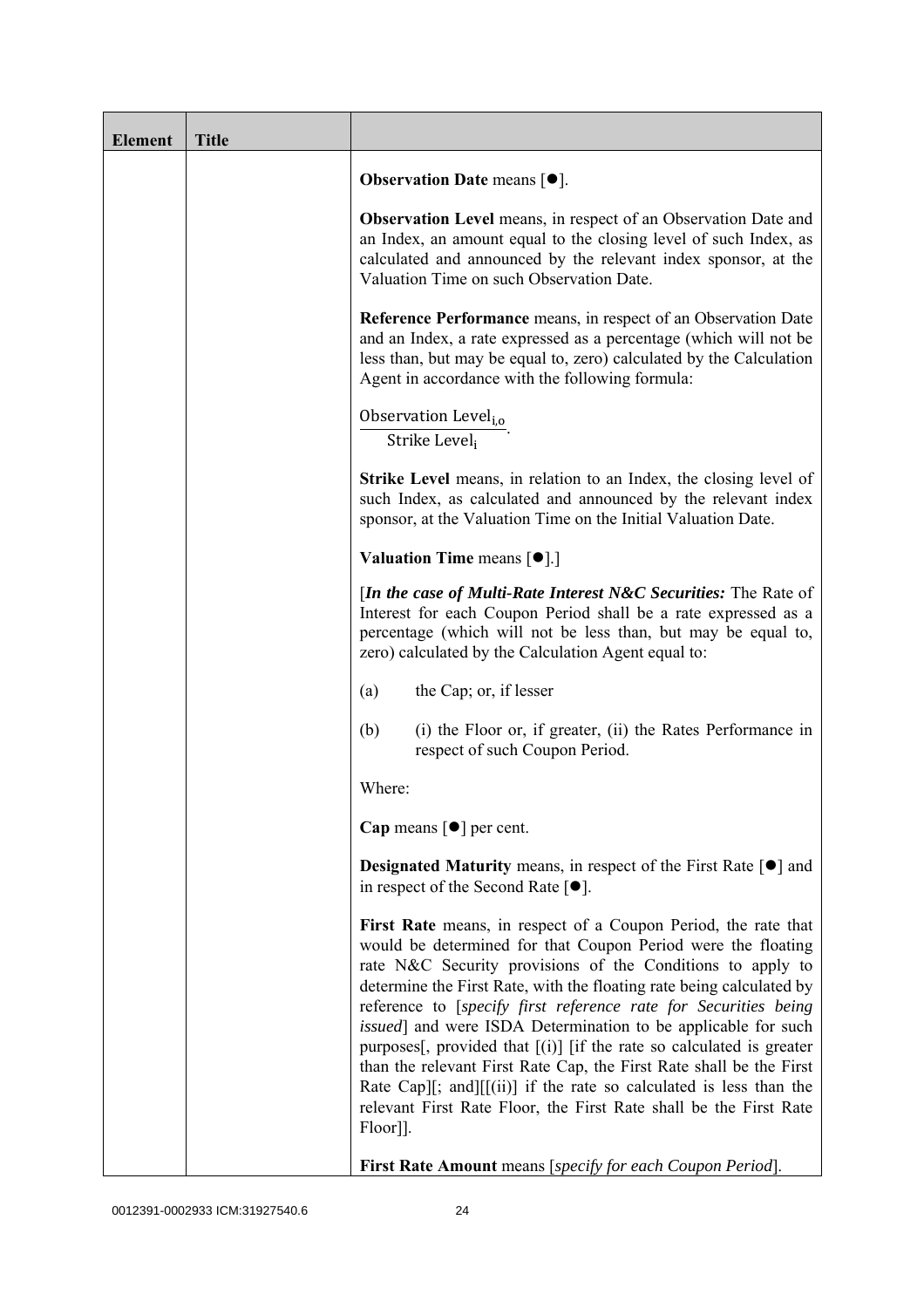| Element | Title | |
|---|---|---|
| | | **Observation Date** means [●].<br><br>**Observation Level** means, in respect of an Observation Date and an Index, an amount equal to the closing level of such Index, as calculated and announced by the relevant index sponsor, at the Valuation Time on such Observation Date.<br><br>**Reference Performance** means, in respect of an Observation Date and an Index, a rate expressed as a percentage (which will not be less than, but may be equal to, zero) calculated by the Calculation Agent in accordance with the following formula:<br><br>$\frac{\text{Observation Level}_{i,o}}{\text{Strike Level}_i}$.<br><br>**Strike Level** means, in relation to an Index, the closing level of such Index, as calculated and announced by the relevant index sponsor, at the Valuation Time on the Initial Valuation Date.<br><br>**Valuation Time** means [●].]<br><br>[***In the case of Multi-Rate Interest N&C Securities:*** The Rate of Interest for each Coupon Period shall be a rate expressed as a percentage (which will not be less than, but may be equal to, zero) calculated by the Calculation Agent equal to:<br><br>(a) the Cap; or, if lesser<br><br>(b) (i) the Floor or, if greater, (ii) the Rates Performance in respect of such Coupon Period.<br><br>Where:<br><br>**Cap** means [●] per cent.<br><br>**Designated Maturity** means, in respect of the First Rate [●] and in respect of the Second Rate [●].<br><br>**First Rate** means, in respect of a Coupon Period, the rate that would be determined for that Coupon Period were the floating rate N&C Security provisions of the Conditions to apply to determine the First Rate, with the floating rate being calculated by reference to [*specify first reference rate for Securities being issued*] and were ISDA Determination to be applicable for such purposes[, provided that [(i)] [if the rate so calculated is greater than the relevant First Rate Cap, the First Rate shall be the First Rate Cap][; and][[(ii)] if the rate so calculated is less than the relevant First Rate Floor, the First Rate shall be the First Rate Floor]].<br><br>**First Rate Amount** means [*specify for each Coupon Period*]. |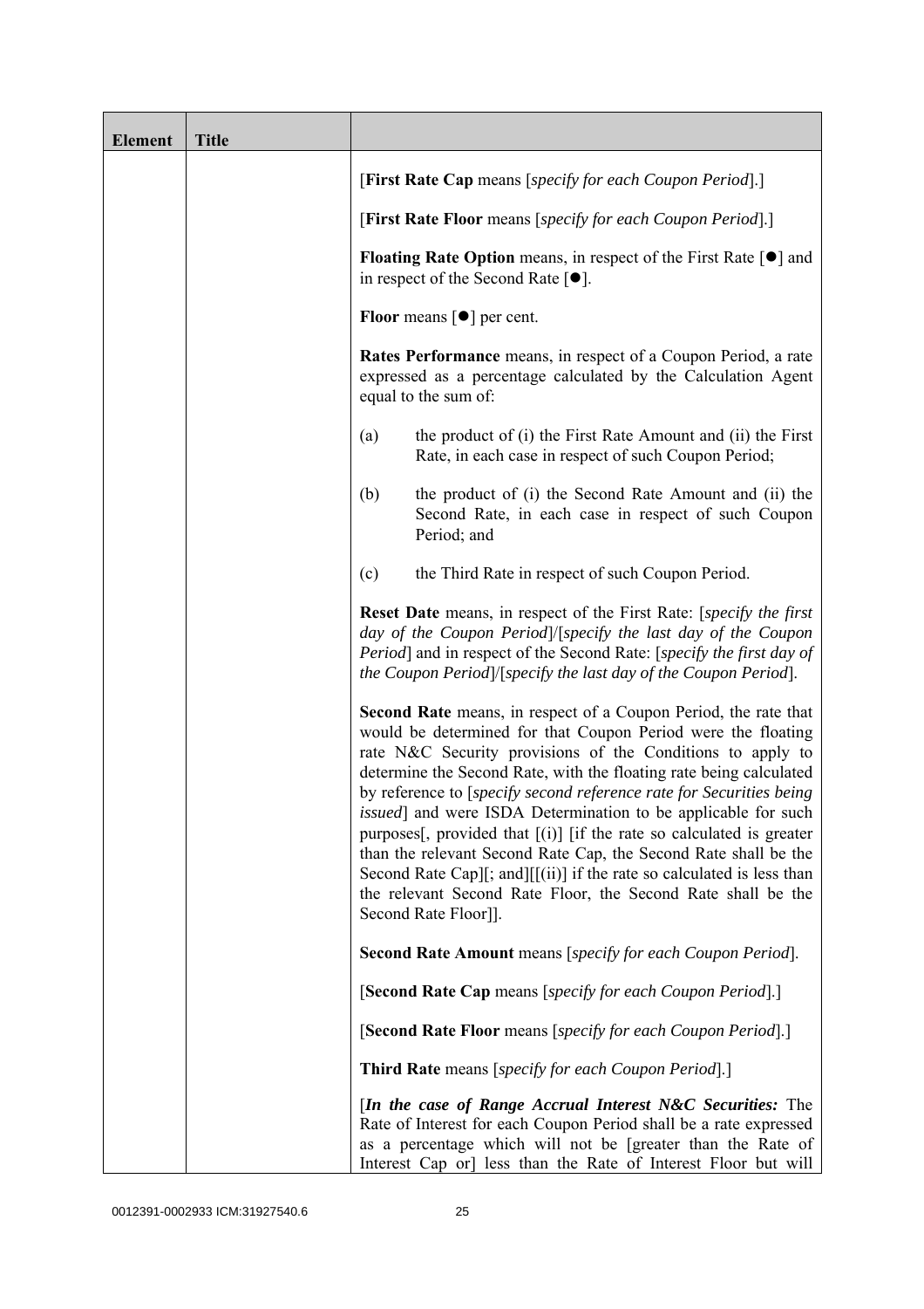| Element | Title | |
|---|---|---|
| | | [**First Rate Cap** means [*specify for each Coupon Period*].]<br><br>[**First Rate Floor** means [*specify for each Coupon Period*].]<br><br>**Floating Rate Option** means, in respect of the First Rate [●] and in respect of the Second Rate [●].<br><br>**Floor** means [●] per cent.<br><br>**Rates Performance** means, in respect of a Coupon Period, a rate expressed as a percentage calculated by the Calculation Agent equal to the sum of:<br><br>(a) the product of (i) the First Rate Amount and (ii) the First Rate, in each case in respect of such Coupon Period;<br><br>(b) the product of (i) the Second Rate Amount and (ii) the Second Rate, in each case in respect of such Coupon Period; and<br><br>(c) the Third Rate in respect of such Coupon Period.<br><br>**Reset Date** means, in respect of the First Rate: [*specify the first day of the Coupon Period*]/[*specify the last day of the Coupon Period*] and in respect of the Second Rate: [*specify the first day of the Coupon Period*]/[*specify the last day of the Coupon Period*].<br><br>**Second Rate** means, in respect of a Coupon Period, the rate that would be determined for that Coupon Period were the floating rate N&C Security provisions of the Conditions to apply to determine the Second Rate, with the floating rate being calculated by reference to [*specify second reference rate for Securities being issued*] and were ISDA Determination to be applicable for such purposes[, provided that [(i)] [if the rate so calculated is greater than the relevant Second Rate Cap, the Second Rate shall be the Second Rate Cap][; and][[(ii)] if the rate so calculated is less than the relevant Second Rate Floor, the Second Rate shall be the Second Rate Floor]].<br><br>**Second Rate Amount** means [*specify for each Coupon Period*].<br><br>[**Second Rate Cap** means [*specify for each Coupon Period*].]<br><br>[**Second Rate Floor** means [*specify for each Coupon Period*].]<br><br>**Third Rate** means [*specify for each Coupon Period*].]<br><br>[***In the case of Range Accrual Interest N&C Securities:*** The Rate of Interest for each Coupon Period shall be a rate expressed as a percentage which will not be [greater than the Rate of Interest Cap or] less than the Rate of Interest Floor but will |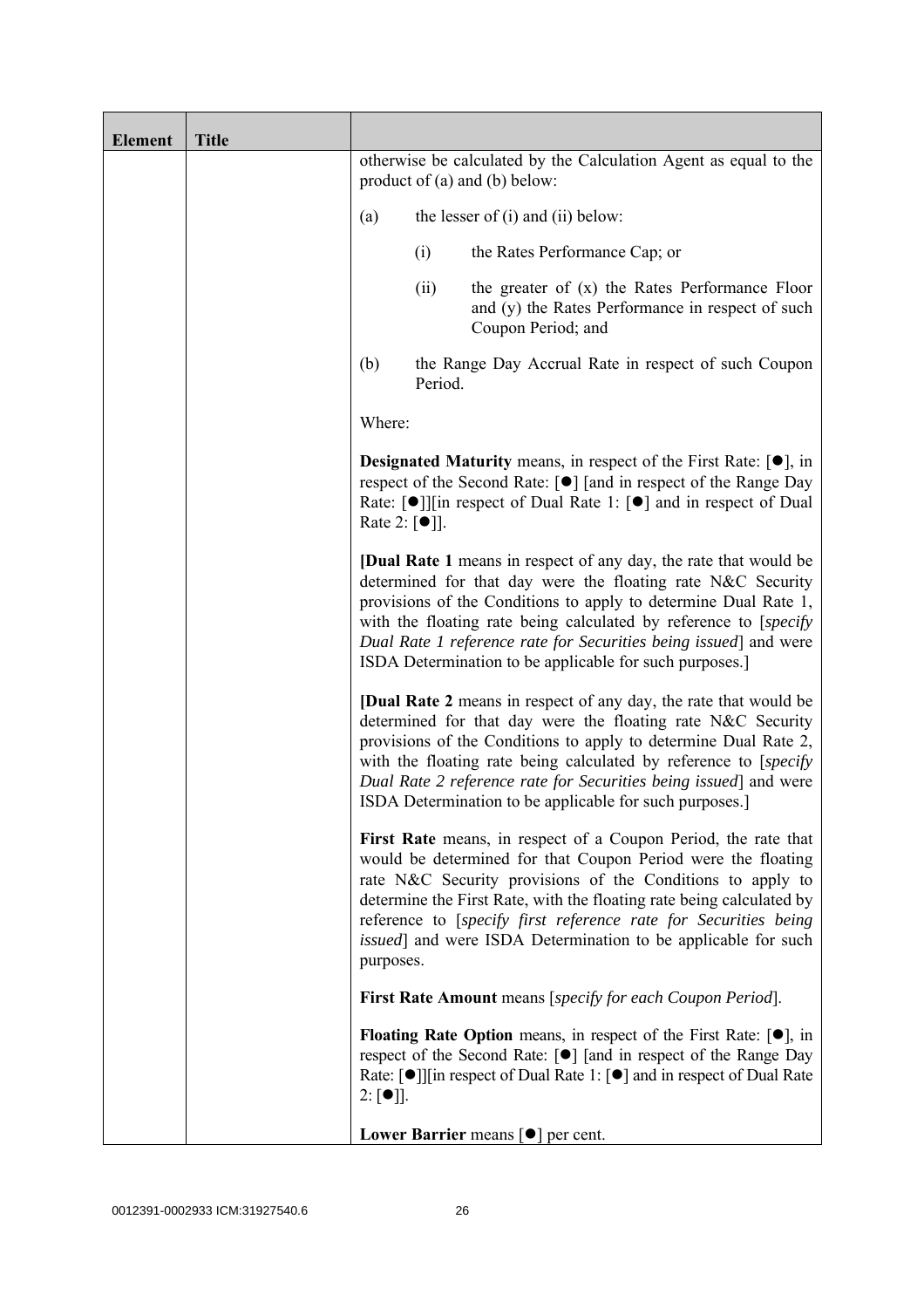| Element | Title | |
|---|---|---|
| | | otherwise be calculated by the Calculation Agent as equal to the product of (a) and (b) below:<br><br>(a) the lesser of (i) and (ii) below:<br><br>(i) the Rates Performance Cap; or<br><br>(ii) the greater of (x) the Rates Performance Floor and (y) the Rates Performance in respect of such Coupon Period; and<br><br>(b) the Range Day Accrual Rate in respect of such Coupon Period.<br><br>Where:<br><br>**Designated Maturity** means, in respect of the First Rate: [●], in respect of the Second Rate: [●] [and in respect of the Range Day Rate: [●]][in respect of Dual Rate 1: [●] and in respect of Dual Rate 2: [●]].<br><br>**[Dual Rate 1** means in respect of any day, the rate that would be determined for that day were the floating rate N&C Security provisions of the Conditions to apply to determine Dual Rate 1, with the floating rate being calculated by reference to [*specify Dual Rate 1 reference rate for Securities being issued*] and were ISDA Determination to be applicable for such purposes.]<br><br>**[Dual Rate 2** means in respect of any day, the rate that would be determined for that day were the floating rate N&C Security provisions of the Conditions to apply to determine Dual Rate 2, with the floating rate being calculated by reference to [*specify Dual Rate 2 reference rate for Securities being issued*] and were ISDA Determination to be applicable for such purposes.]<br><br>**First Rate** means, in respect of a Coupon Period, the rate that would be determined for that Coupon Period were the floating rate N&C Security provisions of the Conditions to apply to determine the First Rate, with the floating rate being calculated by reference to [*specify first reference rate for Securities being issued*] and were ISDA Determination to be applicable for such purposes.<br><br>**First Rate Amount** means [*specify for each Coupon Period*].<br><br>**Floating Rate Option** means, in respect of the First Rate: [●], in respect of the Second Rate: [●] [and in respect of the Range Day Rate: [●]][in respect of Dual Rate 1: [●] and in respect of Dual Rate 2: [●]].<br><br>**Lower Barrier** means [●] per cent. |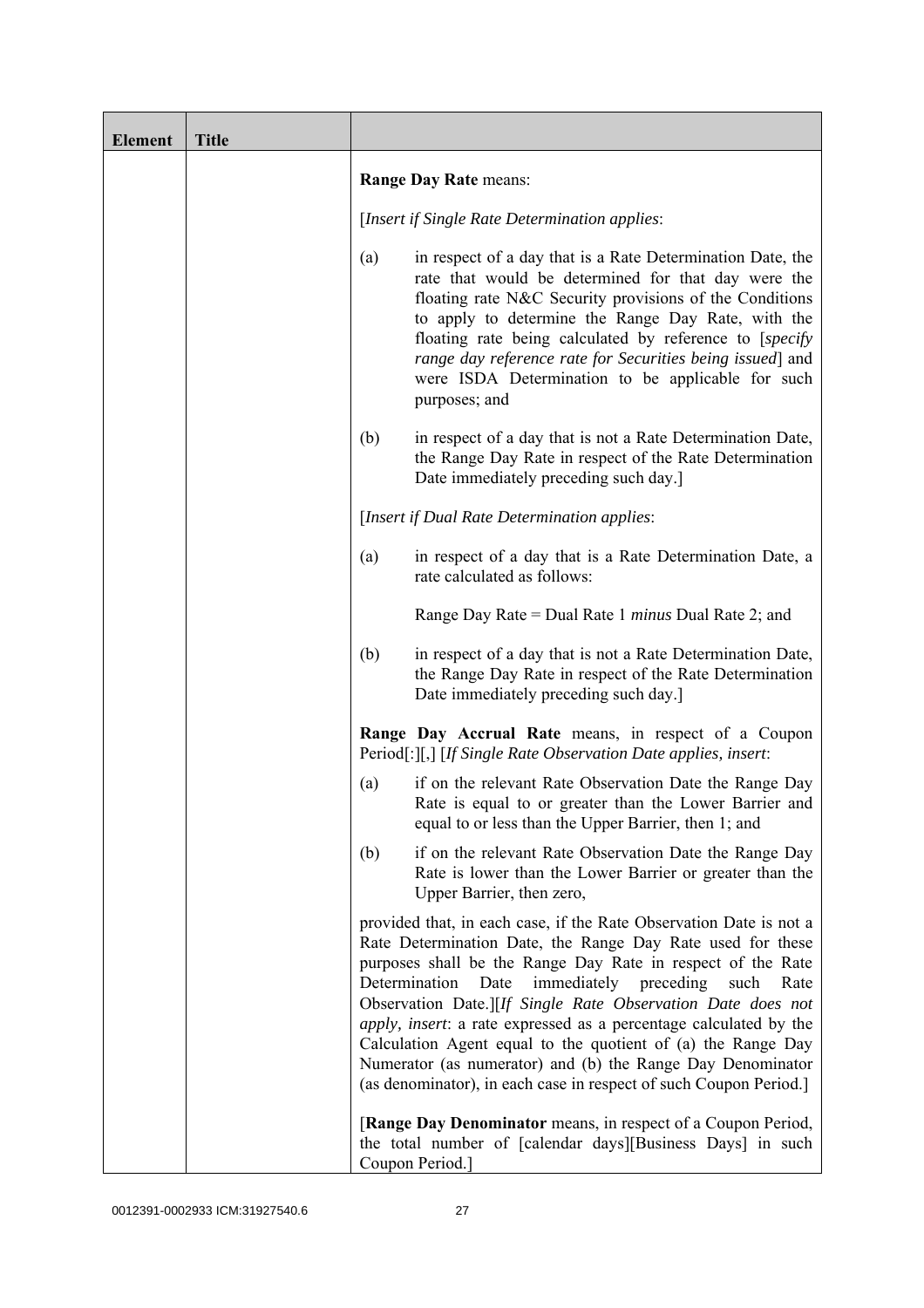| Element | Title | |
|---|---|---|
| | | **Range Day Rate** means:<br><br>[*Insert if Single Rate Determination applies*:<br><br>(a) in respect of a day that is a Rate Determination Date, the rate that would be determined for that day were the floating rate N&C Security provisions of the Conditions to apply to determine the Range Day Rate, with the floating rate being calculated by reference to [*specify range day reference rate for Securities being issued*] and were ISDA Determination to be applicable for such purposes; and<br><br>(b) in respect of a day that is not a Rate Determination Date, the Range Day Rate in respect of the Rate Determination Date immediately preceding such day.]<br><br>[*Insert if Dual Rate Determination applies*:<br><br>(a) in respect of a day that is a Rate Determination Date, a rate calculated as follows:<br><br>Range Day Rate = Dual Rate 1 *minus* Dual Rate 2; and<br><br>(b) in respect of a day that is not a Rate Determination Date, the Range Day Rate in respect of the Rate Determination Date immediately preceding such day.]<br><br>**Range Day Accrual Rate** means, in respect of a Coupon Period[:][,] [*If Single Rate Observation Date applies, insert*:<br><br>(a) if on the relevant Rate Observation Date the Range Day Rate is equal to or greater than the Lower Barrier and equal to or less than the Upper Barrier, then 1; and<br><br>(b) if on the relevant Rate Observation Date the Range Day Rate is lower than the Lower Barrier or greater than the Upper Barrier, then zero,<br><br>provided that, in each case, if the Rate Observation Date is not a Rate Determination Date, the Range Day Rate used for these purposes shall be the Range Day Rate in respect of the Rate Determination Date immediately preceding such Rate Observation Date.][*If Single Rate Observation Date does not apply, insert*: a rate expressed as a percentage calculated by the Calculation Agent equal to the quotient of (a) the Range Day Numerator (as numerator) and (b) the Range Day Denominator (as denominator), in each case in respect of such Coupon Period.]<br><br>[**Range Day Denominator** means, in respect of a Coupon Period, the total number of [calendar days][Business Days] in such Coupon Period.] |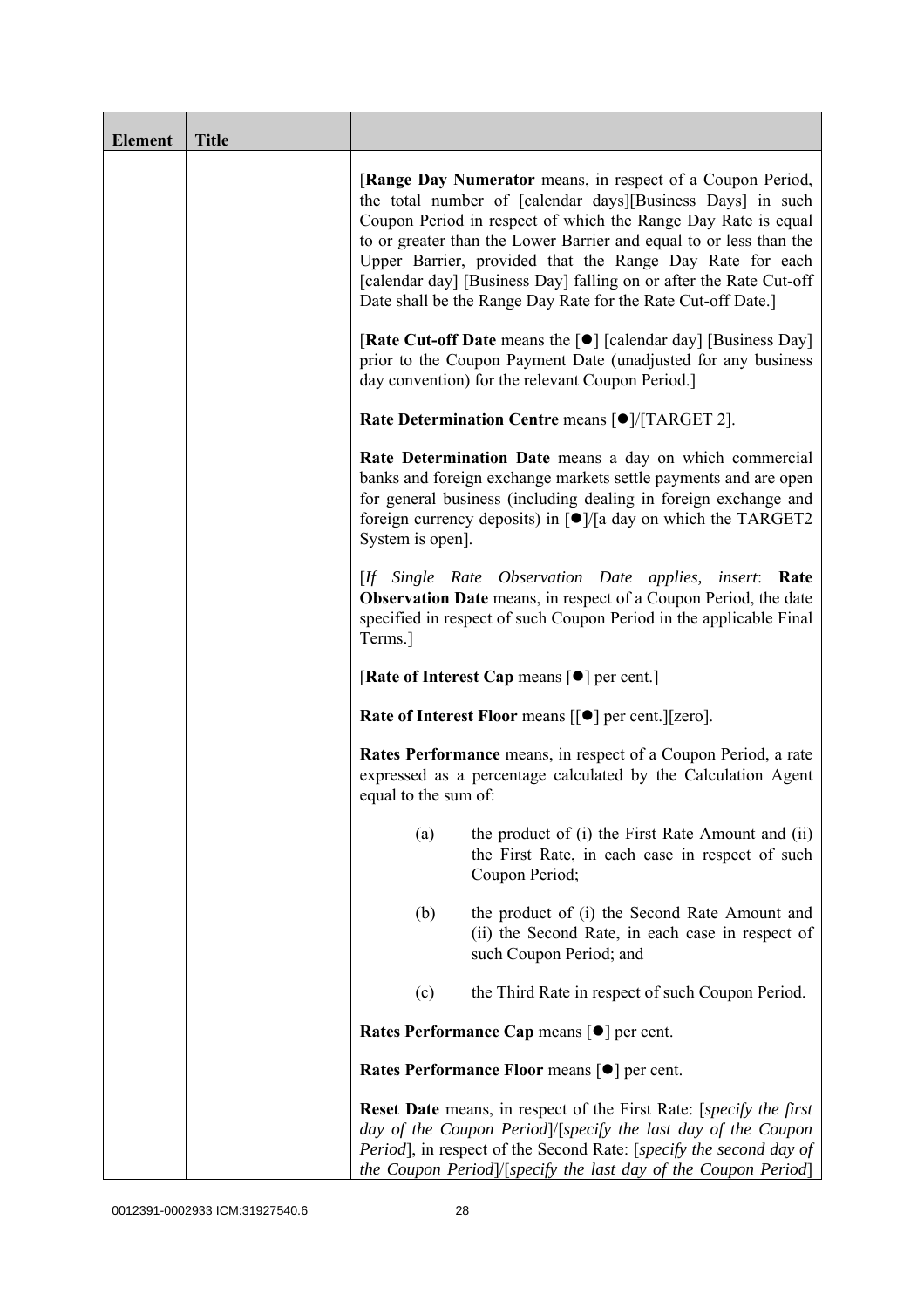| Element | Title | |
|---|---|---|
| | | [**Range Day Numerator** means, in respect of a Coupon Period, the total number of [calendar days][Business Days] in such Coupon Period in respect of which the Range Day Rate is equal to or greater than the Lower Barrier and equal to or less than the Upper Barrier, provided that the Range Day Rate for each [calendar day] [Business Day] falling on or after the Rate Cut-off Date shall be the Range Day Rate for the Rate Cut-off Date.]<br><br>[**Rate Cut-off Date** means the [●] [calendar day] [Business Day] prior to the Coupon Payment Date (unadjusted for any business day convention) for the relevant Coupon Period.]<br><br>**Rate Determination Centre** means [●]/[TARGET 2].<br><br>**Rate Determination Date** means a day on which commercial banks and foreign exchange markets settle payments and are open for general business (including dealing in foreign exchange and foreign currency deposits) in [●]/[a day on which the TARGET2 System is open].<br><br>[*If Single Rate Observation Date applies, insert*: **Rate Observation Date** means, in respect of a Coupon Period, the date specified in respect of such Coupon Period in the applicable Final Terms.]<br><br>[**Rate of Interest Cap** means [●] per cent.]<br><br>**Rate of Interest Floor** means [[●] per cent.][zero].<br><br>**Rates Performance** means, in respect of a Coupon Period, a rate expressed as a percentage calculated by the Calculation Agent equal to the sum of:<br><br>(a) the product of (i) the First Rate Amount and (ii) the First Rate, in each case in respect of such Coupon Period;<br><br>(b) the product of (i) the Second Rate Amount and (ii) the Second Rate, in each case in respect of such Coupon Period; and<br><br>(c) the Third Rate in respect of such Coupon Period.<br><br>**Rates Performance Cap** means [●] per cent.<br><br>**Rates Performance Floor** means [●] per cent.<br><br>**Reset Date** means, in respect of the First Rate: [*specify the first day of the Coupon Period*]/[*specify the last day of the Coupon Period*], in respect of the Second Rate: [*specify the second day of the Coupon Period*]/[*specify the last day of the Coupon Period*] |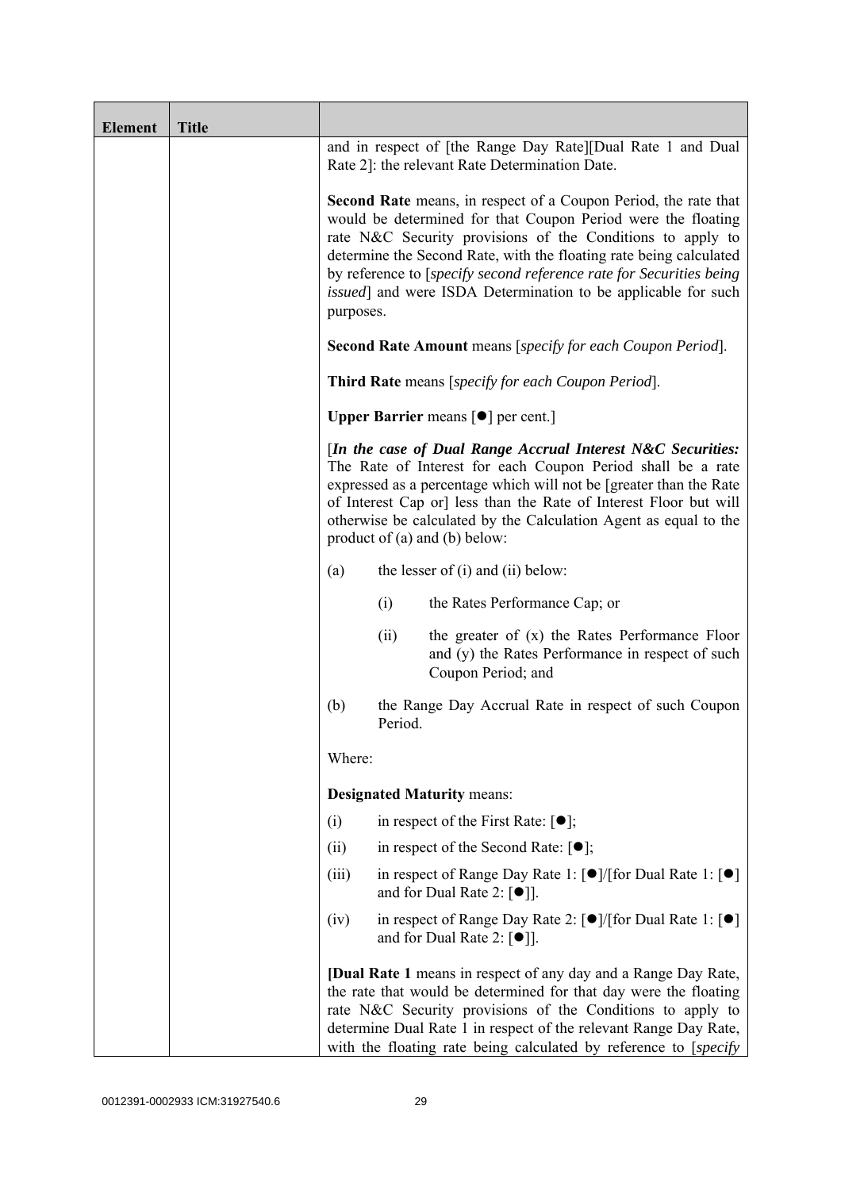| Element | Title | |
|---|---|---|
| | | and in respect of [the Range Day Rate][Dual Rate 1 and Dual Rate 2]: the relevant Rate Determination Date.<br><br>**Second Rate** means, in respect of a Coupon Period, the rate that would be determined for that Coupon Period were the floating rate N&C Security provisions of the Conditions to apply to determine the Second Rate, with the floating rate being calculated by reference to [*specify second reference rate for Securities being issued*] and were ISDA Determination to be applicable for such purposes.<br><br>**Second Rate Amount** means [*specify for each Coupon Period*].<br><br>**Third Rate** means [*specify for each Coupon Period*].<br><br>**Upper Barrier** means [●] per cent.]<br><br>[***In the case of Dual Range Accrual Interest N&C Securities:*** The Rate of Interest for each Coupon Period shall be a rate expressed as a percentage which will not be [greater than the Rate of Interest Cap or] less than the Rate of Interest Floor but will otherwise be calculated by the Calculation Agent as equal to the product of (a) and (b) below:<br><br>(a) the lesser of (i) and (ii) below:<br><br>(i) the Rates Performance Cap; or<br><br>(ii) the greater of (x) the Rates Performance Floor and (y) the Rates Performance in respect of such Coupon Period; and<br><br>(b) the Range Day Accrual Rate in respect of such Coupon Period.<br><br>Where:<br><br>**Designated Maturity** means:<br><br>(i) in respect of the First Rate: [●];<br><br>(ii) in respect of the Second Rate: [●];<br><br>(iii) in respect of Range Day Rate 1: [●]/[for Dual Rate 1: [●] and for Dual Rate 2: [●]].<br><br>(iv) in respect of Range Day Rate 2: [●]/[for Dual Rate 1: [●] and for Dual Rate 2: [●]].<br><br>**[Dual Rate 1** means in respect of any day and a Range Day Rate, the rate that would be determined for that day were the floating rate N&C Security provisions of the Conditions to apply to determine Dual Rate 1 in respect of the relevant Range Day Rate, with the floating rate being calculated by reference to [*specify* |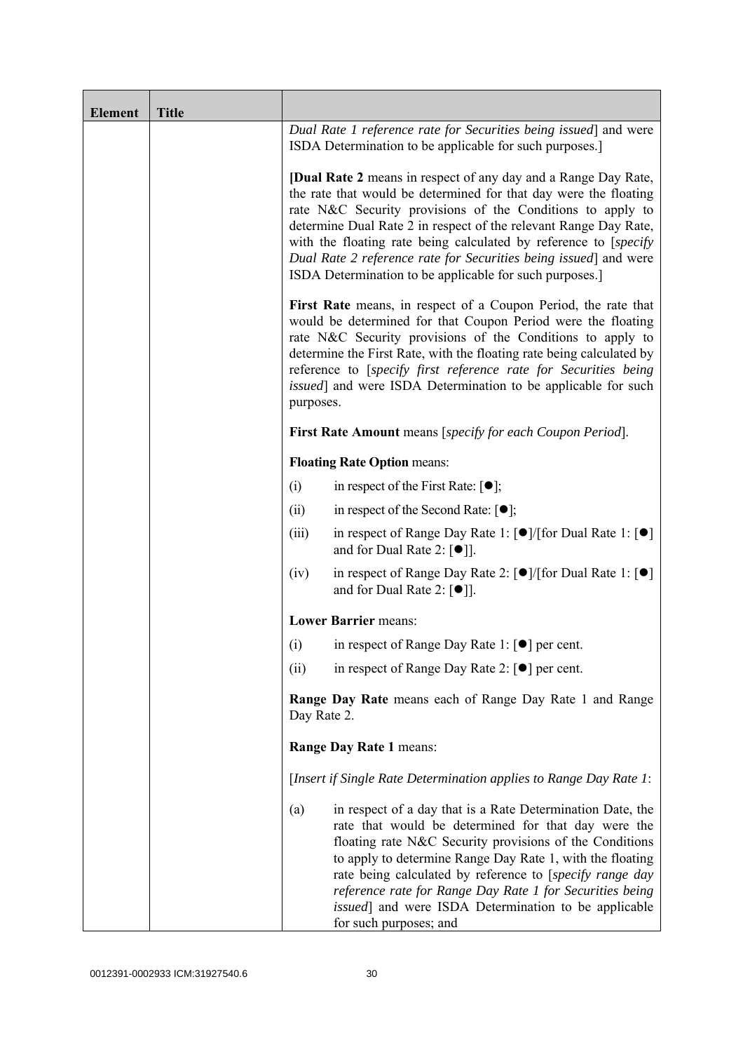| Element | Title | |
|---|---|---|
| | | *Dual Rate 1 reference rate for Securities being issued*] and were ISDA Determination to be applicable for such purposes.]<br><br>[**Dual Rate 2** means in respect of any day and a Range Day Rate, the rate that would be determined for that day were the floating rate N&C Security provisions of the Conditions to apply to determine Dual Rate 2 in respect of the relevant Range Day Rate, with the floating rate being calculated by reference to [*specify Dual Rate 2 reference rate for Securities being issued*] and were ISDA Determination to be applicable for such purposes.]<br><br>**First Rate** means, in respect of a Coupon Period, the rate that would be determined for that Coupon Period were the floating rate N&C Security provisions of the Conditions to apply to determine the First Rate, with the floating rate being calculated by reference to [*specify first reference rate for Securities being issued*] and were ISDA Determination to be applicable for such purposes.<br><br>**First Rate Amount** means [*specify for each Coupon Period*].<br><br>**Floating Rate Option** means:<br><br>(i) in respect of the First Rate: [●];<br><br>(ii) in respect of the Second Rate: [●];<br><br>(iii) in respect of Range Day Rate 1: [●]/[for Dual Rate 1: [●] and for Dual Rate 2: [●]].<br><br>(iv) in respect of Range Day Rate 2: [●]/[for Dual Rate 1: [●] and for Dual Rate 2: [●]].<br><br>**Lower Barrier** means:<br><br>(i) in respect of Range Day Rate 1: [●] per cent.<br><br>(ii) in respect of Range Day Rate 2: [●] per cent.<br><br>**Range Day Rate** means each of Range Day Rate 1 and Range Day Rate 2.<br><br>**Range Day Rate 1** means:<br><br>[*Insert if Single Rate Determination applies to Range Day Rate 1*:<br><br>(a) in respect of a day that is a Rate Determination Date, the rate that would be determined for that day were the floating rate N&C Security provisions of the Conditions to apply to determine Range Day Rate 1, with the floating rate being calculated by reference to [*specify range day reference rate for Range Day Rate 1 for Securities being issued*] and were ISDA Determination to be applicable for such purposes; and |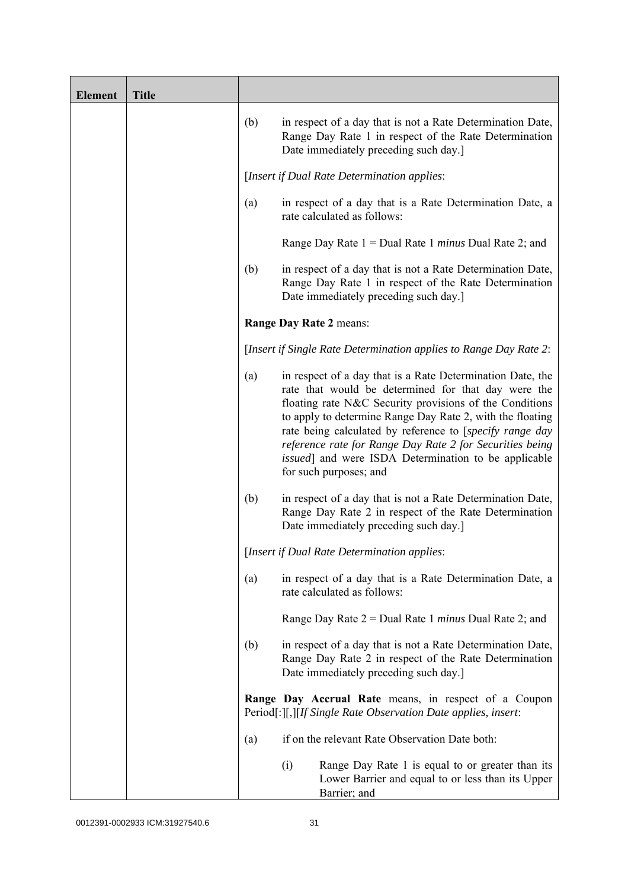| Element | Title | |
|---|---|---|
| | | (b) in respect of a day that is not a Rate Determination Date, Range Day Rate 1 in respect of the Rate Determination Date immediately preceding such day.]<br><br>[*Insert if Dual Rate Determination applies*:<br><br>(a) in respect of a day that is a Rate Determination Date, a rate calculated as follows:<br><br>Range Day Rate 1 = Dual Rate 1 *minus* Dual Rate 2; and<br><br>(b) in respect of a day that is not a Rate Determination Date, Range Day Rate 1 in respect of the Rate Determination Date immediately preceding such day.]<br><br>**Range Day Rate 2** means:<br><br>[*Insert if Single Rate Determination applies to Range Day Rate 2*:<br><br>(a) in respect of a day that is a Rate Determination Date, the rate that would be determined for that day were the floating rate N&C Security provisions of the Conditions to apply to determine Range Day Rate 2, with the floating rate being calculated by reference to [*specify range day reference rate for Range Day Rate 2 for Securities being issued*] and were ISDA Determination to be applicable for such purposes; and<br><br>(b) in respect of a day that is not a Rate Determination Date, Range Day Rate 2 in respect of the Rate Determination Date immediately preceding such day.]<br><br>[*Insert if Dual Rate Determination applies*:<br><br>(a) in respect of a day that is a Rate Determination Date, a rate calculated as follows:<br><br>Range Day Rate 2 = Dual Rate 1 *minus* Dual Rate 2; and<br><br>(b) in respect of a day that is not a Rate Determination Date, Range Day Rate 2 in respect of the Rate Determination Date immediately preceding such day.]<br><br>**Range Day Accrual Rate** means, in respect of a Coupon Period[:][,][*If Single Rate Observation Date applies, insert*:<br><br>(a) if on the relevant Rate Observation Date both:<br><br>(i) Range Day Rate 1 is equal to or greater than its Lower Barrier and equal to or less than its Upper Barrier; and |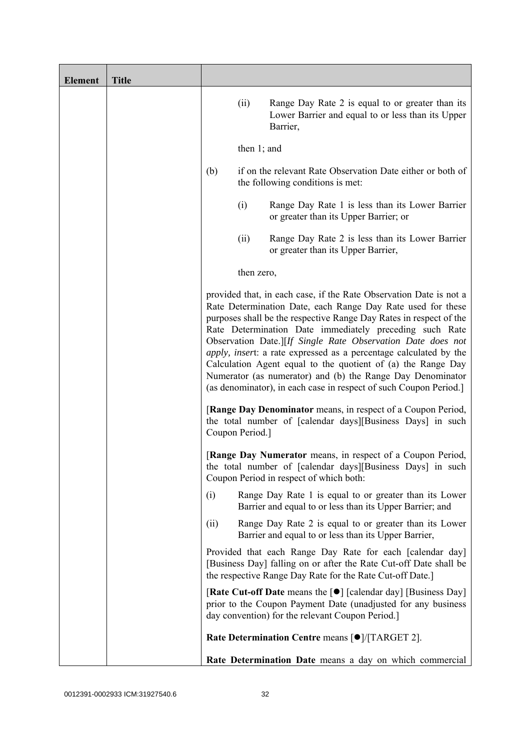| Element | Title | |
|---|---|---|
| | | (ii) Range Day Rate 2 is equal to or greater than its Lower Barrier and equal to or less than its Upper Barrier,<br><br>then 1; and<br><br>(b) if on the relevant Rate Observation Date either or both of the following conditions is met:<br><br>(i) Range Day Rate 1 is less than its Lower Barrier or greater than its Upper Barrier; or<br><br>(ii) Range Day Rate 2 is less than its Lower Barrier or greater than its Upper Barrier,<br><br>then zero,<br><br>provided that, in each case, if the Rate Observation Date is not a Rate Determination Date, each Range Day Rate used for these purposes shall be the respective Range Day Rates in respect of the Rate Determination Date immediately preceding such Rate Observation Date.][*If Single Rate Observation Date does not apply, insert*: a rate expressed as a percentage calculated by the Calculation Agent equal to the quotient of (a) the Range Day Numerator (as numerator) and (b) the Range Day Denominator (as denominator), in each case in respect of such Coupon Period.]<br><br>[**Range Day Denominator** means, in respect of a Coupon Period, the total number of [calendar days][Business Days] in such Coupon Period.]<br><br>[**Range Day Numerator** means, in respect of a Coupon Period, the total number of [calendar days][Business Days] in such Coupon Period in respect of which both:<br><br>(i) Range Day Rate 1 is equal to or greater than its Lower Barrier and equal to or less than its Upper Barrier; and<br><br>(ii) Range Day Rate 2 is equal to or greater than its Lower Barrier and equal to or less than its Upper Barrier,<br><br>Provided that each Range Day Rate for each [calendar day] [Business Day] falling on or after the Rate Cut-off Date shall be the respective Range Day Rate for the Rate Cut-off Date.]<br><br>[**Rate Cut-off Date** means the [●] [calendar day] [Business Day] prior to the Coupon Payment Date (unadjusted for any business day convention) for the relevant Coupon Period.]<br><br>**Rate Determination Centre** means [●]/[TARGET 2].<br><br>**Rate Determination Date** means a day on which commercial |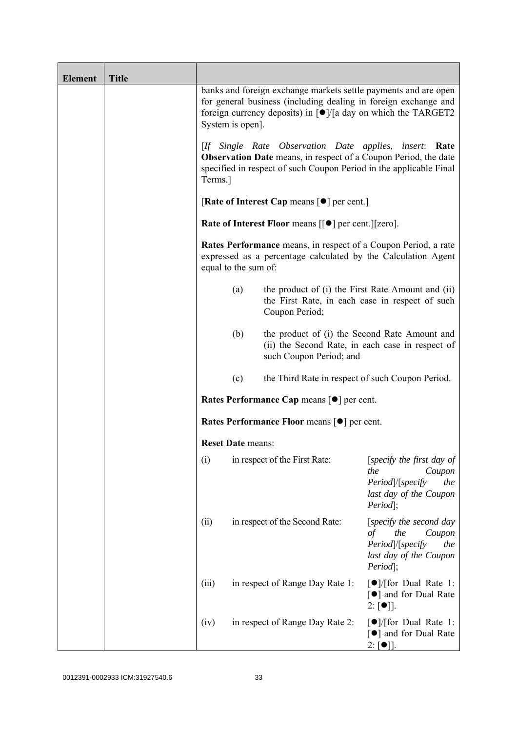| Element | Title | |
|---|---|---|
| | | banks and foreign exchange markets settle payments and are open for general business (including dealing in foreign exchange and foreign currency deposits) in [●]/[a day on which the TARGET2 System is open].<br><br>[*If Single Rate Observation Date applies, insert*: **Rate Observation Date** means, in respect of a Coupon Period, the date specified in respect of such Coupon Period in the applicable Final Terms.]<br><br>[**Rate of Interest Cap** means [●] per cent.]<br><br>**Rate of Interest Floor** means [[●] per cent.][zero].<br><br>**Rates Performance** means, in respect of a Coupon Period, a rate expressed as a percentage calculated by the Calculation Agent equal to the sum of:<br><br>(a) the product of (i) the First Rate Amount and (ii) the First Rate, in each case in respect of such Coupon Period;<br><br>(b) the product of (i) the Second Rate Amount and (ii) the Second Rate, in each case in respect of such Coupon Period; and<br><br>(c) the Third Rate in respect of such Coupon Period.<br><br>**Rates Performance Cap** means [●] per cent.<br><br>**Rates Performance Floor** means [●] per cent.<br><br>**Reset Date** means:<br><br>(i) in respect of the First Rate: [*specify the first day of the Coupon Period*]/[*specify the last day of the Coupon Period*];<br><br>(ii) in respect of the Second Rate: [*specify the second day of the Coupon Period*]/[*specify the last day of the Coupon Period*];<br><br>(iii) in respect of Range Day Rate 1: [●]/[for Dual Rate 1: [●] and for Dual Rate 2: [●]].<br><br>(iv) in respect of Range Day Rate 2: [●]/[for Dual Rate 1: [●] and for Dual Rate 2: [●]]. |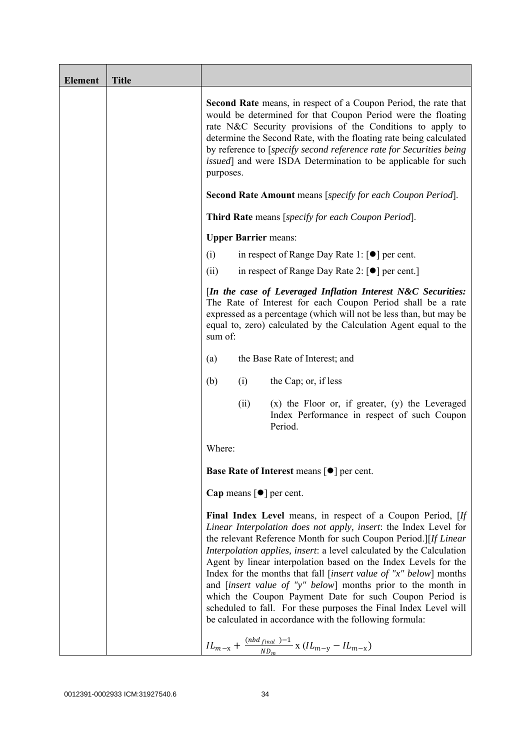| Element | Title | |
|---|---|---|
| | | **Second Rate** means, in respect of a Coupon Period, the rate that would be determined for that Coupon Period were the floating rate N&C Security provisions of the Conditions to apply to determine the Second Rate, with the floating rate being calculated by reference to [*specify second reference rate for Securities being issued*] and were ISDA Determination to be applicable for such purposes.<br><br>**Second Rate Amount** means [*specify for each Coupon Period*].<br><br>**Third Rate** means [*specify for each Coupon Period*].<br><br>**Upper Barrier** means:<br><br>(i) in respect of Range Day Rate 1: [●] per cent.<br><br>(ii) in respect of Range Day Rate 2: [●] per cent.]<br><br>[***In the case of Leveraged Inflation Interest N&C Securities:*** The Rate of Interest for each Coupon Period shall be a rate expressed as a percentage (which will not be less than, but may be equal to, zero) calculated by the Calculation Agent equal to the sum of:<br><br>(a) the Base Rate of Interest; and<br><br>(b) (i) the Cap; or, if less<br><br>(ii) (x) the Floor or, if greater, (y) the Leveraged Index Performance in respect of such Coupon Period.<br><br>Where:<br><br>**Base Rate of Interest** means [●] per cent.<br><br>**Cap** means [●] per cent.<br><br>**Final Index Level** means, in respect of a Coupon Period, [*If Linear Interpolation does not apply, insert*: the Index Level for the relevant Reference Month for such Coupon Period.][*If Linear Interpolation applies, insert*: a level calculated by the Calculation Agent by linear interpolation based on the Index Levels for the Index for the months that fall [*insert value of "x" below*] months and [*insert value of "y" below*] months prior to the month in which the Coupon Payment Date for such Coupon Period is scheduled to fall. For these purposes the Final Index Level will be calculated in accordance with the following formula:<br><br>$IL_{m-x} + \frac{(nbd_{final})-1}{ND_m} \times (IL_{m-y} - IL_{m-x})$ |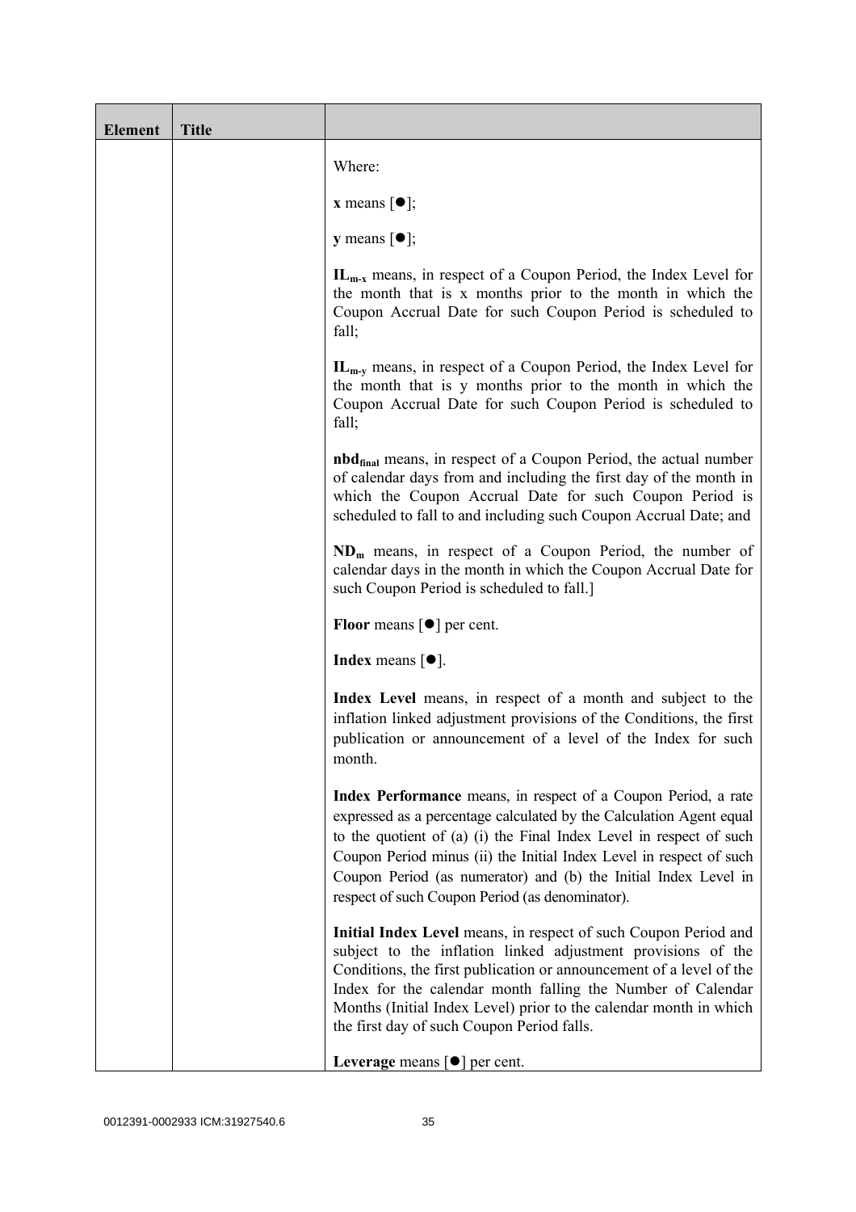| Element | Title | |
|---|---|---|
| | | Where:<br><br>**x** means [●];<br><br>**y** means [●];<br><br>$\mathbf{IL_{m-x}}$ means, in respect of a Coupon Period, the Index Level for the month that is x months prior to the month in which the Coupon Accrual Date for such Coupon Period is scheduled to fall;<br><br>$\mathbf{IL_{m-y}}$ means, in respect of a Coupon Period, the Index Level for the month that is y months prior to the month in which the Coupon Accrual Date for such Coupon Period is scheduled to fall;<br><br>$\mathbf{nbd_{final}}$ means, in respect of a Coupon Period, the actual number of calendar days from and including the first day of the month in which the Coupon Accrual Date for such Coupon Period is scheduled to fall to and including such Coupon Accrual Date; and<br><br>$\mathbf{ND_m}$ means, in respect of a Coupon Period, the number of calendar days in the month in which the Coupon Accrual Date for such Coupon Period is scheduled to fall.]<br><br>**Floor** means [●] per cent.<br><br>**Index** means [●].<br><br>**Index Level** means, in respect of a month and subject to the inflation linked adjustment provisions of the Conditions, the first publication or announcement of a level of the Index for such month.<br><br>**Index Performance** means, in respect of a Coupon Period, a rate expressed as a percentage calculated by the Calculation Agent equal to the quotient of (a) (i) the Final Index Level in respect of such Coupon Period minus (ii) the Initial Index Level in respect of such Coupon Period (as numerator) and (b) the Initial Index Level in respect of such Coupon Period (as denominator).<br><br>**Initial Index Level** means, in respect of such Coupon Period and subject to the inflation linked adjustment provisions of the Conditions, the first publication or announcement of a level of the Index for the calendar month falling the Number of Calendar Months (Initial Index Level) prior to the calendar month in which the first day of such Coupon Period falls.<br><br>**Leverage** means [●] per cent. |

0012391-0002933 ICM:31927540.6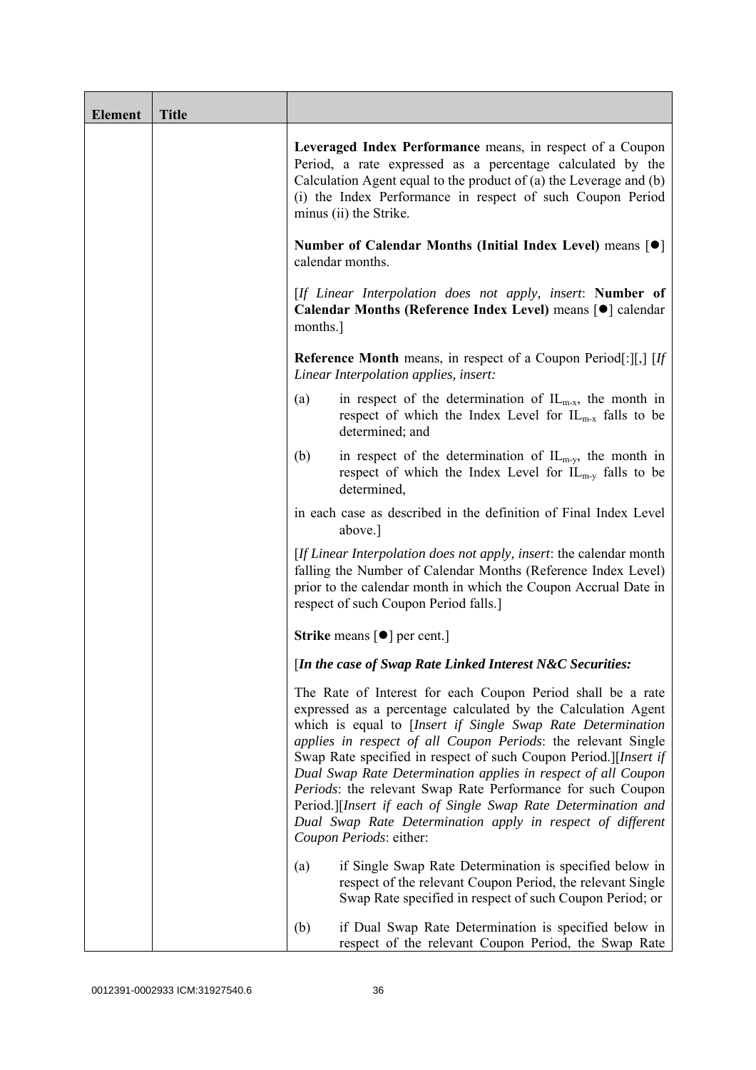| Element | Title | |
|---|---|---|
| | | **Leveraged Index Performance** means, in respect of a Coupon Period, a rate expressed as a percentage calculated by the Calculation Agent equal to the product of (a) the Leverage and (b) (i) the Index Performance in respect of such Coupon Period minus (ii) the Strike.<br><br>**Number of Calendar Months (Initial Index Level)** means [●] calendar months.<br><br>[*If Linear Interpolation does not apply, insert*: **Number of Calendar Months (Reference Index Level)** means [●] calendar months.]<br><br>**Reference Month** means, in respect of a Coupon Period[:][,] [*If Linear Interpolation applies, insert:*<br><br>(a) in respect of the determination of $IL_{m-x}$, the month in respect of which the Index Level for $IL_{m-x}$ falls to be determined; and<br><br>(b) in respect of the determination of $IL_{m-y}$, the month in respect of which the Index Level for $IL_{m-y}$ falls to be determined,<br><br>in each case as described in the definition of Final Index Level above.]<br><br>[*If Linear Interpolation does not apply, insert*: the calendar month falling the Number of Calendar Months (Reference Index Level) prior to the calendar month in which the Coupon Accrual Date in respect of such Coupon Period falls.]<br><br>**Strike** means [●] per cent.]<br><br>[***In the case of Swap Rate Linked Interest N&C Securities:***<br><br>The Rate of Interest for each Coupon Period shall be a rate expressed as a percentage calculated by the Calculation Agent which is equal to [*Insert if Single Swap Rate Determination applies in respect of all Coupon Periods*: the relevant Single Swap Rate specified in respect of such Coupon Period.][*Insert if Dual Swap Rate Determination applies in respect of all Coupon Periods*: the relevant Swap Rate Performance for such Coupon Period.][*Insert if each of Single Swap Rate Determination and Dual Swap Rate Determination apply in respect of different Coupon Periods*: either:<br><br>(a) if Single Swap Rate Determination is specified below in respect of the relevant Coupon Period, the relevant Single Swap Rate specified in respect of such Coupon Period; or<br><br>(b) if Dual Swap Rate Determination is specified below in respect of the relevant Coupon Period, the Swap Rate |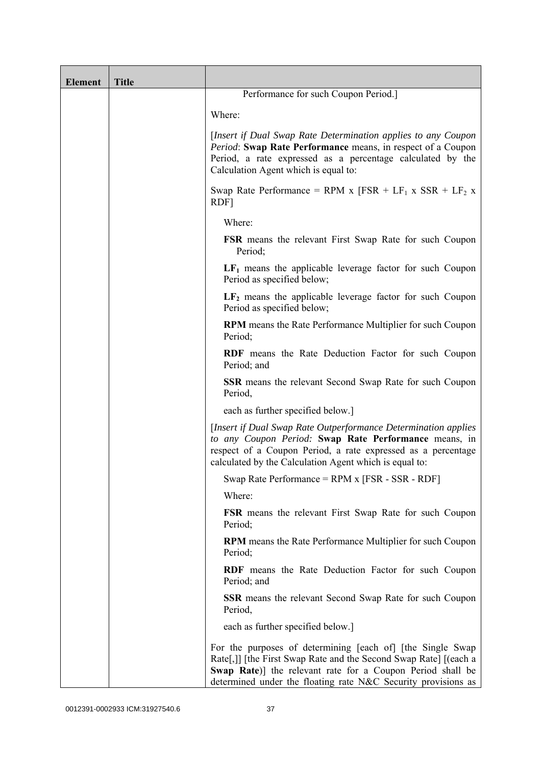| Element | Title | |
|---|---|---|
| | | Performance for such Coupon Period.]<br><br>Where:<br><br>[*Insert if Dual Swap Rate Determination applies to any Coupon Period*: **Swap Rate Performance** means, in respect of a Coupon Period, a rate expressed as a percentage calculated by the Calculation Agent which is equal to:<br><br>Swap Rate Performance = RPM x [FSR + $LF_1$ x SSR + $LF_2$ x RDF]<br><br>Where:<br><br>**FSR** means the relevant First Swap Rate for such Coupon Period;<br><br>**$LF_1$** means the applicable leverage factor for such Coupon Period as specified below;<br><br>**$LF_2$** means the applicable leverage factor for such Coupon Period as specified below;<br><br>**RPM** means the Rate Performance Multiplier for such Coupon Period;<br><br>**RDF** means the Rate Deduction Factor for such Coupon Period; and<br><br>**SSR** means the relevant Second Swap Rate for such Coupon Period,<br><br>each as further specified below.]<br><br>[*Insert if Dual Swap Rate Outperformance Determination applies to any Coupon Period:* **Swap Rate Performance** means, in respect of a Coupon Period, a rate expressed as a percentage calculated by the Calculation Agent which is equal to:<br><br>Swap Rate Performance = RPM x [FSR - SSR - RDF]<br><br>Where:<br><br>**FSR** means the relevant First Swap Rate for such Coupon Period;<br><br>**RPM** means the Rate Performance Multiplier for such Coupon Period;<br><br>**RDF** means the Rate Deduction Factor for such Coupon Period; and<br><br>**SSR** means the relevant Second Swap Rate for such Coupon Period,<br><br>each as further specified below.]<br><br>For the purposes of determining [each of] [the Single Swap Rate[,]] [the First Swap Rate and the Second Swap Rate] [(each a **Swap Rate**)] the relevant rate for a Coupon Period shall be determined under the floating rate N&C Security provisions as |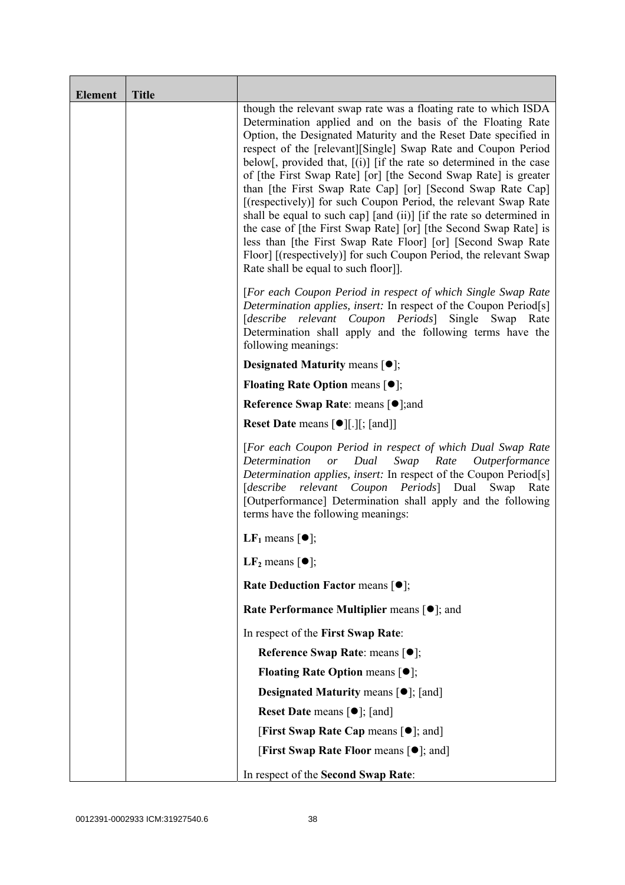| Element | Title | |
|---|---|---|
| | | though the relevant swap rate was a floating rate to which ISDA Determination applied and on the basis of the Floating Rate Option, the Designated Maturity and the Reset Date specified in respect of the [relevant][Single] Swap Rate and Coupon Period below[, provided that, [(i)] [if the rate so determined in the case of [the First Swap Rate] [or] [the Second Swap Rate] is greater than [the First Swap Rate Cap] [or] [Second Swap Rate Cap] [(respectively)] for such Coupon Period, the relevant Swap Rate shall be equal to such cap] [and (ii)] [if the rate so determined in the case of [the First Swap Rate] [or] [the Second Swap Rate] is less than [the First Swap Rate Floor] [or] [Second Swap Rate Floor] [(respectively)] for such Coupon Period, the relevant Swap Rate shall be equal to such floor]].<br><br>[*For each Coupon Period in respect of which Single Swap Rate Determination applies, insert:* In respect of the Coupon Period[s] [*describe relevant Coupon Periods*] Single Swap Rate Determination shall apply and the following terms have the following meanings:<br><br>**Designated Maturity** means [●];<br><br>**Floating Rate Option** means [●];<br><br>**Reference Swap Rate**: means [●];and<br><br>**Reset Date** means [●][.][; [and]]<br><br>[*For each Coupon Period in respect of which Dual Swap Rate Determination or Dual Swap Rate Outperformance Determination applies, insert:* In respect of the Coupon Period[s] [*describe relevant Coupon Periods*] Dual Swap Rate [Outperformance] Determination shall apply and the following terms have the following meanings:<br><br>$\mathbf{LF_1}$ means [●];<br><br>$\mathbf{LF_2}$ means [●];<br><br>**Rate Deduction Factor** means [●];<br><br>**Rate Performance Multiplier** means [●]; and<br><br>In respect of the **First Swap Rate**:<br><br>**Reference Swap Rate**: means [●];<br><br>**Floating Rate Option** means [●];<br><br>**Designated Maturity** means [●]; [and]<br><br>**Reset Date** means [●]; [and]<br><br>[**First Swap Rate Cap** means [●]; and]<br><br>[**First Swap Rate Floor** means [●]; and]<br><br>In respect of the **Second Swap Rate**: |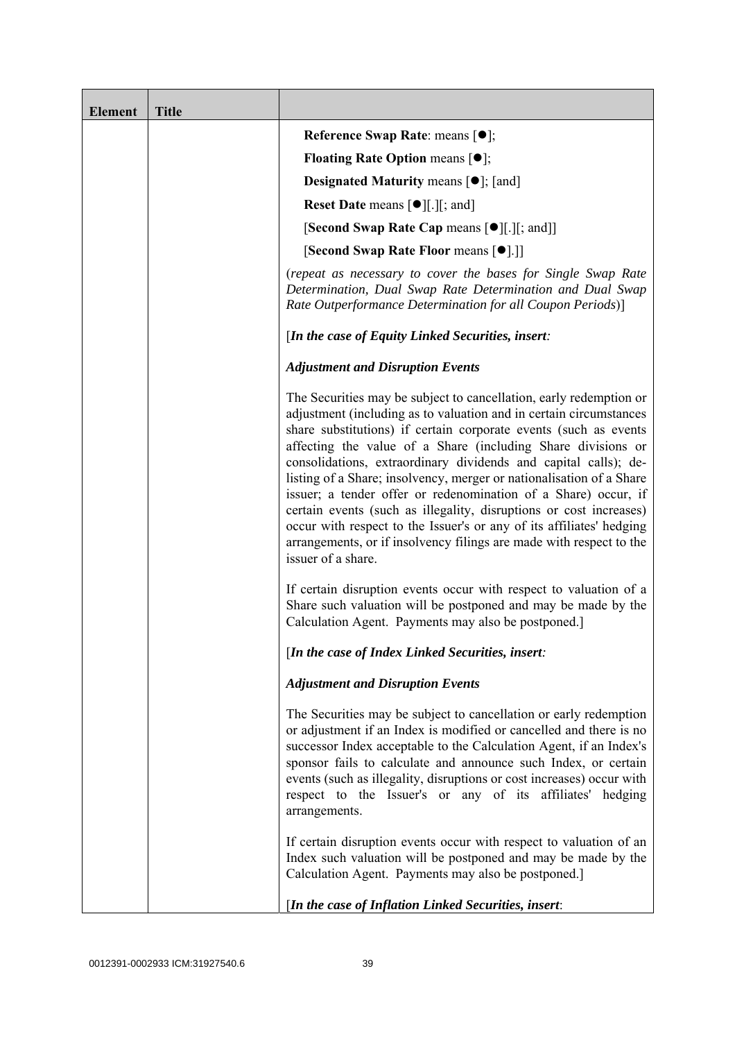| Element | Title | |
|---|---|---|
| | | **Reference Swap Rate**: means [●];<br><br>**Floating Rate Option** means [●];<br><br>**Designated Maturity** means [●]; [and]<br><br>**Reset Date** means [●][.][; and]<br><br>[**Second Swap Rate Cap** means [●][.][; and]]<br><br>[**Second Swap Rate Floor** means [●].]]<br><br>(*repeat as necessary to cover the bases for Single Swap Rate Determination, Dual Swap Rate Determination and Dual Swap Rate Outperformance Determination for all Coupon Periods*)]<br><br>[***In the case of Equity Linked Securities, insert:***<br><br>***Adjustment and Disruption Events***<br><br>The Securities may be subject to cancellation, early redemption or adjustment (including as to valuation and in certain circumstances share substitutions) if certain corporate events (such as events affecting the value of a Share (including Share divisions or consolidations, extraordinary dividends and capital calls); de-listing of a Share; insolvency, merger or nationalisation of a Share issuer; a tender offer or redenomination of a Share) occur, if certain events (such as illegality, disruptions or cost increases) occur with respect to the Issuer's or any of its affiliates' hedging arrangements, or if insolvency filings are made with respect to the issuer of a share.<br><br>If certain disruption events occur with respect to valuation of a Share such valuation will be postponed and may be made by the Calculation Agent. Payments may also be postponed.]<br><br>[***In the case of Index Linked Securities, insert:***<br><br>***Adjustment and Disruption Events***<br><br>The Securities may be subject to cancellation or early redemption or adjustment if an Index is modified or cancelled and there is no successor Index acceptable to the Calculation Agent, if an Index's sponsor fails to calculate and announce such Index, or certain events (such as illegality, disruptions or cost increases) occur with respect to the Issuer's or any of its affiliates' hedging arrangements.<br><br>If certain disruption events occur with respect to valuation of an Index such valuation will be postponed and may be made by the Calculation Agent. Payments may also be postponed.]<br><br>[***In the case of Inflation Linked Securities, insert***: |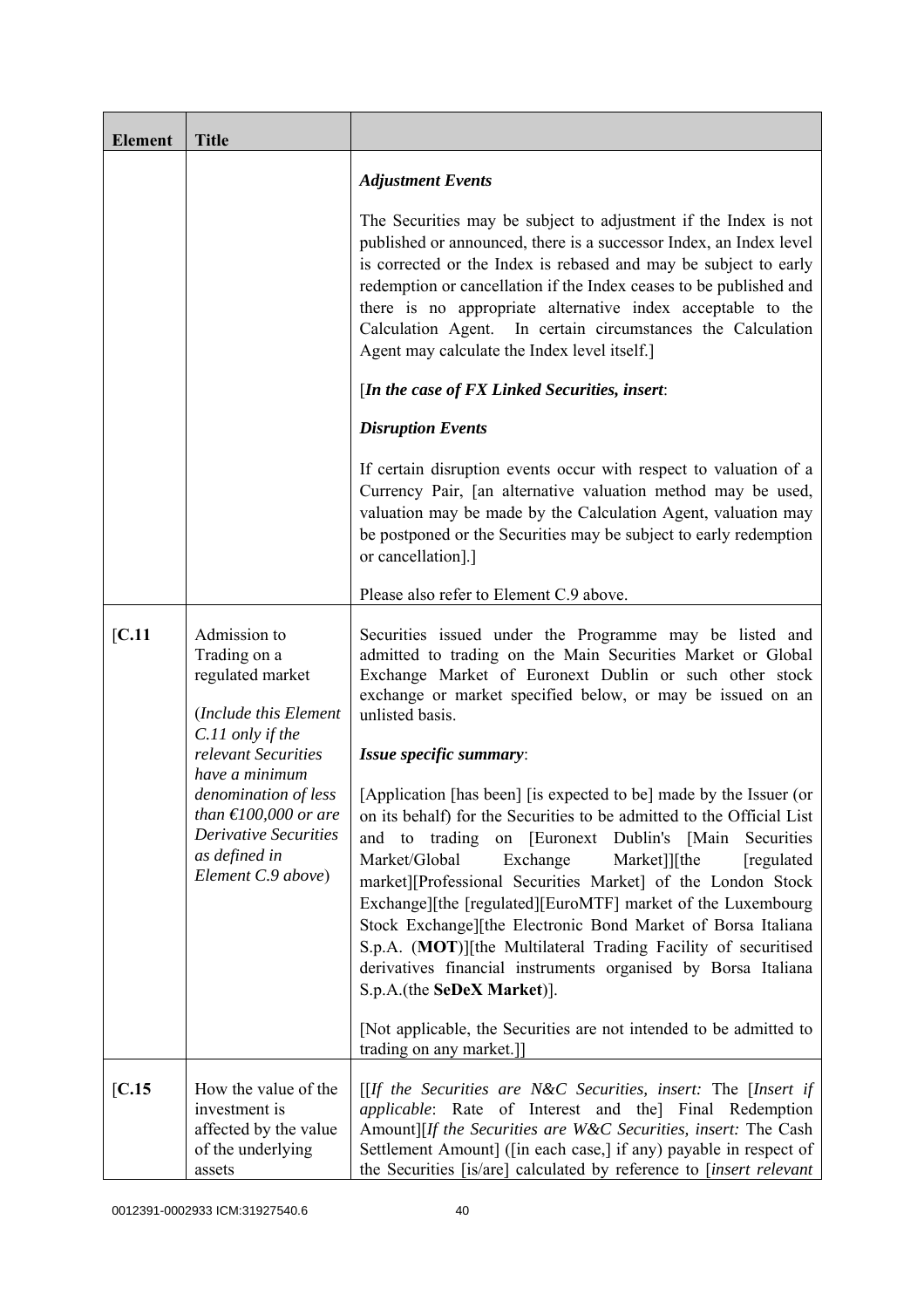| Element | Title | |
|---|---|---|
| | | ***Adjustment Events***<br><br>The Securities may be subject to adjustment if the Index is not published or announced, there is a successor Index, an Index level is corrected or the Index is rebased and may be subject to early redemption or cancellation if the Index ceases to be published and there is no appropriate alternative index acceptable to the Calculation Agent. In certain circumstances the Calculation Agent may calculate the Index level itself.]<br><br>[***In the case of FX Linked Securities, insert***:<br><br>***Disruption Events***<br><br>If certain disruption events occur with respect to valuation of a Currency Pair, [an alternative valuation method may be used, valuation may be made by the Calculation Agent, valuation may be postponed or the Securities may be subject to early redemption or cancellation].]<br><br>Please also refer to Element C.9 above. |
| [**C.11** | Admission to Trading on a regulated market<br><br>(*Include this Element C.11 only if the relevant Securities have a minimum denomination of less than €100,000 or are Derivative Securities as defined in Element C.9 above*) | Securities issued under the Programme may be listed and admitted to trading on the Main Securities Market or Global Exchange Market of Euronext Dublin or such other stock exchange or market specified below, or may be issued on an unlisted basis.<br><br>***Issue specific summary***:<br><br>[Application [has been] [is expected to be] made by the Issuer (or on its behalf) for the Securities to be admitted to the Official List and to trading on [Euronext Dublin's [Main Securities Market/Global Exchange Market]][the [regulated market][Professional Securities Market] of the London Stock Exchange][the [regulated][EuroMTF] market of the Luxembourg Stock Exchange][the Electronic Bond Market of Borsa Italiana S.p.A. (**MOT**)][the Multilateral Trading Facility of securitised derivatives financial instruments organised by Borsa Italiana S.p.A.(the **SeDeX Market**)].<br><br>[Not applicable, the Securities are not intended to be admitted to trading on any market.]] |
| [**C.15** | How the value of the investment is affected by the value of the underlying assets | [[*If the Securities are N&C Securities, insert:* The [*Insert if applicable*: Rate of Interest and the] Final Redemption Amount][*If the Securities are W&C Securities, insert:* The Cash Settlement Amount] ([in each case,] if any) payable in respect of the Securities [is/are] calculated by reference to [*insert relevant* |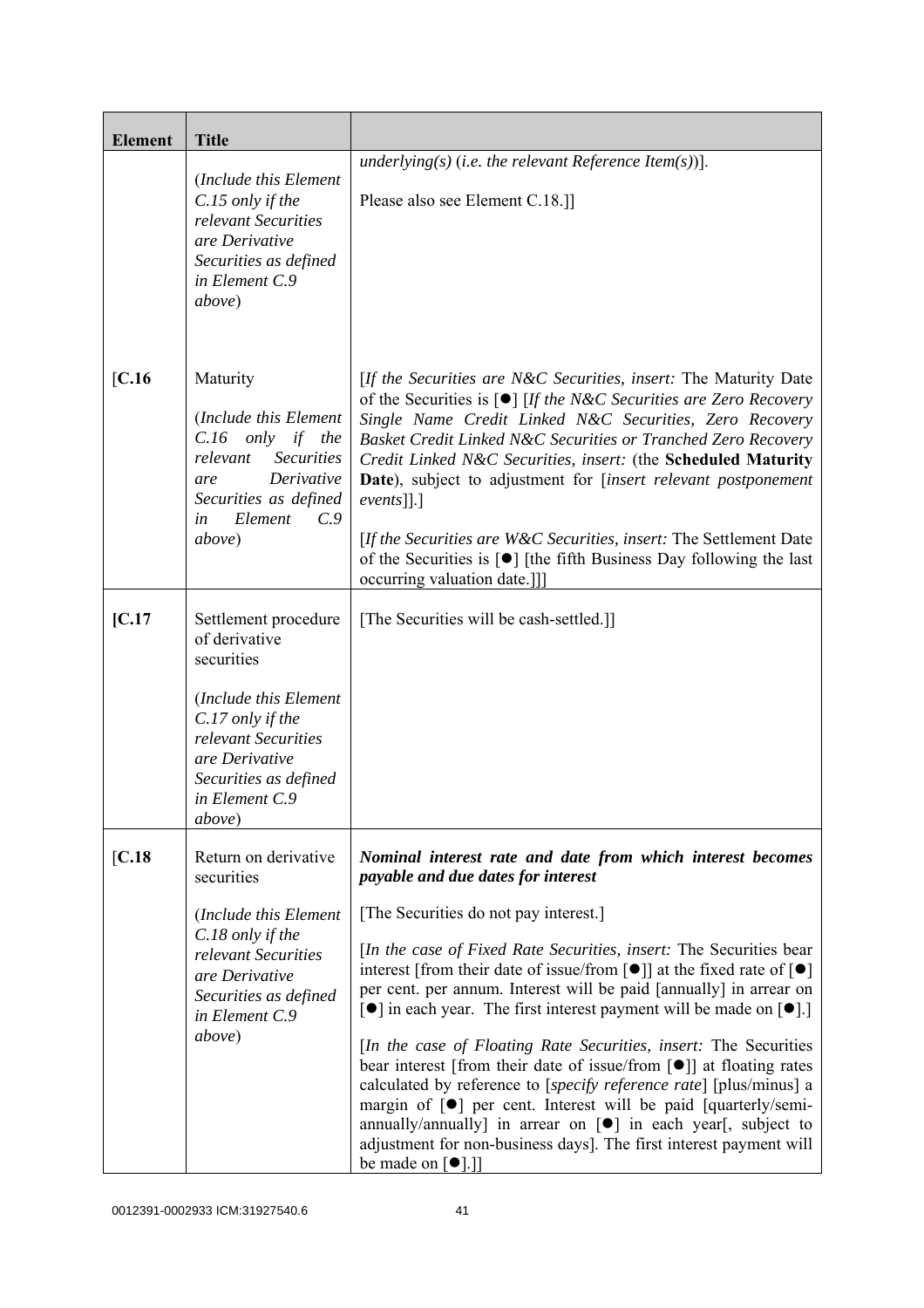| Element | Title | |
|---|---|---|
| | (*Include this Element C.15 only if the relevant Securities are Derivative Securities as defined in Element C.9 above*) | *underlying(s)* (*i.e. the relevant Reference Item(s)*)].<br><br>Please also see Element C.18.]] |
| [C.16 | Maturity<br><br>(*Include this Element C.16 only if the relevant Securities are Derivative Securities as defined in Element C.9 above*) | [*If the Securities are N&C Securities, insert:* The Maturity Date of the Securities is [●] [*If the N&C Securities are Zero Recovery Single Name Credit Linked N&C Securities, Zero Recovery Basket Credit Linked N&C Securities or Tranched Zero Recovery Credit Linked N&C Securities, insert:* (the **Scheduled Maturity Date**), subject to adjustment for [*insert relevant postponement events*]].]<br><br>[*If the Securities are W&C Securities, insert:* The Settlement Date of the Securities is [●] [the fifth Business Day following the last occurring valuation date.]]] |
| [C.17 | Settlement procedure of derivative securities<br><br>(*Include this Element C.17 only if the relevant Securities are Derivative Securities as defined in Element C.9 above*) | [The Securities will be cash-settled.]] |
| [C.18 | Return on derivative securities<br><br>(*Include this Element C.18 only if the relevant Securities are Derivative Securities as defined in Element C.9 above*) | ***Nominal interest rate and date from which interest becomes payable and due dates for interest***<br><br>[The Securities do not pay interest.]<br><br>[*In the case of Fixed Rate Securities, insert:* The Securities bear interest [from their date of issue/from [●]] at the fixed rate of [●] per cent. per annum. Interest will be paid [annually] in arrear on [●] in each year. The first interest payment will be made on [●].]<br><br>[*In the case of Floating Rate Securities, insert:* The Securities bear interest [from their date of issue/from [●]] at floating rates calculated by reference to [*specify reference rate*] [plus/minus] a margin of [●] per cent. Interest will be paid [quarterly/semi-annually/annually] in arrear on [●] in each year[, subject to adjustment for non-business days]. The first interest payment will be made on [●].]] |

0012391-0002933 ICM:31927540.6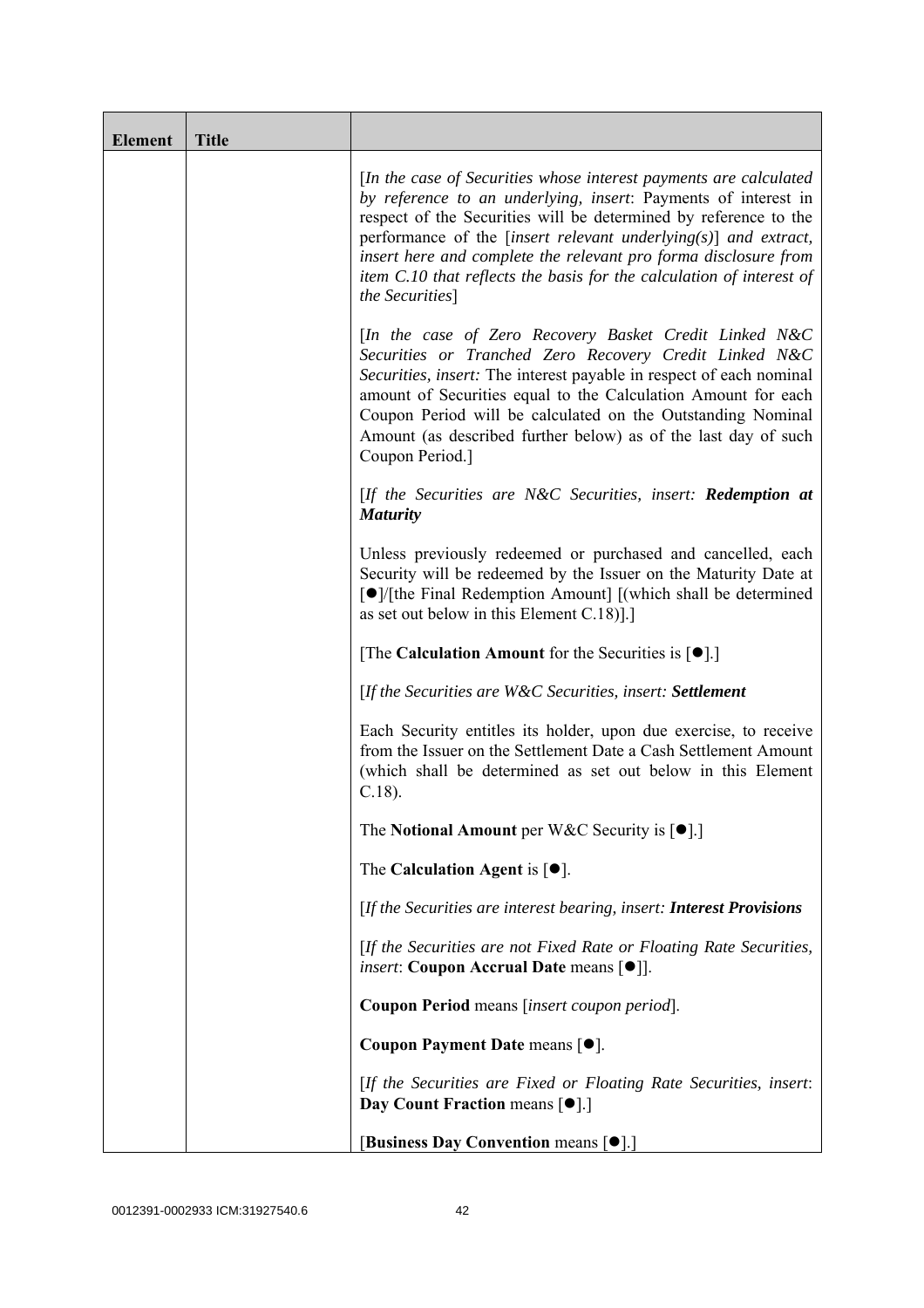| Element | Title | |
|---|---|---|
| | | [*In the case of Securities whose interest payments are calculated by reference to an underlying, insert*: Payments of interest in respect of the Securities will be determined by reference to the performance of the [*insert relevant underlying(s)*] *and extract, insert here and complete the relevant pro forma disclosure from item C.10 that reflects the basis for the calculation of interest of the Securities*]<br><br>[*In the case of Zero Recovery Basket Credit Linked N&C Securities or Tranched Zero Recovery Credit Linked N&C Securities, insert:* The interest payable in respect of each nominal amount of Securities equal to the Calculation Amount for each Coupon Period will be calculated on the Outstanding Nominal Amount (as described further below) as of the last day of such Coupon Period.]<br><br>[*If the Securities are N&C Securities, insert:* ***Redemption at Maturity***<br><br>Unless previously redeemed or purchased and cancelled, each Security will be redeemed by the Issuer on the Maturity Date at [●]/[the Final Redemption Amount] [(which shall be determined as set out below in this Element C.18)].]<br><br>[The **Calculation Amount** for the Securities is [●].]<br><br>[*If the Securities are W&C Securities, insert:* ***Settlement***<br><br>Each Security entitles its holder, upon due exercise, to receive from the Issuer on the Settlement Date a Cash Settlement Amount (which shall be determined as set out below in this Element C.18).<br><br>The **Notional Amount** per W&C Security is [●].]<br><br>The **Calculation Agent** is [●].<br><br>[*If the Securities are interest bearing, insert:* ***Interest Provisions***<br><br>[*If the Securities are not Fixed Rate or Floating Rate Securities, insert*: **Coupon Accrual Date** means [●]].<br><br>**Coupon Period** means [*insert coupon period*].<br><br>**Coupon Payment Date** means [●].<br><br>[*If the Securities are Fixed or Floating Rate Securities, insert*: **Day Count Fraction** means [●].]<br><br>[**Business Day Convention** means [●].] |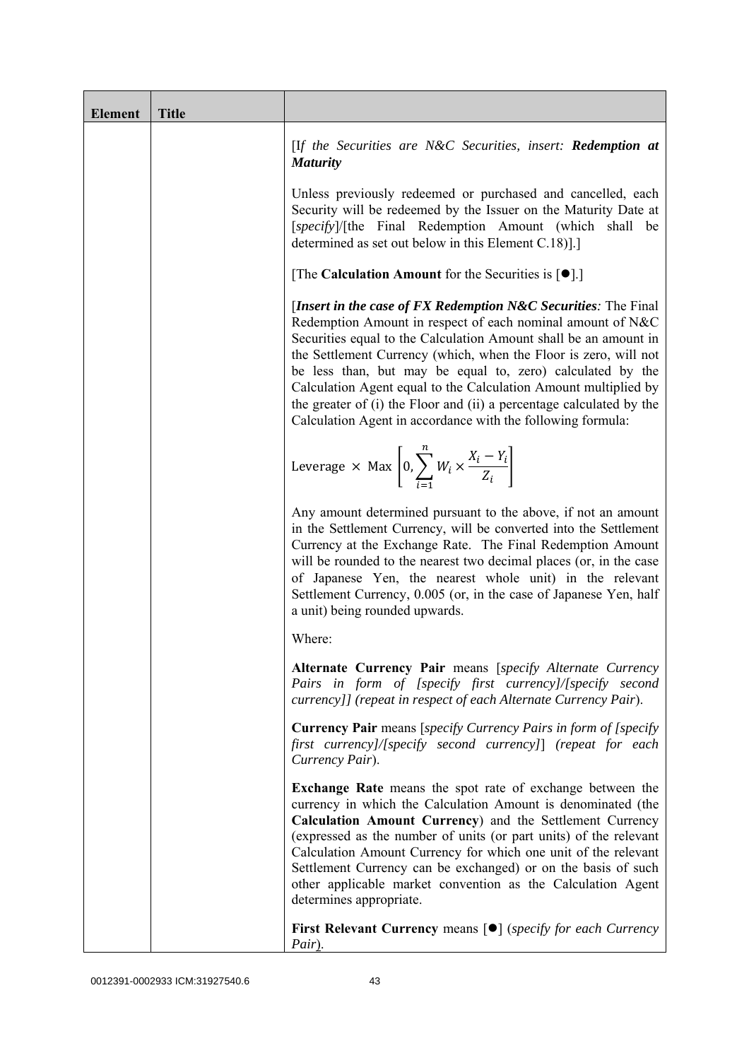| Element | Title | |
|---|---|---|
| | | [*If the Securities are N&C Securities, insert:* ***Redemption at Maturity***<br><br>Unless previously redeemed or purchased and cancelled, each Security will be redeemed by the Issuer on the Maturity Date at [*specify*]/[the Final Redemption Amount (which shall be determined as set out below in this Element C.18)].]<br><br>[The **Calculation Amount** for the Securities is [●].]<br><br>[***Insert in the case of FX Redemption N&C Securities****:* The Final Redemption Amount in respect of each nominal amount of N&C Securities equal to the Calculation Amount shall be an amount in the Settlement Currency (which, when the Floor is zero, will not be less than, but may be equal to, zero) calculated by the Calculation Agent equal to the Calculation Amount multiplied by the greater of (i) the Floor and (ii) a percentage calculated by the Calculation Agent in accordance with the following formula:<br><br>$$\text{Leverage} \times \text{Max}\left[0, \sum_{i=1}^{n} W_i \times \frac{X_i - Y_i}{Z_i}\right]$$<br><br>Any amount determined pursuant to the above, if not an amount in the Settlement Currency, will be converted into the Settlement Currency at the Exchange Rate. The Final Redemption Amount will be rounded to the nearest two decimal places (or, in the case of Japanese Yen, the nearest whole unit) in the relevant Settlement Currency, 0.005 (or, in the case of Japanese Yen, half a unit) being rounded upwards.<br><br>Where:<br><br>**Alternate Currency Pair** means [*specify Alternate Currency Pairs in form of [specify first currency]/[specify second currency]] (repeat in respect of each Alternate Currency Pair*).<br><br>**Currency Pair** means [*specify Currency Pairs in form of [specify first currency]/[specify second currency]*] (*repeat for each Currency Pair*).<br><br>**Exchange Rate** means the spot rate of exchange between the currency in which the Calculation Amount is denominated (the **Calculation Amount Currency**) and the Settlement Currency (expressed as the number of units (or part units) of the relevant Calculation Amount Currency for which one unit of the relevant Settlement Currency can be exchanged) or on the basis of such other applicable market convention as the Calculation Agent determines appropriate.<br><br>**First Relevant Currency** means [●] (*specify for each Currency Pair*). |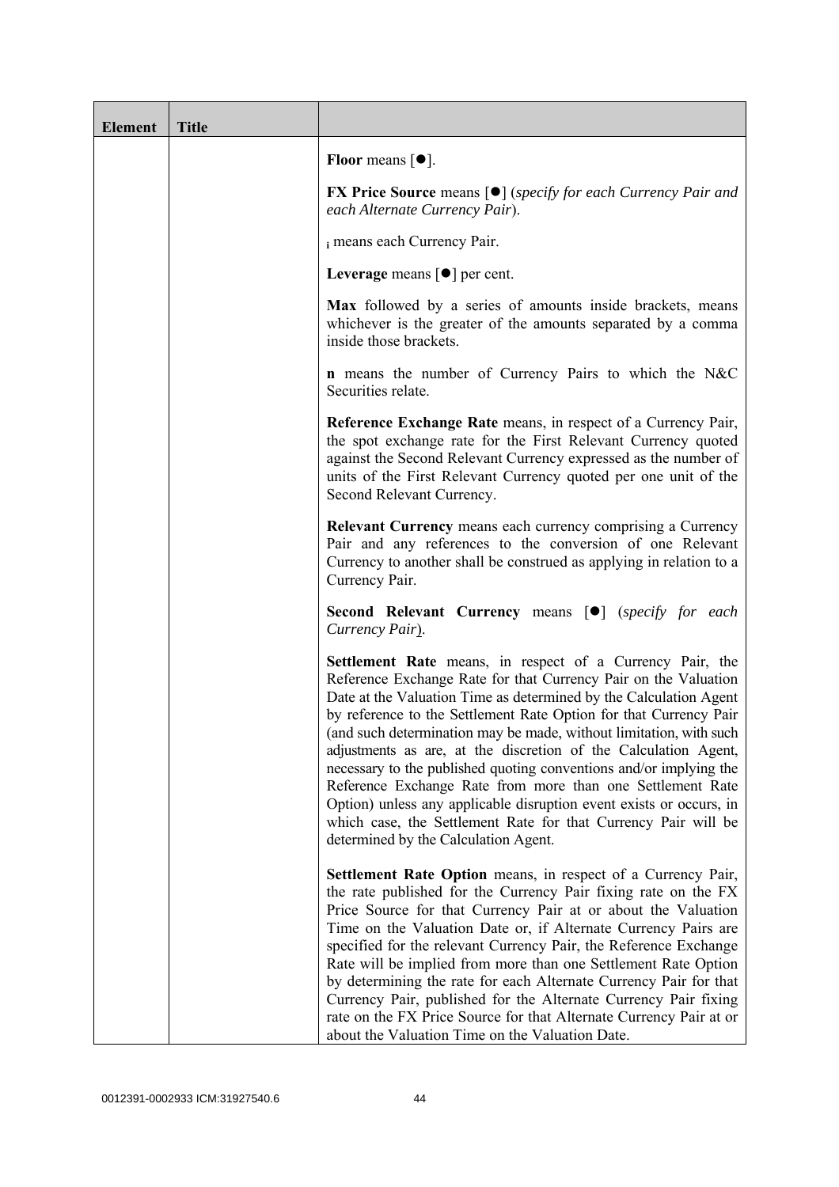| Element | Title | |
|---|---|---|
| | | **Floor** means [●].<br><br>**FX Price Source** means [●] (*specify for each Currency Pair and each Alternate Currency Pair*).<br><br>$_i$ means each Currency Pair.<br><br>**Leverage** means [●] per cent.<br><br>**Max** followed by a series of amounts inside brackets, means whichever is the greater of the amounts separated by a comma inside those brackets.<br><br>**n** means the number of Currency Pairs to which the N&C Securities relate.<br><br>**Reference Exchange Rate** means, in respect of a Currency Pair, the spot exchange rate for the First Relevant Currency quoted against the Second Relevant Currency expressed as the number of units of the First Relevant Currency quoted per one unit of the Second Relevant Currency.<br><br>**Relevant Currency** means each currency comprising a Currency Pair and any references to the conversion of one Relevant Currency to another shall be construed as applying in relation to a Currency Pair.<br><br>**Second Relevant Currency** means [●] (*specify for each Currency Pair*).<br><br>**Settlement Rate** means, in respect of a Currency Pair, the Reference Exchange Rate for that Currency Pair on the Valuation Date at the Valuation Time as determined by the Calculation Agent by reference to the Settlement Rate Option for that Currency Pair (and such determination may be made, without limitation, with such adjustments as are, at the discretion of the Calculation Agent, necessary to the published quoting conventions and/or implying the Reference Exchange Rate from more than one Settlement Rate Option) unless any applicable disruption event exists or occurs, in which case, the Settlement Rate for that Currency Pair will be determined by the Calculation Agent.<br><br>**Settlement Rate Option** means, in respect of a Currency Pair, the rate published for the Currency Pair fixing rate on the FX Price Source for that Currency Pair at or about the Valuation Time on the Valuation Date or, if Alternate Currency Pairs are specified for the relevant Currency Pair, the Reference Exchange Rate will be implied from more than one Settlement Rate Option by determining the rate for each Alternate Currency Pair for that Currency Pair, published for the Alternate Currency Pair fixing rate on the FX Price Source for that Alternate Currency Pair at or about the Valuation Time on the Valuation Date. |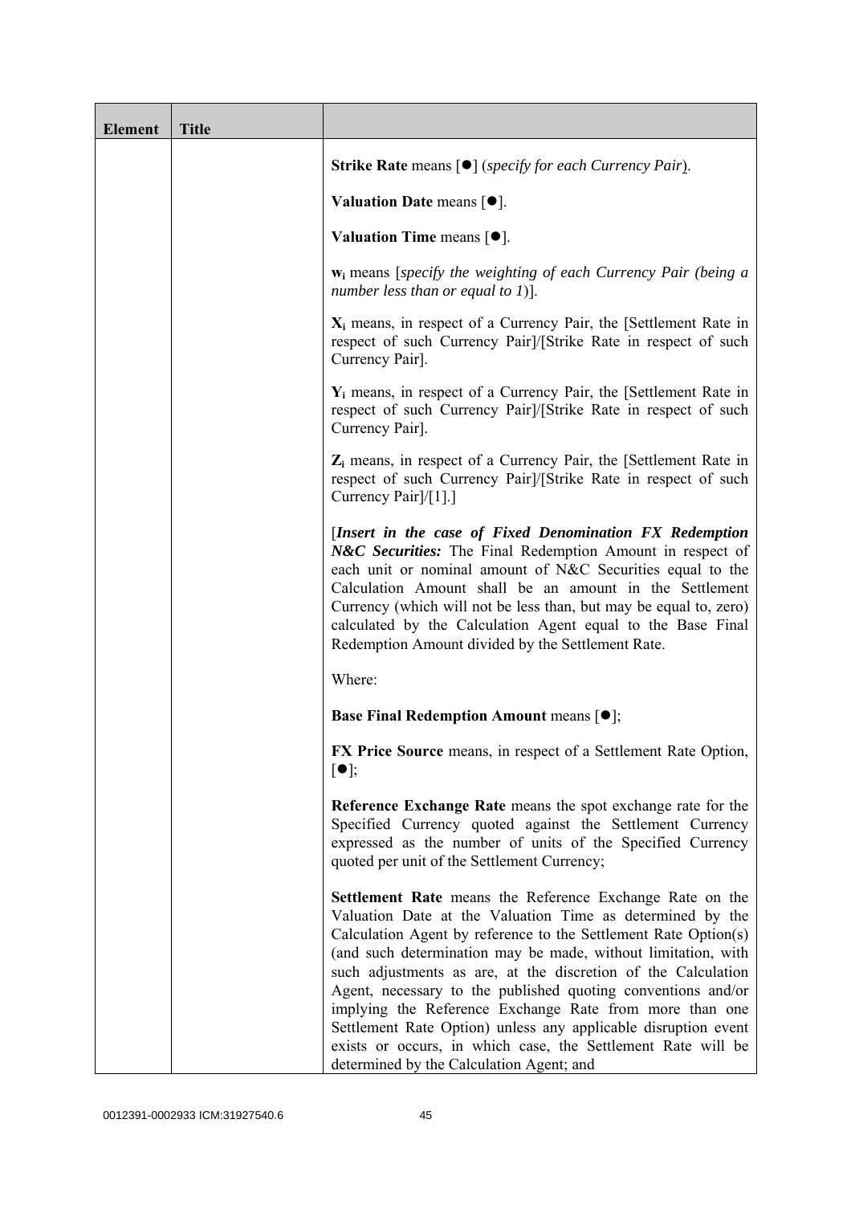| Element | Title | |
|---|---|---|
| | | **Strike Rate** means [●] (*specify for each Currency Pair*).<br><br>**Valuation Date** means [●].<br><br>**Valuation Time** means [●].<br><br>$\mathbf{w_i}$ means [*specify the weighting of each Currency Pair (being a number less than or equal to 1)*].<br><br>$\mathbf{X_i}$ means, in respect of a Currency Pair, the [Settlement Rate in respect of such Currency Pair]/[Strike Rate in respect of such Currency Pair].<br><br>$\mathbf{Y_i}$ means, in respect of a Currency Pair, the [Settlement Rate in respect of such Currency Pair]/[Strike Rate in respect of such Currency Pair].<br><br>$\mathbf{Z_i}$ means, in respect of a Currency Pair, the [Settlement Rate in respect of such Currency Pair]/[Strike Rate in respect of such Currency Pair]/[1].]<br><br>[***Insert in the case of Fixed Denomination FX Redemption N&C Securities:*** The Final Redemption Amount in respect of each unit or nominal amount of N&C Securities equal to the Calculation Amount shall be an amount in the Settlement Currency (which will not be less than, but may be equal to, zero) calculated by the Calculation Agent equal to the Base Final Redemption Amount divided by the Settlement Rate.<br><br>Where:<br><br>**Base Final Redemption Amount** means [●];<br><br>**FX Price Source** means, in respect of a Settlement Rate Option, [●];<br><br>**Reference Exchange Rate** means the spot exchange rate for the Specified Currency quoted against the Settlement Currency expressed as the number of units of the Specified Currency quoted per unit of the Settlement Currency;<br><br>**Settlement Rate** means the Reference Exchange Rate on the Valuation Date at the Valuation Time as determined by the Calculation Agent by reference to the Settlement Rate Option(s) (and such determination may be made, without limitation, with such adjustments as are, at the discretion of the Calculation Agent, necessary to the published quoting conventions and/or implying the Reference Exchange Rate from more than one Settlement Rate Option) unless any applicable disruption event exists or occurs, in which case, the Settlement Rate will be determined by the Calculation Agent; and |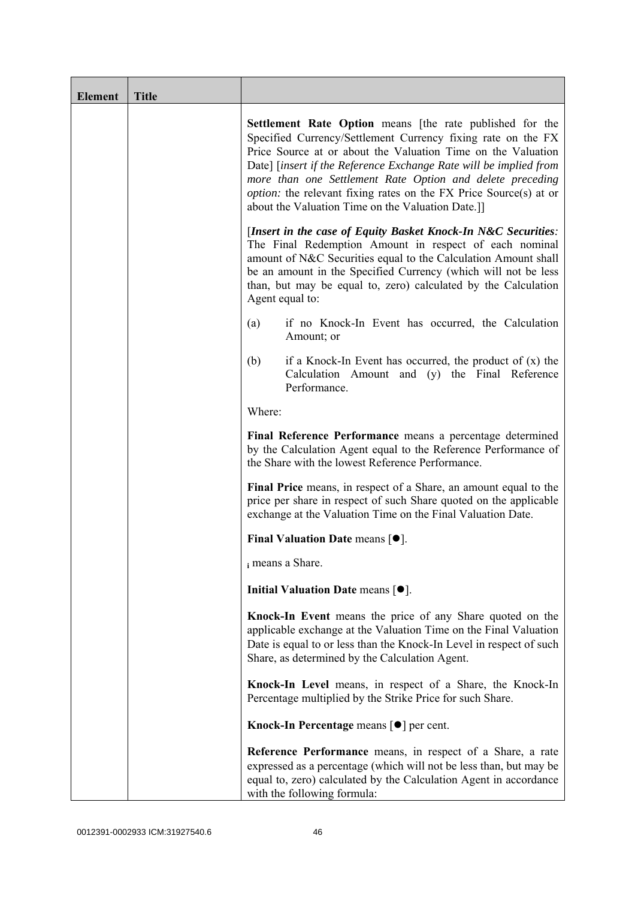| Element | Title | |
|---|---|---|
| | | **Settlement Rate Option** means [the rate published for the Specified Currency/Settlement Currency fixing rate on the FX Price Source at or about the Valuation Time on the Valuation Date] [*insert if the Reference Exchange Rate will be implied from more than one Settlement Rate Option and delete preceding option:* the relevant fixing rates on the FX Price Source(s) at or about the Valuation Time on the Valuation Date.]]<br><br>[***Insert in the case of Equity Basket Knock-In N&C Securities:*** The Final Redemption Amount in respect of each nominal amount of N&C Securities equal to the Calculation Amount shall be an amount in the Specified Currency (which will not be less than, but may be equal to, zero) calculated by the Calculation Agent equal to:<br><br>(a) if no Knock-In Event has occurred, the Calculation Amount; or<br><br>(b) if a Knock-In Event has occurred, the product of (x) the Calculation Amount and (y) the Final Reference Performance.<br><br>Where:<br><br>**Final Reference Performance** means a percentage determined by the Calculation Agent equal to the Reference Performance of the Share with the lowest Reference Performance.<br><br>**Final Price** means, in respect of a Share, an amount equal to the price per share in respect of such Share quoted on the applicable exchange at the Valuation Time on the Final Valuation Date.<br><br>**Final Valuation Date** means [●].<br><br>$_i$ means a Share.<br><br>**Initial Valuation Date** means [●].<br><br>**Knock-In Event** means the price of any Share quoted on the applicable exchange at the Valuation Time on the Final Valuation Date is equal to or less than the Knock-In Level in respect of such Share, as determined by the Calculation Agent.<br><br>**Knock-In Level** means, in respect of a Share, the Knock-In Percentage multiplied by the Strike Price for such Share.<br><br>**Knock-In Percentage** means [●] per cent.<br><br>**Reference Performance** means, in respect of a Share, a rate expressed as a percentage (which will not be less than, but may be equal to, zero) calculated by the Calculation Agent in accordance with the following formula: |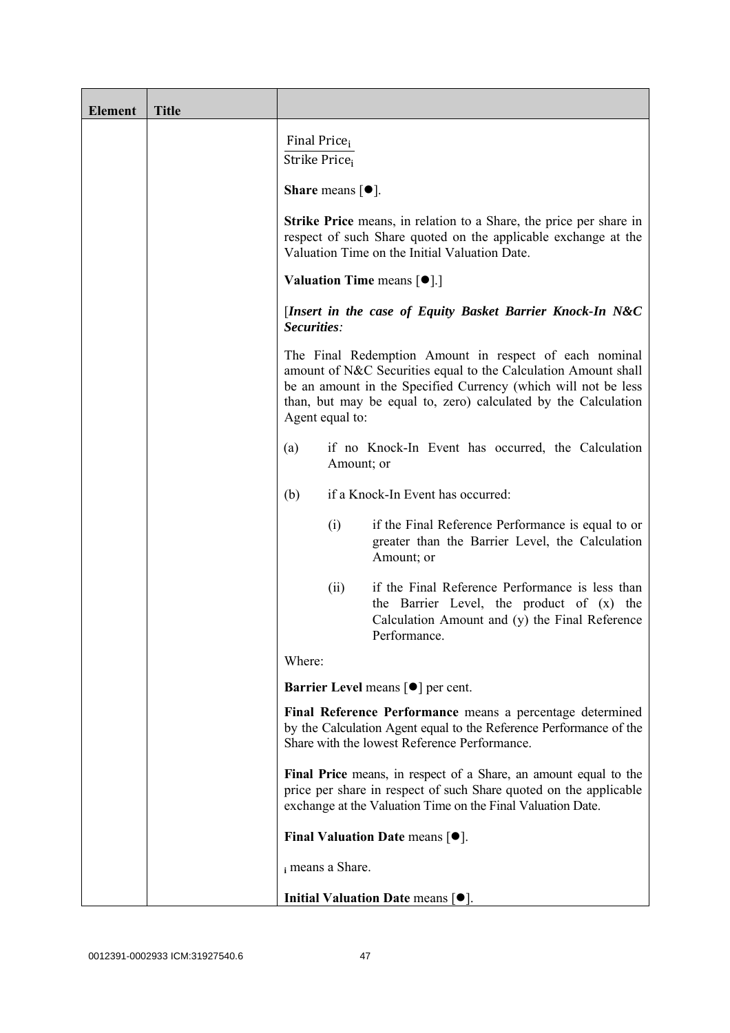| Element | Title | |
|---|---|---|
| | | $\frac{\text{Final Price}_i}{\text{Strike Price}_i}$<br><br>**Share** means [●].<br><br>**Strike Price** means, in relation to a Share, the price per share in respect of such Share quoted on the applicable exchange at the Valuation Time on the Initial Valuation Date.<br><br>**Valuation Time** means [●].]<br><br>[***Insert in the case of Equity Basket Barrier Knock-In N&C Securities:***<br><br>The Final Redemption Amount in respect of each nominal amount of N&C Securities equal to the Calculation Amount shall be an amount in the Specified Currency (which will not be less than, but may be equal to, zero) calculated by the Calculation Agent equal to:<br><br>(a) if no Knock-In Event has occurred, the Calculation Amount; or<br><br>(b) if a Knock-In Event has occurred:<br><br>(i) if the Final Reference Performance is equal to or greater than the Barrier Level, the Calculation Amount; or<br><br>(ii) if the Final Reference Performance is less than the Barrier Level, the product of (x) the Calculation Amount and (y) the Final Reference Performance.<br><br>Where:<br><br>**Barrier Level** means [●] per cent.<br><br>**Final Reference Performance** means a percentage determined by the Calculation Agent equal to the Reference Performance of the Share with the lowest Reference Performance.<br><br>**Final Price** means, in respect of a Share, an amount equal to the price per share in respect of such Share quoted on the applicable exchange at the Valuation Time on the Final Valuation Date.<br><br>**Final Valuation Date** means [●].<br><br>$_i$ means a Share.<br><br>**Initial Valuation Date** means [●]. |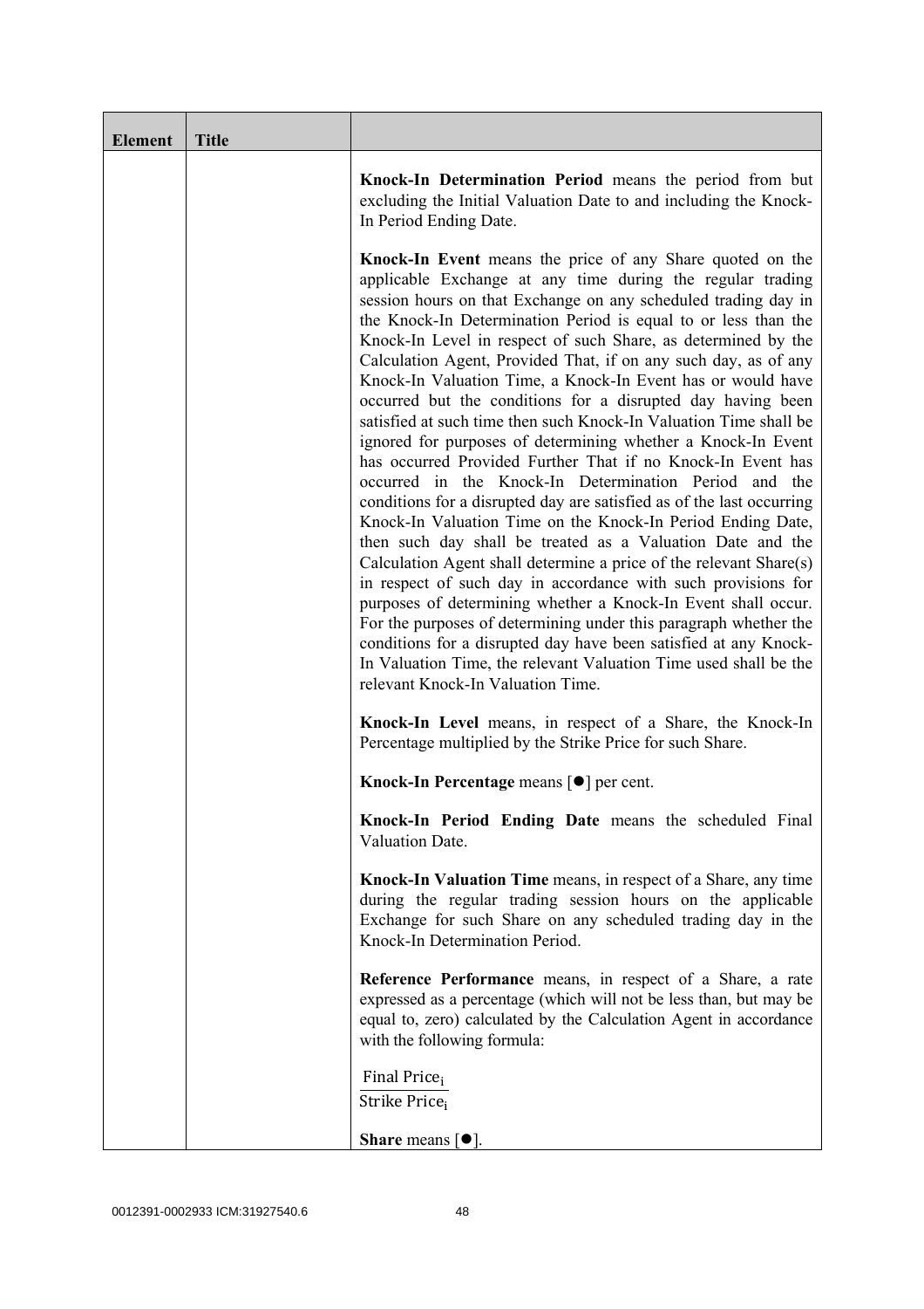| Element | Title | |
|---|---|---|
| | | **Knock-In Determination Period** means the period from but excluding the Initial Valuation Date to and including the Knock-In Period Ending Date.<br><br>**Knock-In Event** means the price of any Share quoted on the applicable Exchange at any time during the regular trading session hours on that Exchange on any scheduled trading day in the Knock-In Determination Period is equal to or less than the Knock-In Level in respect of such Share, as determined by the Calculation Agent, Provided That, if on any such day, as of any Knock-In Valuation Time, a Knock-In Event has or would have occurred but the conditions for a disrupted day having been satisfied at such time then such Knock-In Valuation Time shall be ignored for purposes of determining whether a Knock-In Event has occurred Provided Further That if no Knock-In Event has occurred in the Knock-In Determination Period and the conditions for a disrupted day are satisfied as of the last occurring Knock-In Valuation Time on the Knock-In Period Ending Date, then such day shall be treated as a Valuation Date and the Calculation Agent shall determine a price of the relevant Share(s) in respect of such day in accordance with such provisions for purposes of determining whether a Knock-In Event shall occur. For the purposes of determining under this paragraph whether the conditions for a disrupted day have been satisfied at any Knock-In Valuation Time, the relevant Valuation Time used shall be the relevant Knock-In Valuation Time.<br><br>**Knock-In Level** means, in respect of a Share, the Knock-In Percentage multiplied by the Strike Price for such Share.<br><br>**Knock-In Percentage** means [●] per cent.<br><br>**Knock-In Period Ending Date** means the scheduled Final Valuation Date.<br><br>**Knock-In Valuation Time** means, in respect of a Share, any time during the regular trading session hours on the applicable Exchange for such Share on any scheduled trading day in the Knock-In Determination Period.<br><br>**Reference Performance** means, in respect of a Share, a rate expressed as a percentage (which will not be less than, but may be equal to, zero) calculated by the Calculation Agent in accordance with the following formula:<br><br>$\frac{\text{Final Price}_i}{\text{Strike Price}_i}$<br><br>**Share** means [●]. |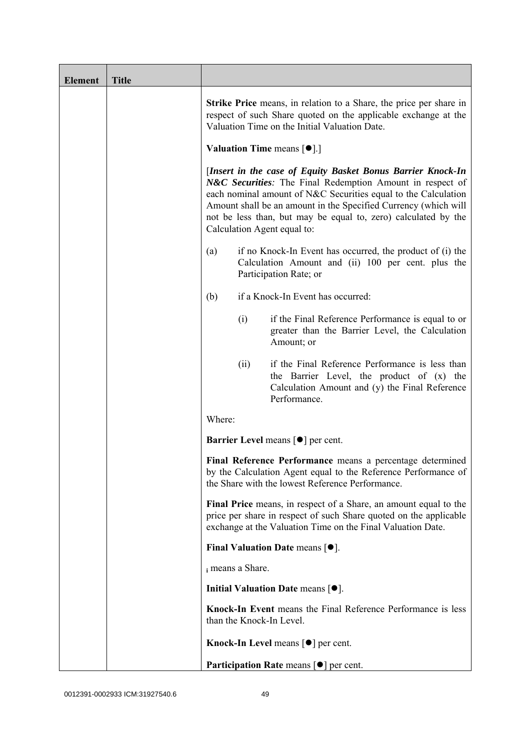| Element | Title | |
|---|---|---|
| | | **Strike Price** means, in relation to a Share, the price per share in respect of such Share quoted on the applicable exchange at the Valuation Time on the Initial Valuation Date.<br><br>**Valuation Time** means [●].]<br><br>[***Insert in the case of Equity Basket Bonus Barrier Knock-In N&C Securities****:* The Final Redemption Amount in respect of each nominal amount of N&C Securities equal to the Calculation Amount shall be an amount in the Specified Currency (which will not be less than, but may be equal to, zero) calculated by the Calculation Agent equal to:<br><br>(a) if no Knock-In Event has occurred, the product of (i) the Calculation Amount and (ii) 100 per cent. plus the Participation Rate; or<br><br>(b) if a Knock-In Event has occurred:<br><br>(i) if the Final Reference Performance is equal to or greater than the Barrier Level, the Calculation Amount; or<br><br>(ii) if the Final Reference Performance is less than the Barrier Level, the product of (x) the Calculation Amount and (y) the Final Reference Performance.<br><br>Where:<br><br>**Barrier Level** means [●] per cent.<br><br>**Final Reference Performance** means a percentage determined by the Calculation Agent equal to the Reference Performance of the Share with the lowest Reference Performance.<br><br>**Final Price** means, in respect of a Share, an amount equal to the price per share in respect of such Share quoted on the applicable exchange at the Valuation Time on the Final Valuation Date.<br><br>**Final Valuation Date** means [●].<br><br>$_i$ means a Share.<br><br>**Initial Valuation Date** means [●].<br><br>**Knock-In Event** means the Final Reference Performance is less than the Knock-In Level.<br><br>**Knock-In Level** means [●] per cent.<br><br>**Participation Rate** means [●] per cent. |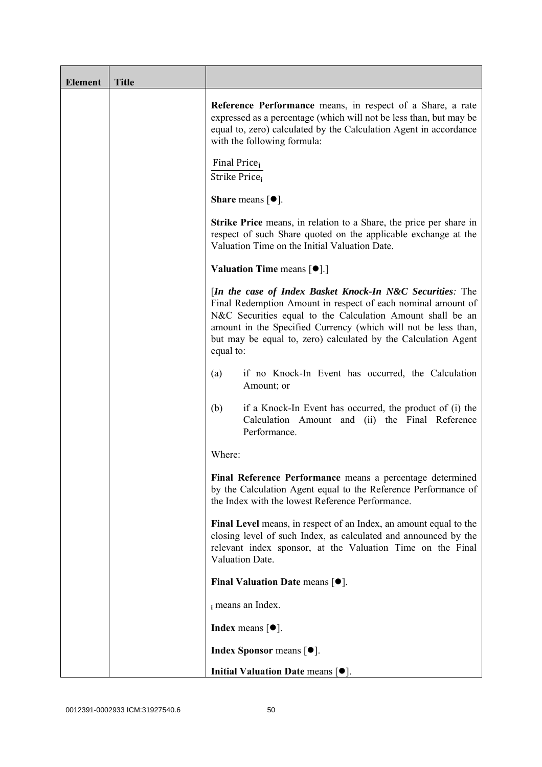| Element | Title | |
|---|---|---|
| | | **Reference Performance** means, in respect of a Share, a rate expressed as a percentage (which will not be less than, but may be equal to, zero) calculated by the Calculation Agent in accordance with the following formula:<br><br>$\frac{\text{Final Price}_i}{\text{Strike Price}_i}$<br><br>**Share** means [●].<br><br>**Strike Price** means, in relation to a Share, the price per share in respect of such Share quoted on the applicable exchange at the Valuation Time on the Initial Valuation Date.<br><br>**Valuation Time** means [●].]<br><br>[***In the case of Index Basket Knock-In N&C Securities:*** The Final Redemption Amount in respect of each nominal amount of N&C Securities equal to the Calculation Amount shall be an amount in the Specified Currency (which will not be less than, but may be equal to, zero) calculated by the Calculation Agent equal to:<br><br>(a) if no Knock-In Event has occurred, the Calculation Amount; or<br><br>(b) if a Knock-In Event has occurred, the product of (i) the Calculation Amount and (ii) the Final Reference Performance.<br><br>Where:<br><br>**Final Reference Performance** means a percentage determined by the Calculation Agent equal to the Reference Performance of the Index with the lowest Reference Performance.<br><br>**Final Level** means, in respect of an Index, an amount equal to the closing level of such Index, as calculated and announced by the relevant index sponsor, at the Valuation Time on the Final Valuation Date.<br><br>**Final Valuation Date** means [●].<br><br>$_i$ means an Index.<br><br>**Index** means [●].<br><br>**Index Sponsor** means [●].<br><br>**Initial Valuation Date** means [●]. |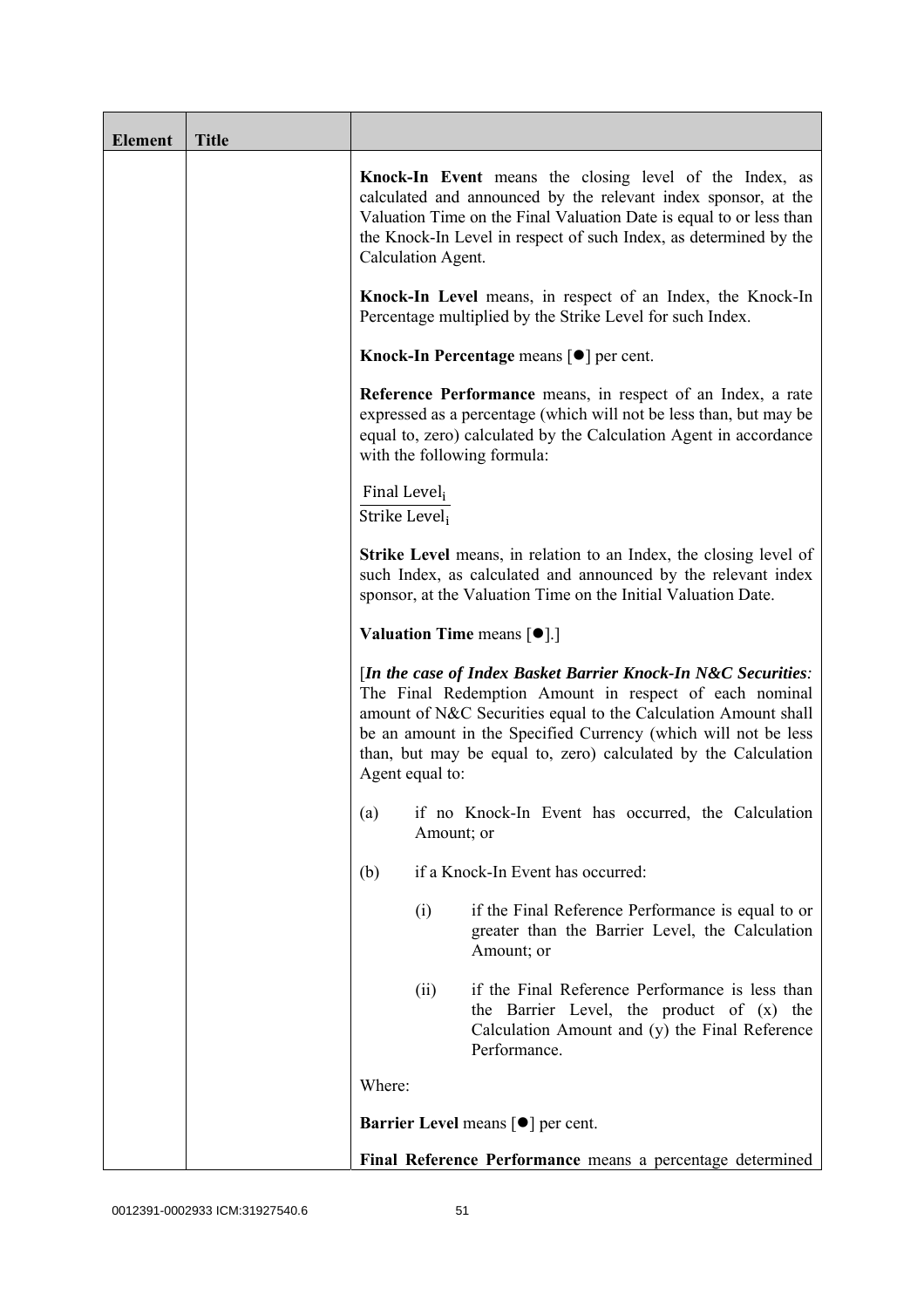| Element | Title | |
|---|---|---|
| | | **Knock-In Event** means the closing level of the Index, as calculated and announced by the relevant index sponsor, at the Valuation Time on the Final Valuation Date is equal to or less than the Knock-In Level in respect of such Index, as determined by the Calculation Agent.<br><br>**Knock-In Level** means, in respect of an Index, the Knock-In Percentage multiplied by the Strike Level for such Index.<br><br>**Knock-In Percentage** means [●] per cent.<br><br>**Reference Performance** means, in respect of an Index, a rate expressed as a percentage (which will not be less than, but may be equal to, zero) calculated by the Calculation Agent in accordance with the following formula:<br><br>$\frac{\text{Final Level}_i}{\text{Strike Level}_i}$<br><br>**Strike Level** means, in relation to an Index, the closing level of such Index, as calculated and announced by the relevant index sponsor, at the Valuation Time on the Initial Valuation Date.<br><br>**Valuation Time** means [●].]<br><br>[***In the case of Index Basket Barrier Knock-In N&C Securities:*** The Final Redemption Amount in respect of each nominal amount of N&C Securities equal to the Calculation Amount shall be an amount in the Specified Currency (which will not be less than, but may be equal to, zero) calculated by the Calculation Agent equal to:<br><br>(a) if no Knock-In Event has occurred, the Calculation Amount; or<br><br>(b) if a Knock-In Event has occurred:<br><br>(i) if the Final Reference Performance is equal to or greater than the Barrier Level, the Calculation Amount; or<br><br>(ii) if the Final Reference Performance is less than the Barrier Level, the product of (x) the Calculation Amount and (y) the Final Reference Performance.<br><br>Where:<br><br>**Barrier Level** means [●] per cent.<br><br>**Final Reference Performance** means a percentage determined |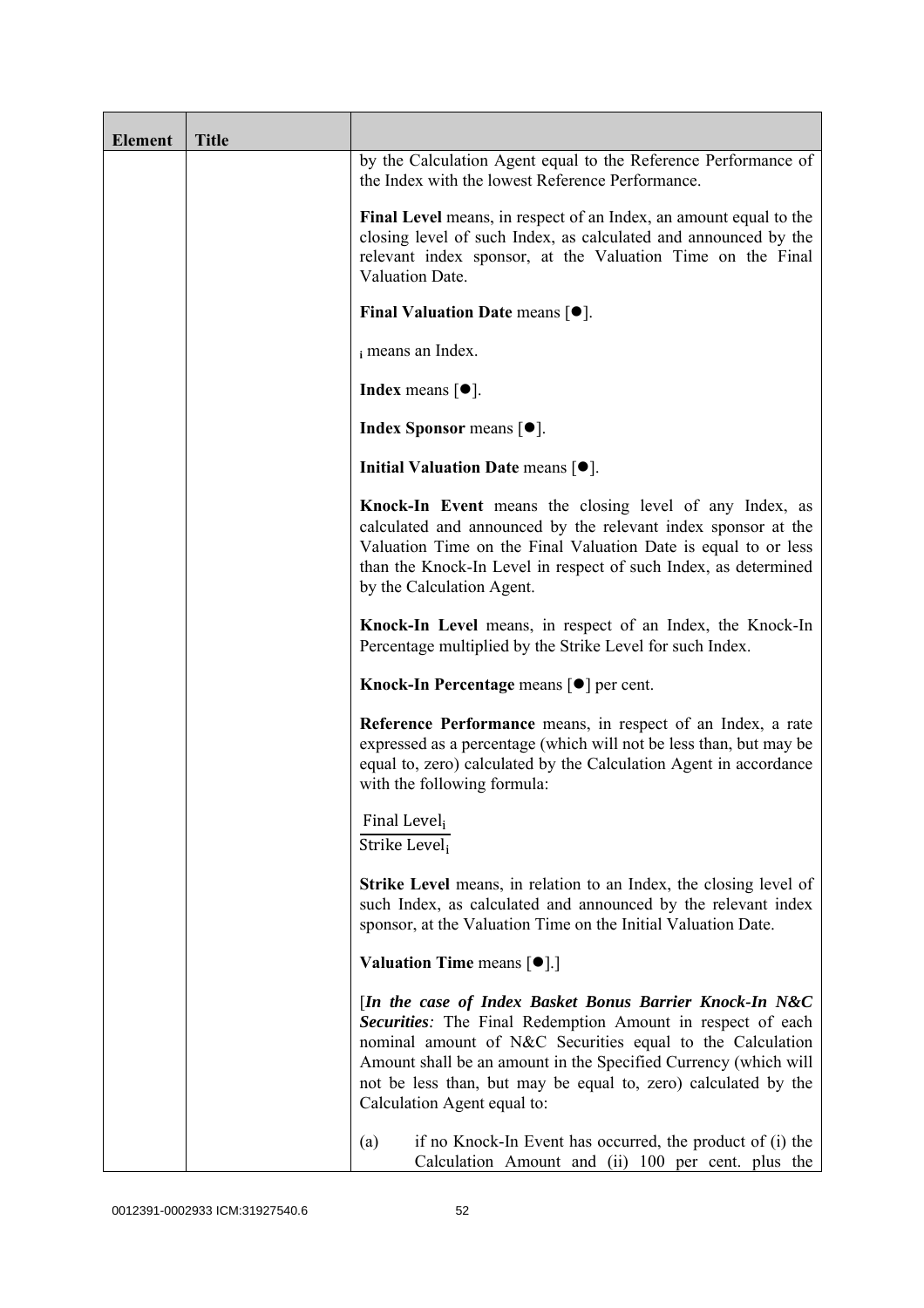| Element | Title | |
|---|---|---|
| | | by the Calculation Agent equal to the Reference Performance of the Index with the lowest Reference Performance.<br><br>**Final Level** means, in respect of an Index, an amount equal to the closing level of such Index, as calculated and announced by the relevant index sponsor, at the Valuation Time on the Final Valuation Date.<br><br>**Final Valuation Date** means [●].<br><br>$_i$ means an Index.<br><br>**Index** means [●].<br><br>**Index Sponsor** means [●].<br><br>**Initial Valuation Date** means [●].<br><br>**Knock-In Event** means the closing level of any Index, as calculated and announced by the relevant index sponsor at the Valuation Time on the Final Valuation Date is equal to or less than the Knock-In Level in respect of such Index, as determined by the Calculation Agent.<br><br>**Knock-In Level** means, in respect of an Index, the Knock-In Percentage multiplied by the Strike Level for such Index.<br><br>**Knock-In Percentage** means [●] per cent.<br><br>**Reference Performance** means, in respect of an Index, a rate expressed as a percentage (which will not be less than, but may be equal to, zero) calculated by the Calculation Agent in accordance with the following formula:<br><br>$\frac{\text{Final Level}_i}{\text{Strike Level}_i}$<br><br>**Strike Level** means, in relation to an Index, the closing level of such Index, as calculated and announced by the relevant index sponsor, at the Valuation Time on the Initial Valuation Date.<br><br>**Valuation Time** means [●].]<br><br>[***In the case of Index Basket Bonus Barrier Knock-In N&C Securities****:* The Final Redemption Amount in respect of each nominal amount of N&C Securities equal to the Calculation Amount shall be an amount in the Specified Currency (which will not be less than, but may be equal to, zero) calculated by the Calculation Agent equal to:<br><br>(a) if no Knock-In Event has occurred, the product of (i) the Calculation Amount and (ii) 100 per cent. plus the |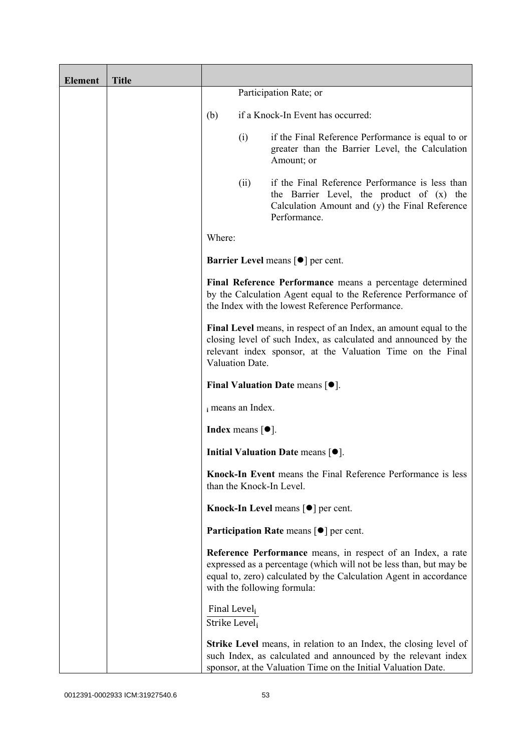| Element | Title | |
|---|---|---|
| | | Participation Rate; or<br><br>(b) if a Knock-In Event has occurred:<br><br>(i) if the Final Reference Performance is equal to or greater than the Barrier Level, the Calculation Amount; or<br><br>(ii) if the Final Reference Performance is less than the Barrier Level, the product of (x) the Calculation Amount and (y) the Final Reference Performance.<br><br>Where:<br><br>**Barrier Level** means [●] per cent.<br><br>**Final Reference Performance** means a percentage determined by the Calculation Agent equal to the Reference Performance of the Index with the lowest Reference Performance.<br><br>**Final Level** means, in respect of an Index, an amount equal to the closing level of such Index, as calculated and announced by the relevant index sponsor, at the Valuation Time on the Final Valuation Date.<br><br>**Final Valuation Date** means [●].<br><br>$_i$ means an Index.<br><br>**Index** means [●].<br><br>**Initial Valuation Date** means [●].<br><br>**Knock-In Event** means the Final Reference Performance is less than the Knock-In Level.<br><br>**Knock-In Level** means [●] per cent.<br><br>**Participation Rate** means [●] per cent.<br><br>**Reference Performance** means, in respect of an Index, a rate expressed as a percentage (which will not be less than, but may be equal to, zero) calculated by the Calculation Agent in accordance with the following formula:<br><br>$\frac{\text{Final Level}_i}{\text{Strike Level}_i}$<br><br>**Strike Level** means, in relation to an Index, the closing level of such Index, as calculated and announced by the relevant index sponsor, at the Valuation Time on the Initial Valuation Date. |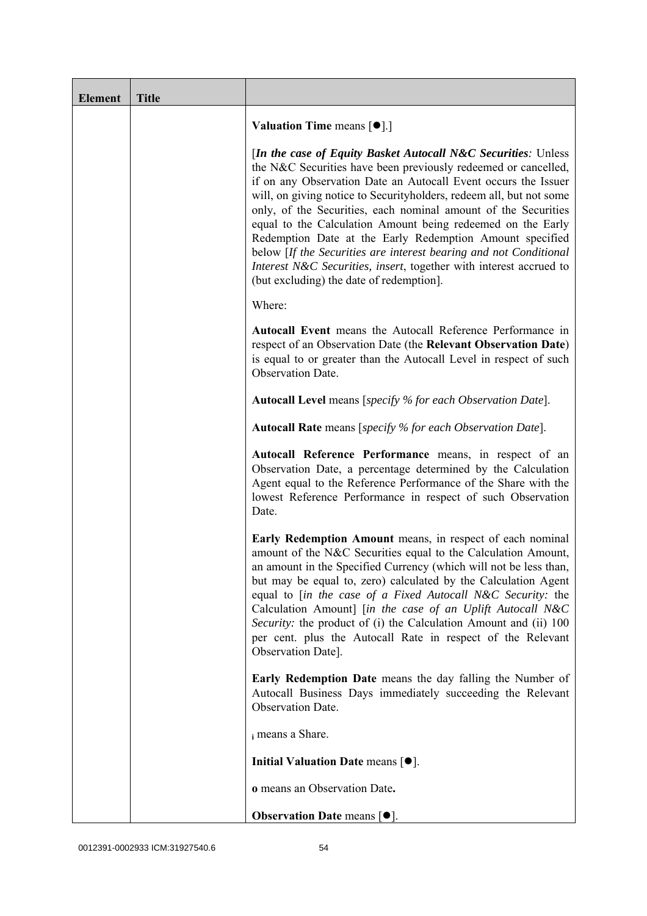| Element | Title | |
|---|---|---|
| | | **Valuation Time** means [●].]<br><br>[***In the case of Equity Basket Autocall N&C Securities****:* Unless the N&C Securities have been previously redeemed or cancelled, if on any Observation Date an Autocall Event occurs the Issuer will, on giving notice to Securityholders, redeem all, but not some only, of the Securities, each nominal amount of the Securities equal to the Calculation Amount being redeemed on the Early Redemption Date at the Early Redemption Amount specified below [*If the Securities are interest bearing and not Conditional Interest N&C Securities, insert*, together with interest accrued to (but excluding) the date of redemption].<br><br>Where:<br><br>**Autocall Event** means the Autocall Reference Performance in respect of an Observation Date (the **Relevant Observation Date**) is equal to or greater than the Autocall Level in respect of such Observation Date.<br><br>**Autocall Level** means [*specify % for each Observation Date*].<br><br>**Autocall Rate** means [*specify % for each Observation Date*].<br><br>**Autocall Reference Performance** means, in respect of an Observation Date, a percentage determined by the Calculation Agent equal to the Reference Performance of the Share with the lowest Reference Performance in respect of such Observation Date.<br><br>**Early Redemption Amount** means, in respect of each nominal amount of the N&C Securities equal to the Calculation Amount, an amount in the Specified Currency (which will not be less than, but may be equal to, zero) calculated by the Calculation Agent equal to [*in the case of a Fixed Autocall N&C Security:* the Calculation Amount] [*in the case of an Uplift Autocall N&C Security:* the product of (i) the Calculation Amount and (ii) 100 per cent. plus the Autocall Rate in respect of the Relevant Observation Date].<br><br>**Early Redemption Date** means the day falling the Number of Autocall Business Days immediately succeeding the Relevant Observation Date.<br><br>$_{\mathbf{i}}$ means a Share.<br><br>**Initial Valuation Date** means [●].<br><br>**o** means an Observation Date**.**<br><br>**Observation Date** means [●]. |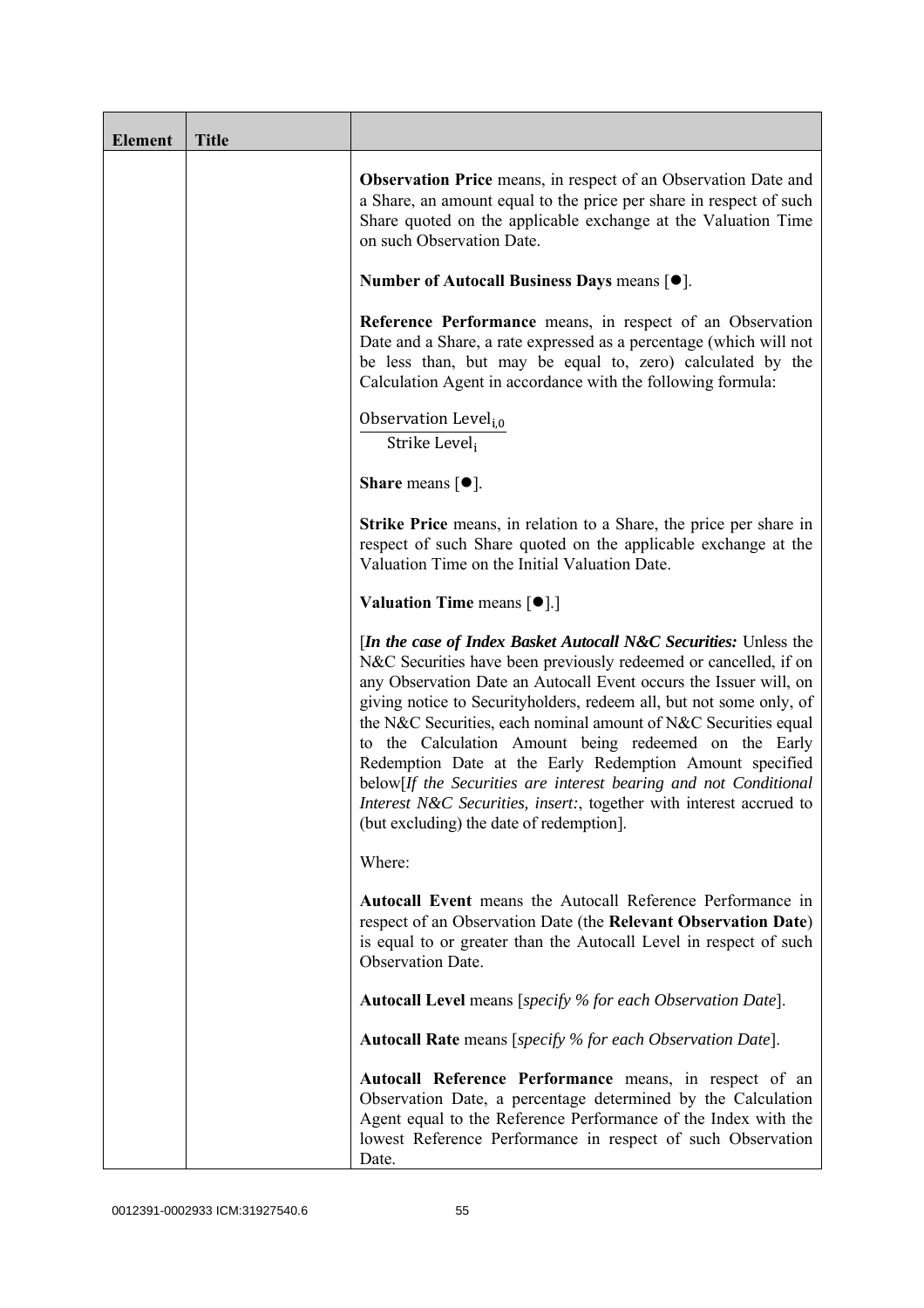| Element | Title | |
|---|---|---|
| | | **Observation Price** means, in respect of an Observation Date and a Share, an amount equal to the price per share in respect of such Share quoted on the applicable exchange at the Valuation Time on such Observation Date.<br><br>**Number of Autocall Business Days** means [●].<br><br>**Reference Performance** means, in respect of an Observation Date and a Share, a rate expressed as a percentage (which will not be less than, but may be equal to, zero) calculated by the Calculation Agent in accordance with the following formula:<br><br>$\frac{\text{Observation Level}_{i,0}}{\text{Strike Level}_{i}}$<br><br>**Share** means [●].<br><br>**Strike Price** means, in relation to a Share, the price per share in respect of such Share quoted on the applicable exchange at the Valuation Time on the Initial Valuation Date.<br><br>**Valuation Time** means [●].]<br><br>[***In the case of Index Basket Autocall N&C Securities:*** Unless the N&C Securities have been previously redeemed or cancelled, if on any Observation Date an Autocall Event occurs the Issuer will, on giving notice to Securityholders, redeem all, but not some only, of the N&C Securities, each nominal amount of N&C Securities equal to the Calculation Amount being redeemed on the Early Redemption Date at the Early Redemption Amount specified below[*If the Securities are interest bearing and not Conditional Interest N&C Securities, insert:*, together with interest accrued to (but excluding) the date of redemption].<br><br>Where:<br><br>**Autocall Event** means the Autocall Reference Performance in respect of an Observation Date (the **Relevant Observation Date**) is equal to or greater than the Autocall Level in respect of such Observation Date.<br><br>**Autocall Level** means [*specify % for each Observation Date*].<br><br>**Autocall Rate** means [*specify % for each Observation Date*].<br><br>**Autocall Reference Performance** means, in respect of an Observation Date, a percentage determined by the Calculation Agent equal to the Reference Performance of the Index with the lowest Reference Performance in respect of such Observation Date. |

0012391-0002933 ICM:31927540.6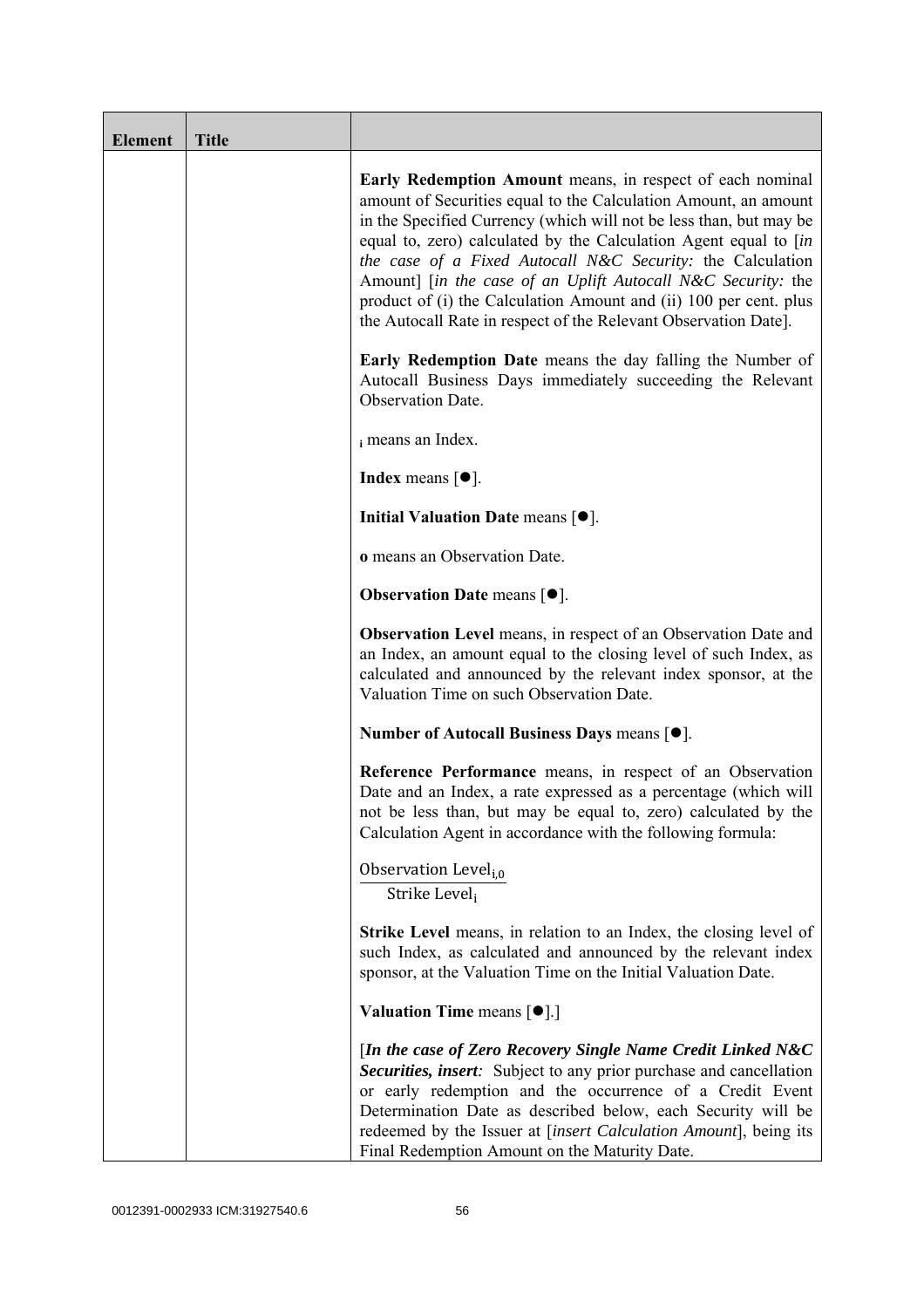| Element | Title | |
|---|---|---|
| | | **Early Redemption Amount** means, in respect of each nominal amount of Securities equal to the Calculation Amount, an amount in the Specified Currency (which will not be less than, but may be equal to, zero) calculated by the Calculation Agent equal to [*in the case of a Fixed Autocall N&C Security:* the Calculation Amount] [*in the case of an Uplift Autocall N&C Security:* the product of (i) the Calculation Amount and (ii) 100 per cent. plus the Autocall Rate in respect of the Relevant Observation Date].<br><br>**Early Redemption Date** means the day falling the Number of Autocall Business Days immediately succeeding the Relevant Observation Date.<br><br>$_i$ means an Index.<br><br>**Index** means [●].<br><br>**Initial Valuation Date** means [●].<br><br>**o** means an Observation Date.<br><br>**Observation Date** means [●].<br><br>**Observation Level** means, in respect of an Observation Date and an Index, an amount equal to the closing level of such Index, as calculated and announced by the relevant index sponsor, at the Valuation Time on such Observation Date.<br><br>**Number of Autocall Business Days** means [●].<br><br>**Reference Performance** means, in respect of an Observation Date and an Index, a rate expressed as a percentage (which will not be less than, but may be equal to, zero) calculated by the Calculation Agent in accordance with the following formula:<br><br>$\frac{\text{Observation Level}_{i,0}}{\text{Strike Level}_i}$<br><br>**Strike Level** means, in relation to an Index, the closing level of such Index, as calculated and announced by the relevant index sponsor, at the Valuation Time on the Initial Valuation Date.<br><br>**Valuation Time** means [●].]<br><br>[***In the case of Zero Recovery Single Name Credit Linked N&C Securities, insert****:* Subject to any prior purchase and cancellation or early redemption and the occurrence of a Credit Event Determination Date as described below, each Security will be redeemed by the Issuer at [*insert Calculation Amount*], being its Final Redemption Amount on the Maturity Date. |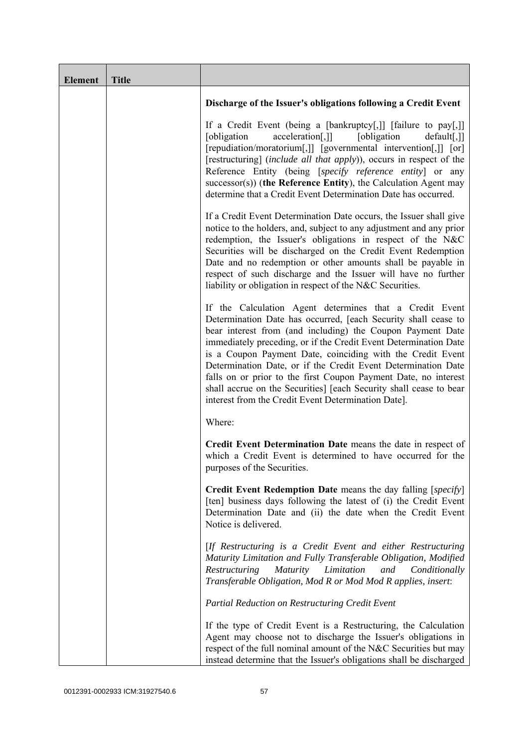| Element | Title | |
|---|---|---|
| | | **Discharge of the Issuer's obligations following a Credit Event**<br><br>If a Credit Event (being a [bankruptcy[,]] [failure to pay[,]] [obligation acceleration[,]] [obligation default[,]] [repudiation/moratorium[,]] [governmental intervention[,]] [or] [restructuring] (*include all that apply*)), occurs in respect of the Reference Entity (being [*specify reference entity*] or any successor(s)) (**the Reference Entity**), the Calculation Agent may determine that a Credit Event Determination Date has occurred.<br><br>If a Credit Event Determination Date occurs, the Issuer shall give notice to the holders, and, subject to any adjustment and any prior redemption, the Issuer's obligations in respect of the N&C Securities will be discharged on the Credit Event Redemption Date and no redemption or other amounts shall be payable in respect of such discharge and the Issuer will have no further liability or obligation in respect of the N&C Securities.<br><br>If the Calculation Agent determines that a Credit Event Determination Date has occurred, [each Security shall cease to bear interest from (and including) the Coupon Payment Date immediately preceding, or if the Credit Event Determination Date is a Coupon Payment Date, coinciding with the Credit Event Determination Date, or if the Credit Event Determination Date falls on or prior to the first Coupon Payment Date, no interest shall accrue on the Securities] [each Security shall cease to bear interest from the Credit Event Determination Date].<br><br>Where:<br><br>**Credit Event Determination Date** means the date in respect of which a Credit Event is determined to have occurred for the purposes of the Securities.<br><br>**Credit Event Redemption Date** means the day falling [*specify*] [ten] business days following the latest of (i) the Credit Event Determination Date and (ii) the date when the Credit Event Notice is delivered.<br><br>[*If Restructuring is a Credit Event and either Restructuring Maturity Limitation and Fully Transferable Obligation, Modified Restructuring Maturity Limitation and Conditionally Transferable Obligation, Mod R or Mod Mod R applies, insert*:<br><br>*Partial Reduction on Restructuring Credit Event*<br><br>If the type of Credit Event is a Restructuring, the Calculation Agent may choose not to discharge the Issuer's obligations in respect of the full nominal amount of the N&C Securities but may instead determine that the Issuer's obligations shall be discharged |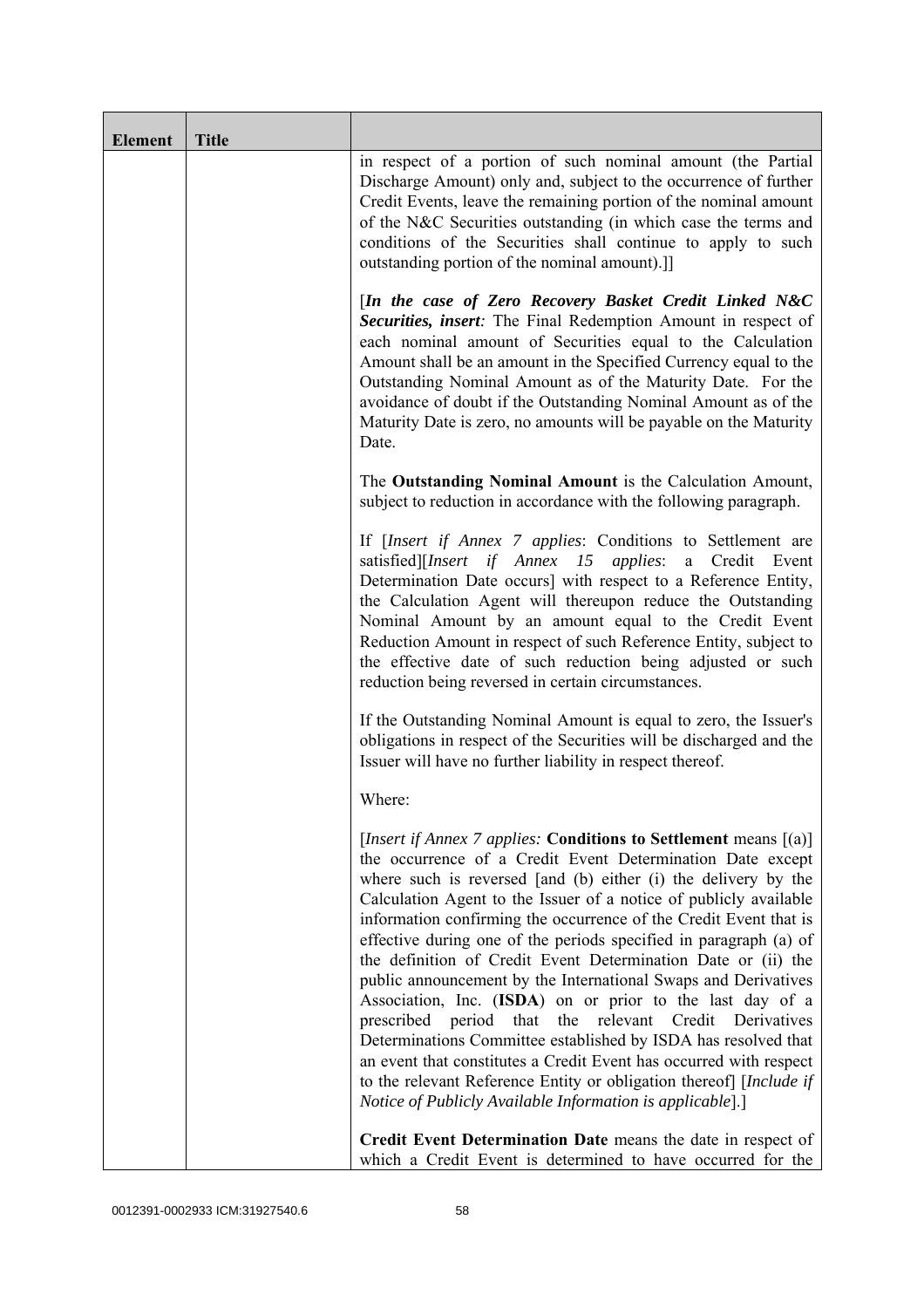| Element | Title | |
|---|---|---|
| | | in respect of a portion of such nominal amount (the Partial Discharge Amount) only and, subject to the occurrence of further Credit Events, leave the remaining portion of the nominal amount of the N&C Securities outstanding (in which case the terms and conditions of the Securities shall continue to apply to such outstanding portion of the nominal amount).]]<br><br>[***In the case of Zero Recovery Basket Credit Linked N&C Securities, insert****:* The Final Redemption Amount in respect of each nominal amount of Securities equal to the Calculation Amount shall be an amount in the Specified Currency equal to the Outstanding Nominal Amount as of the Maturity Date. For the avoidance of doubt if the Outstanding Nominal Amount as of the Maturity Date is zero, no amounts will be payable on the Maturity Date.<br><br>The **Outstanding Nominal Amount** is the Calculation Amount, subject to reduction in accordance with the following paragraph.<br><br>If [*Insert if Annex 7 applies*: Conditions to Settlement are satisfied][*Insert if Annex 15 applies*: a Credit Event Determination Date occurs] with respect to a Reference Entity, the Calculation Agent will thereupon reduce the Outstanding Nominal Amount by an amount equal to the Credit Event Reduction Amount in respect of such Reference Entity, subject to the effective date of such reduction being adjusted or such reduction being reversed in certain circumstances.<br><br>If the Outstanding Nominal Amount is equal to zero, the Issuer's obligations in respect of the Securities will be discharged and the Issuer will have no further liability in respect thereof.<br><br>Where:<br><br>[*Insert if Annex 7 applies:* **Conditions to Settlement** means [(a)] the occurrence of a Credit Event Determination Date except where such is reversed [and (b) either (i) the delivery by the Calculation Agent to the Issuer of a notice of publicly available information confirming the occurrence of the Credit Event that is effective during one of the periods specified in paragraph (a) of the definition of Credit Event Determination Date or (ii) the public announcement by the International Swaps and Derivatives Association, Inc. (**ISDA**) on or prior to the last day of a prescribed period that the relevant Credit Derivatives Determinations Committee established by ISDA has resolved that an event that constitutes a Credit Event has occurred with respect to the relevant Reference Entity or obligation thereof] [*Include if Notice of Publicly Available Information is applicable*].]<br><br>**Credit Event Determination Date** means the date in respect of which a Credit Event is determined to have occurred for the |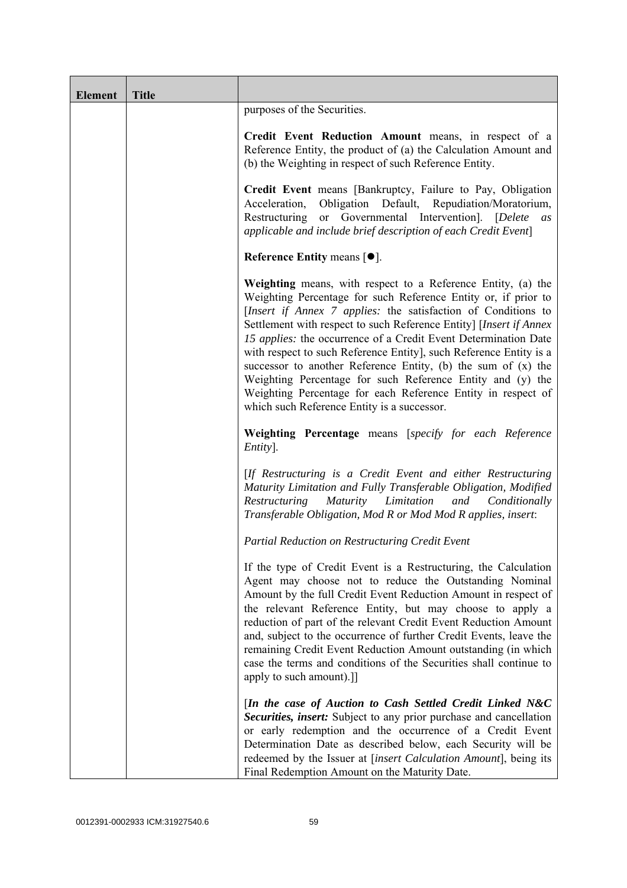| Element | Title | |
|---|---|---|
| | | purposes of the Securities.<br><br>**Credit Event Reduction Amount** means, in respect of a Reference Entity, the product of (a) the Calculation Amount and (b) the Weighting in respect of such Reference Entity.<br><br>**Credit Event** means [Bankruptcy, Failure to Pay, Obligation Acceleration, Obligation Default, Repudiation/Moratorium, Restructuring or Governmental Intervention]. [*Delete as applicable and include brief description of each Credit Event*]<br><br>**Reference Entity** means [●].<br><br>**Weighting** means, with respect to a Reference Entity, (a) the Weighting Percentage for such Reference Entity or, if prior to [*Insert if Annex 7 applies:* the satisfaction of Conditions to Settlement with respect to such Reference Entity] [*Insert if Annex 15 applies:* the occurrence of a Credit Event Determination Date with respect to such Reference Entity], such Reference Entity is a successor to another Reference Entity, (b) the sum of (x) the Weighting Percentage for such Reference Entity and (y) the Weighting Percentage for each Reference Entity in respect of which such Reference Entity is a successor.<br><br>**Weighting Percentage** means [*specify for each Reference Entity*].<br><br>[*If Restructuring is a Credit Event and either Restructuring Maturity Limitation and Fully Transferable Obligation, Modified Restructuring Maturity Limitation and Conditionally Transferable Obligation, Mod R or Mod Mod R applies, insert*:<br><br>*Partial Reduction on Restructuring Credit Event*<br><br>If the type of Credit Event is a Restructuring, the Calculation Agent may choose not to reduce the Outstanding Nominal Amount by the full Credit Event Reduction Amount in respect of the relevant Reference Entity, but may choose to apply a reduction of part of the relevant Credit Event Reduction Amount and, subject to the occurrence of further Credit Events, leave the remaining Credit Event Reduction Amount outstanding (in which case the terms and conditions of the Securities shall continue to apply to such amount).]]<br><br>[***In the case of Auction to Cash Settled Credit Linked N&C Securities, insert:*** Subject to any prior purchase and cancellation or early redemption and the occurrence of a Credit Event Determination Date as described below, each Security will be redeemed by the Issuer at [*insert Calculation Amount*], being its Final Redemption Amount on the Maturity Date. |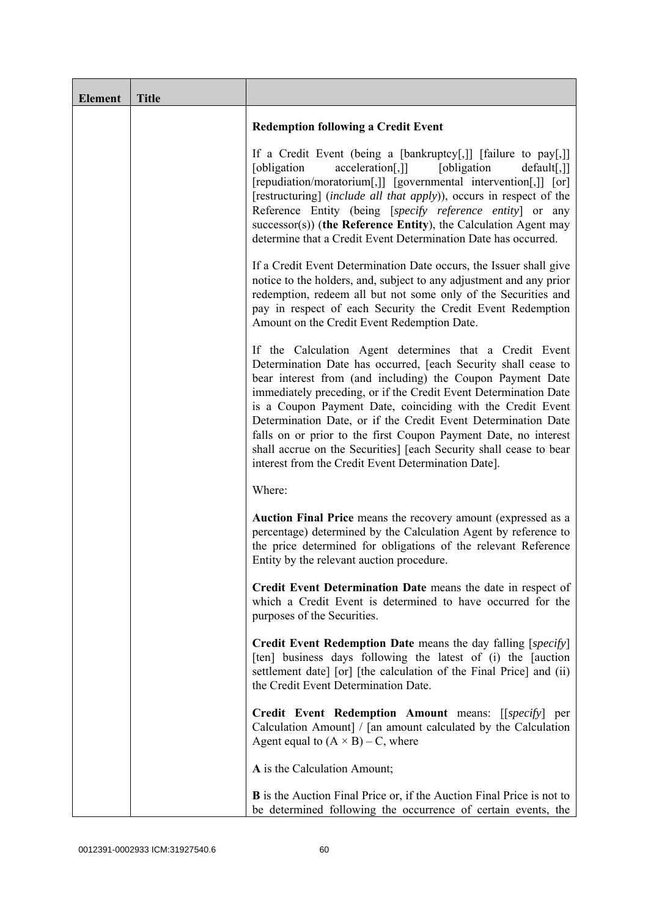| Element | Title | |
|---|---|---|
| | | **Redemption following a Credit Event**<br><br>If a Credit Event (being a [bankruptcy[,]] [failure to pay[,]] [obligation acceleration[,]] [obligation default[,]] [repudiation/moratorium[,]] [governmental intervention[,]] [or] [restructuring] (*include all that apply*)), occurs in respect of the Reference Entity (being [*specify reference entity*] or any successor(s)) (**the Reference Entity**), the Calculation Agent may determine that a Credit Event Determination Date has occurred.<br><br>If a Credit Event Determination Date occurs, the Issuer shall give notice to the holders, and, subject to any adjustment and any prior redemption, redeem all but not some only of the Securities and pay in respect of each Security the Credit Event Redemption Amount on the Credit Event Redemption Date.<br><br>If the Calculation Agent determines that a Credit Event Determination Date has occurred, [each Security shall cease to bear interest from (and including) the Coupon Payment Date immediately preceding, or if the Credit Event Determination Date is a Coupon Payment Date, coinciding with the Credit Event Determination Date, or if the Credit Event Determination Date falls on or prior to the first Coupon Payment Date, no interest shall accrue on the Securities] [each Security shall cease to bear interest from the Credit Event Determination Date].<br><br>Where:<br><br>**Auction Final Price** means the recovery amount (expressed as a percentage) determined by the Calculation Agent by reference to the price determined for obligations of the relevant Reference Entity by the relevant auction procedure.<br><br>**Credit Event Determination Date** means the date in respect of which a Credit Event is determined to have occurred for the purposes of the Securities.<br><br>**Credit Event Redemption Date** means the day falling [*specify*] [ten] business days following the latest of (i) the [auction settlement date] [or] [the calculation of the Final Price] and (ii) the Credit Event Determination Date.<br><br>**Credit Event Redemption Amount** means: [[*specify*] per Calculation Amount] / [an amount calculated by the Calculation Agent equal to $(A \times B) - C$, where<br><br>**A** is the Calculation Amount;<br><br>**B** is the Auction Final Price or, if the Auction Final Price is not to be determined following the occurrence of certain events, the |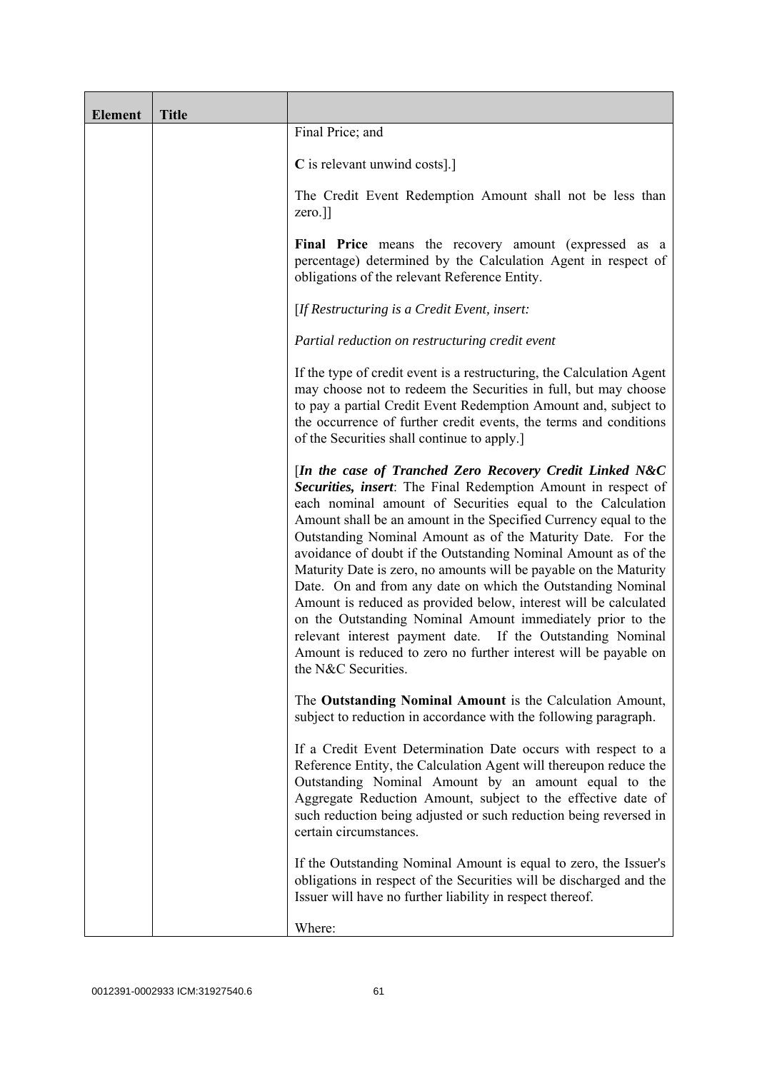| Element | Title | |
|---|---|---|
| | | Final Price; and<br><br>**C** is relevant unwind costs].]<br><br>The Credit Event Redemption Amount shall not be less than zero.]]<br><br>**Final Price** means the recovery amount (expressed as a percentage) determined by the Calculation Agent in respect of obligations of the relevant Reference Entity.<br><br>[*If Restructuring is a Credit Event, insert:*<br><br>*Partial reduction on restructuring credit event*<br><br>If the type of credit event is a restructuring, the Calculation Agent may choose not to redeem the Securities in full, but may choose to pay a partial Credit Event Redemption Amount and, subject to the occurrence of further credit events, the terms and conditions of the Securities shall continue to apply.]<br><br>[***In the case of Tranched Zero Recovery Credit Linked N&C Securities, insert***: The Final Redemption Amount in respect of each nominal amount of Securities equal to the Calculation Amount shall be an amount in the Specified Currency equal to the Outstanding Nominal Amount as of the Maturity Date. For the avoidance of doubt if the Outstanding Nominal Amount as of the Maturity Date is zero, no amounts will be payable on the Maturity Date. On and from any date on which the Outstanding Nominal Amount is reduced as provided below, interest will be calculated on the Outstanding Nominal Amount immediately prior to the relevant interest payment date. If the Outstanding Nominal Amount is reduced to zero no further interest will be payable on the N&C Securities.<br><br>The **Outstanding Nominal Amount** is the Calculation Amount, subject to reduction in accordance with the following paragraph.<br><br>If a Credit Event Determination Date occurs with respect to a Reference Entity, the Calculation Agent will thereupon reduce the Outstanding Nominal Amount by an amount equal to the Aggregate Reduction Amount, subject to the effective date of such reduction being adjusted or such reduction being reversed in certain circumstances.<br><br>If the Outstanding Nominal Amount is equal to zero, the Issuer's obligations in respect of the Securities will be discharged and the Issuer will have no further liability in respect thereof.<br><br>Where: |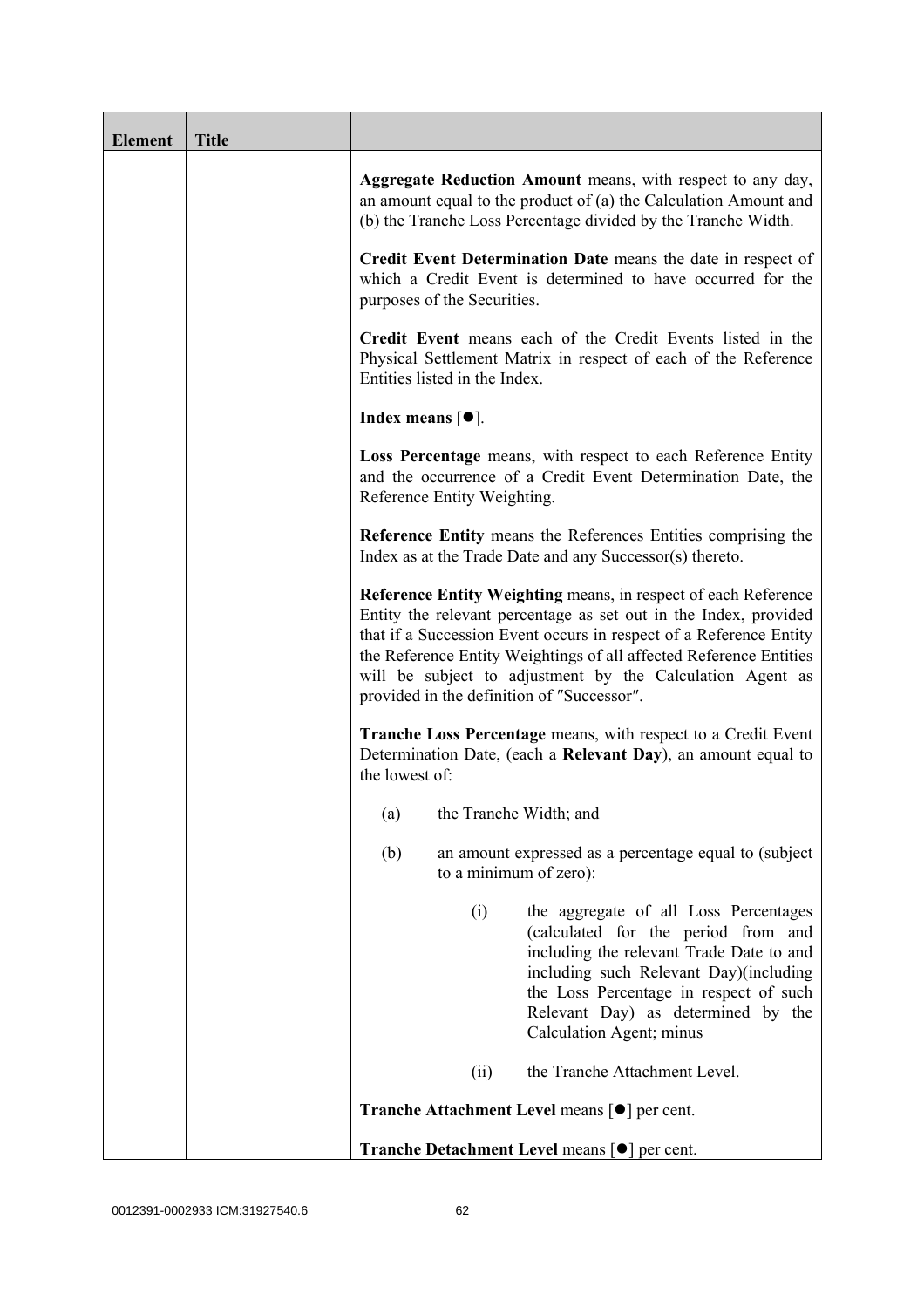| Element | Title | |
|---|---|---|
| | | **Aggregate Reduction Amount** means, with respect to any day, an amount equal to the product of (a) the Calculation Amount and (b) the Tranche Loss Percentage divided by the Tranche Width.<br><br>**Credit Event Determination Date** means the date in respect of which a Credit Event is determined to have occurred for the purposes of the Securities.<br><br>**Credit Event** means each of the Credit Events listed in the Physical Settlement Matrix in respect of each of the Reference Entities listed in the Index.<br><br>**Index means** [●].<br><br>**Loss Percentage** means, with respect to each Reference Entity and the occurrence of a Credit Event Determination Date, the Reference Entity Weighting.<br><br>**Reference Entity** means the References Entities comprising the Index as at the Trade Date and any Successor(s) thereto.<br><br>**Reference Entity Weighting** means, in respect of each Reference Entity the relevant percentage as set out in the Index, provided that if a Succession Event occurs in respect of a Reference Entity the Reference Entity Weightings of all affected Reference Entities will be subject to adjustment by the Calculation Agent as provided in the definition of ″Successor″.<br><br>**Tranche Loss Percentage** means, with respect to a Credit Event Determination Date, (each a **Relevant Day**), an amount equal to the lowest of:<br><br>(a) the Tranche Width; and<br><br>(b) an amount expressed as a percentage equal to (subject to a minimum of zero):<br><br>(i) the aggregate of all Loss Percentages (calculated for the period from and including the relevant Trade Date to and including such Relevant Day)(including the Loss Percentage in respect of such Relevant Day) as determined by the Calculation Agent; minus<br><br>(ii) the Tranche Attachment Level.<br><br>**Tranche Attachment Level** means [●] per cent.<br><br>**Tranche Detachment Level** means [●] per cent. |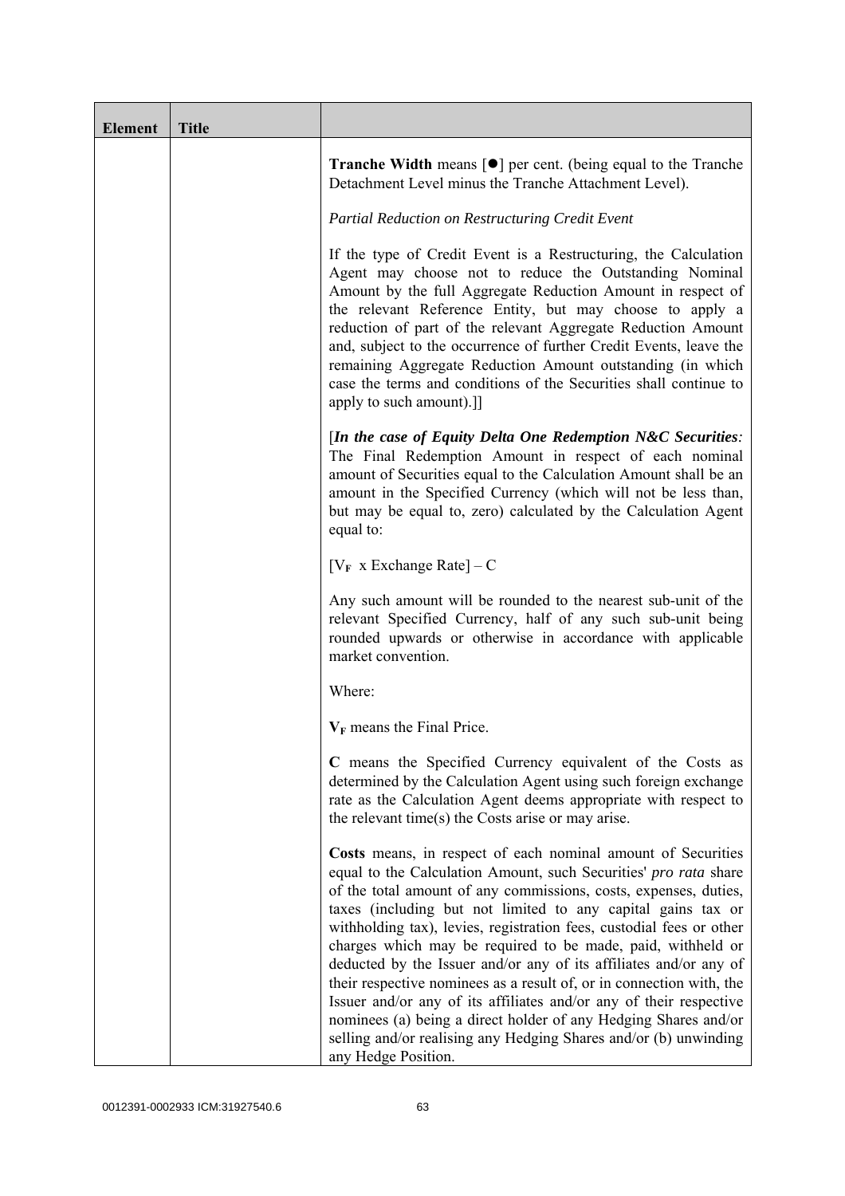| Element | Title | |
|---|---|---|
| | | **Tranche Width** means [●] per cent. (being equal to the Tranche Detachment Level minus the Tranche Attachment Level).<br><br>*Partial Reduction on Restructuring Credit Event*<br><br>If the type of Credit Event is a Restructuring, the Calculation Agent may choose not to reduce the Outstanding Nominal Amount by the full Aggregate Reduction Amount in respect of the relevant Reference Entity, but may choose to apply a reduction of part of the relevant Aggregate Reduction Amount and, subject to the occurrence of further Credit Events, leave the remaining Aggregate Reduction Amount outstanding (in which case the terms and conditions of the Securities shall continue to apply to such amount).]]<br><br>[***In the case of Equity Delta One Redemption N&C Securities****:* The Final Redemption Amount in respect of each nominal amount of Securities equal to the Calculation Amount shall be an amount in the Specified Currency (which will not be less than, but may be equal to, zero) calculated by the Calculation Agent equal to:<br><br>$[V_F \text{ x Exchange Rate}] - C$<br><br>Any such amount will be rounded to the nearest sub-unit of the relevant Specified Currency, half of any such sub-unit being rounded upwards or otherwise in accordance with applicable market convention.<br><br>Where:<br><br>$\mathbf{V_F}$ means the Final Price.<br><br>**C** means the Specified Currency equivalent of the Costs as determined by the Calculation Agent using such foreign exchange rate as the Calculation Agent deems appropriate with respect to the relevant time(s) the Costs arise or may arise.<br><br>**Costs** means, in respect of each nominal amount of Securities equal to the Calculation Amount, such Securities' *pro rata* share of the total amount of any commissions, costs, expenses, duties, taxes (including but not limited to any capital gains tax or withholding tax), levies, registration fees, custodial fees or other charges which may be required to be made, paid, withheld or deducted by the Issuer and/or any of its affiliates and/or any of their respective nominees as a result of, or in connection with, the Issuer and/or any of its affiliates and/or any of their respective nominees (a) being a direct holder of any Hedging Shares and/or selling and/or realising any Hedging Shares and/or (b) unwinding any Hedge Position. |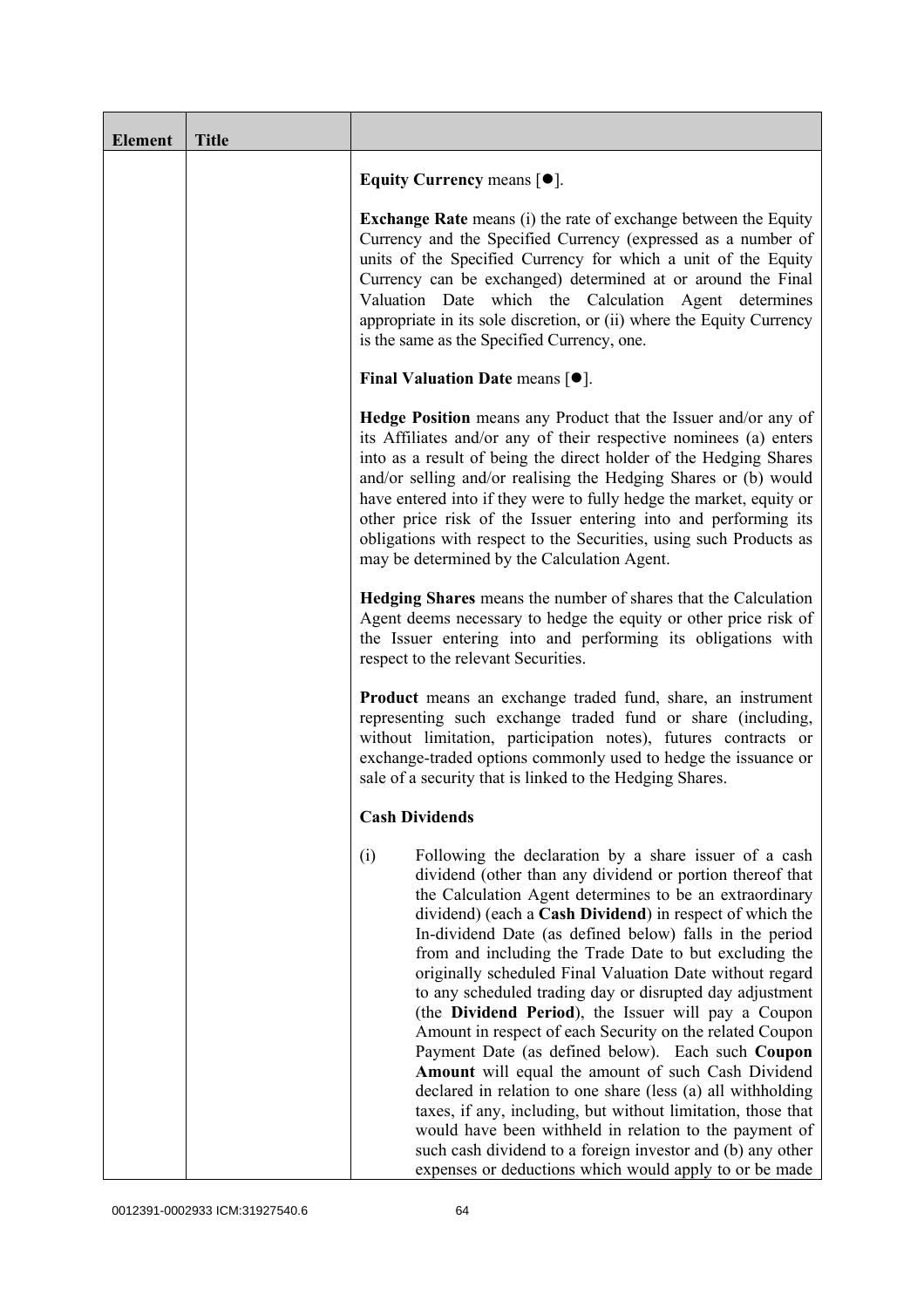| Element | Title | |
|---|---|---|
| | | **Equity Currency** means [●].<br><br>**Exchange Rate** means (i) the rate of exchange between the Equity Currency and the Specified Currency (expressed as a number of units of the Specified Currency for which a unit of the Equity Currency can be exchanged) determined at or around the Final Valuation Date which the Calculation Agent determines appropriate in its sole discretion, or (ii) where the Equity Currency is the same as the Specified Currency, one.<br><br>**Final Valuation Date** means [●].<br><br>**Hedge Position** means any Product that the Issuer and/or any of its Affiliates and/or any of their respective nominees (a) enters into as a result of being the direct holder of the Hedging Shares and/or selling and/or realising the Hedging Shares or (b) would have entered into if they were to fully hedge the market, equity or other price risk of the Issuer entering into and performing its obligations with respect to the Securities, using such Products as may be determined by the Calculation Agent.<br><br>**Hedging Shares** means the number of shares that the Calculation Agent deems necessary to hedge the equity or other price risk of the Issuer entering into and performing its obligations with respect to the relevant Securities.<br><br>**Product** means an exchange traded fund, share, an instrument representing such exchange traded fund or share (including, without limitation, participation notes), futures contracts or exchange-traded options commonly used to hedge the issuance or sale of a security that is linked to the Hedging Shares.<br><br>**Cash Dividends**<br><br>(i) Following the declaration by a share issuer of a cash dividend (other than any dividend or portion thereof that the Calculation Agent determines to be an extraordinary dividend) (each a **Cash Dividend**) in respect of which the In-dividend Date (as defined below) falls in the period from and including the Trade Date to but excluding the originally scheduled Final Valuation Date without regard to any scheduled trading day or disrupted day adjustment (the **Dividend Period**), the Issuer will pay a Coupon Amount in respect of each Security on the related Coupon Payment Date (as defined below). Each such **Coupon Amount** will equal the amount of such Cash Dividend declared in relation to one share (less (a) all withholding taxes, if any, including, but without limitation, those that would have been withheld in relation to the payment of such cash dividend to a foreign investor and (b) any other expenses or deductions which would apply to or be made |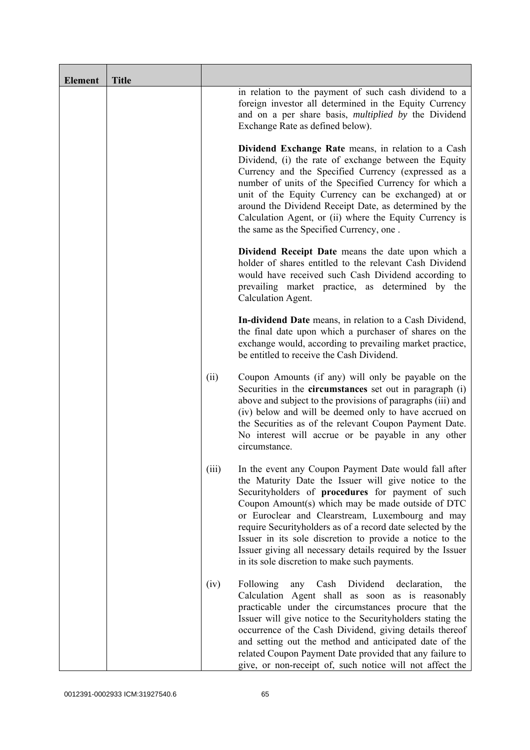| Element | Title | | |
|---|---|---|---|
| | | | in relation to the payment of such cash dividend to a foreign investor all determined in the Equity Currency and on a per share basis, *multiplied by* the Dividend Exchange Rate as defined below).<br><br>**Dividend Exchange Rate** means, in relation to a Cash Dividend, (i) the rate of exchange between the Equity Currency and the Specified Currency (expressed as a number of units of the Specified Currency for which a unit of the Equity Currency can be exchanged) at or around the Dividend Receipt Date, as determined by the Calculation Agent, or (ii) where the Equity Currency is the same as the Specified Currency, one .<br><br>**Dividend Receipt Date** means the date upon which a holder of shares entitled to the relevant Cash Dividend would have received such Cash Dividend according to prevailing market practice, as determined by the Calculation Agent.<br><br>**In-dividend Date** means, in relation to a Cash Dividend, the final date upon which a purchaser of shares on the exchange would, according to prevailing market practice, be entitled to receive the Cash Dividend. |
| | | (ii) | Coupon Amounts (if any) will only be payable on the Securities in the **circumstances** set out in paragraph (i) above and subject to the provisions of paragraphs (iii) and (iv) below and will be deemed only to have accrued on the Securities as of the relevant Coupon Payment Date. No interest will accrue or be payable in any other circumstance. |
| | | (iii) | In the event any Coupon Payment Date would fall after the Maturity Date the Issuer will give notice to the Securityholders of **procedures** for payment of such Coupon Amount(s) which may be made outside of DTC or Euroclear and Clearstream, Luxembourg and may require Securityholders as of a record date selected by the Issuer in its sole discretion to provide a notice to the Issuer giving all necessary details required by the Issuer in its sole discretion to make such payments. |
| | | (iv) | Following any Cash Dividend declaration, the Calculation Agent shall as soon as is reasonably practicable under the circumstances procure that the Issuer will give notice to the Securityholders stating the occurrence of the Cash Dividend, giving details thereof and setting out the method and anticipated date of the related Coupon Payment Date provided that any failure to give, or non-receipt of, such notice will not affect the |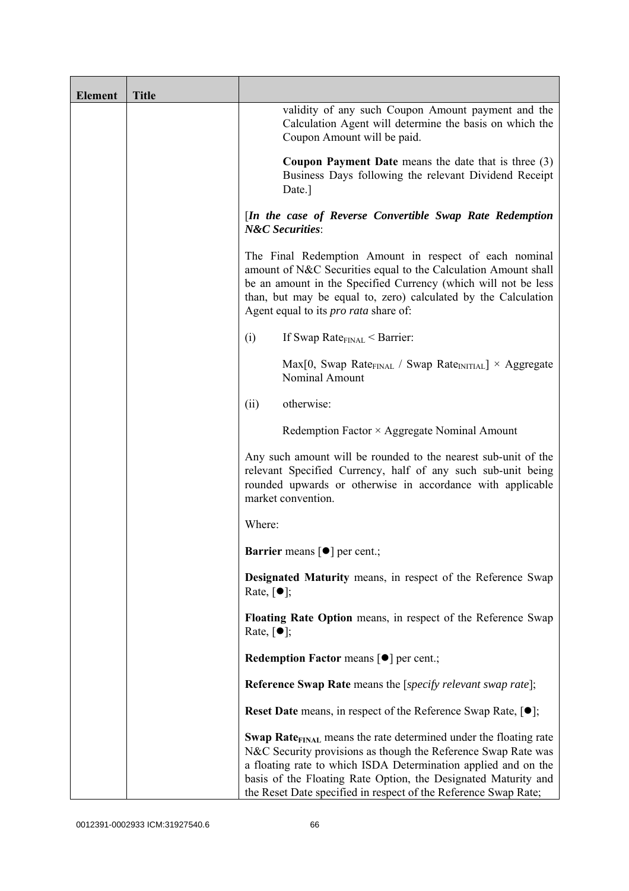| Element | Title | |
|---|---|---|
| | | validity of any such Coupon Amount payment and the Calculation Agent will determine the basis on which the Coupon Amount will be paid.<br><br>**Coupon Payment Date** means the date that is three (3) Business Days following the relevant Dividend Receipt Date.]<br><br>[***In the case of Reverse Convertible Swap Rate Redemption N&C Securities***:<br><br>The Final Redemption Amount in respect of each nominal amount of N&C Securities equal to the Calculation Amount shall be an amount in the Specified Currency (which will not be less than, but may be equal to, zero) calculated by the Calculation Agent equal to its *pro rata* share of:<br><br>(i) If Swap $Rate_{FINAL}$ < Barrier:<br><br>Max[0, Swap $Rate_{FINAL}$ / Swap $Rate_{INITIAL}$] × Aggregate Nominal Amount<br><br>(ii) otherwise:<br><br>Redemption Factor × Aggregate Nominal Amount<br><br>Any such amount will be rounded to the nearest sub-unit of the relevant Specified Currency, half of any such sub-unit being rounded upwards or otherwise in accordance with applicable market convention.<br><br>Where:<br><br>**Barrier** means [●] per cent.;<br><br>**Designated Maturity** means, in respect of the Reference Swap Rate, [●];<br><br>**Floating Rate Option** means, in respect of the Reference Swap Rate, [●];<br><br>**Redemption Factor** means [●] per cent.;<br><br>**Reference Swap Rate** means the [*specify relevant swap rate*];<br><br>**Reset Date** means, in respect of the Reference Swap Rate, [●];<br><br>**Swap $Rate_{FINAL}$** means the rate determined under the floating rate N&C Security provisions as though the Reference Swap Rate was a floating rate to which ISDA Determination applied and on the basis of the Floating Rate Option, the Designated Maturity and the Reset Date specified in respect of the Reference Swap Rate; |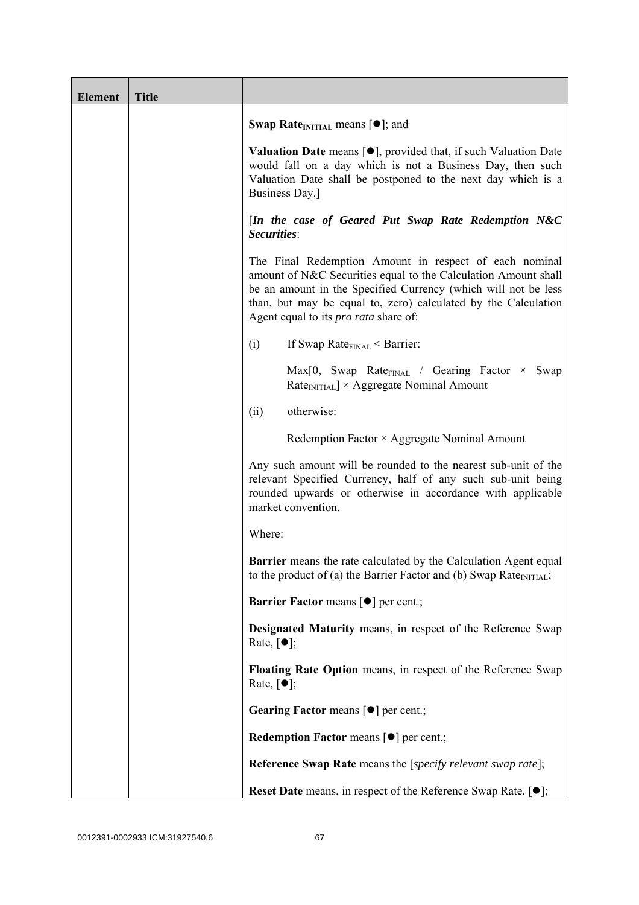| Element | Title | |
|---|---|---|
| | | **Swap Rate$_{INITIAL}$** means [●]; and<br><br>**Valuation Date** means [●], provided that, if such Valuation Date would fall on a day which is not a Business Day, then such Valuation Date shall be postponed to the next day which is a Business Day.]<br><br>[***In the case of Geared Put Swap Rate Redemption N&C Securities***:<br><br>The Final Redemption Amount in respect of each nominal amount of N&C Securities equal to the Calculation Amount shall be an amount in the Specified Currency (which will not be less than, but may be equal to, zero) calculated by the Calculation Agent equal to its *pro rata* share of:<br><br>(i) If Swap Rate$_{FINAL}$ < Barrier:<br><br>$\text{Max}[0, \text{Swap Rate}_{FINAL} / \text{Gearing Factor} \times \text{Swap Rate}_{INITIAL}] \times \text{Aggregate Nominal Amount}$<br><br>(ii) otherwise:<br><br>Redemption Factor × Aggregate Nominal Amount<br><br>Any such amount will be rounded to the nearest sub-unit of the relevant Specified Currency, half of any such sub-unit being rounded upwards or otherwise in accordance with applicable market convention.<br><br>Where:<br><br>**Barrier** means the rate calculated by the Calculation Agent equal to the product of (a) the Barrier Factor and (b) Swap Rate$_{INITIAL}$;<br><br>**Barrier Factor** means [●] per cent.;<br><br>**Designated Maturity** means, in respect of the Reference Swap Rate, [●];<br><br>**Floating Rate Option** means, in respect of the Reference Swap Rate, [●];<br><br>**Gearing Factor** means [●] per cent.;<br><br>**Redemption Factor** means [●] per cent.;<br><br>**Reference Swap Rate** means the [*specify relevant swap rate*];<br><br>**Reset Date** means, in respect of the Reference Swap Rate, [●]; |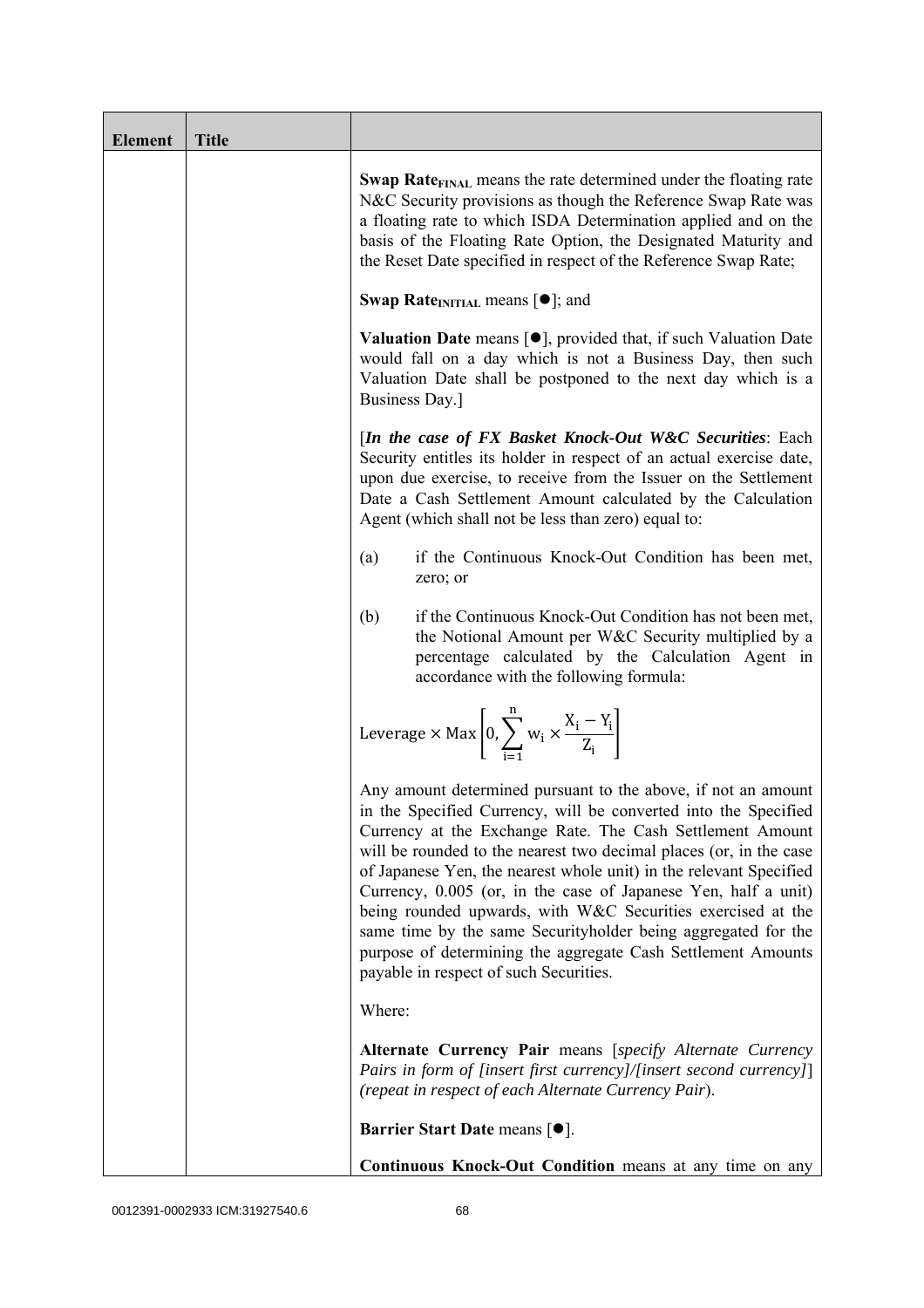| Element | Title | |
|---|---|---|
| | | **Swap Rate$_{FINAL}$** means the rate determined under the floating rate N&C Security provisions as though the Reference Swap Rate was a floating rate to which ISDA Determination applied and on the basis of the Floating Rate Option, the Designated Maturity and the Reset Date specified in respect of the Reference Swap Rate;<br><br>**Swap Rate$_{INITIAL}$** means [●]; and<br><br>**Valuation Date** means [●], provided that, if such Valuation Date would fall on a day which is not a Business Day, then such Valuation Date shall be postponed to the next day which is a Business Day.]<br><br>[***In the case of FX Basket Knock-Out W&C Securities***: Each Security entitles its holder in respect of an actual exercise date, upon due exercise, to receive from the Issuer on the Settlement Date a Cash Settlement Amount calculated by the Calculation Agent (which shall not be less than zero) equal to:<br><br>(a) if the Continuous Knock-Out Condition has been met, zero; or<br><br>(b) if the Continuous Knock-Out Condition has not been met, the Notional Amount per W&C Security multiplied by a percentage calculated by the Calculation Agent in accordance with the following formula:<br><br>$$\text{Leverage} \times \text{Max}\left[0, \sum_{i=1}^{n} w_i \times \frac{X_i - Y_i}{Z_i}\right]$$<br><br>Any amount determined pursuant to the above, if not an amount in the Specified Currency, will be converted into the Specified Currency at the Exchange Rate. The Cash Settlement Amount will be rounded to the nearest two decimal places (or, in the case of Japanese Yen, the nearest whole unit) in the relevant Specified Currency, 0.005 (or, in the case of Japanese Yen, half a unit) being rounded upwards, with W&C Securities exercised at the same time by the same Securityholder being aggregated for the purpose of determining the aggregate Cash Settlement Amounts payable in respect of such Securities.<br><br>Where:<br><br>**Alternate Currency Pair** means [*specify Alternate Currency Pairs in form of [insert first currency]/[insert second currency]*] *(repeat in respect of each Alternate Currency Pair*).<br><br>**Barrier Start Date** means [●].<br><br>**Continuous Knock-Out Condition** means at any time on any |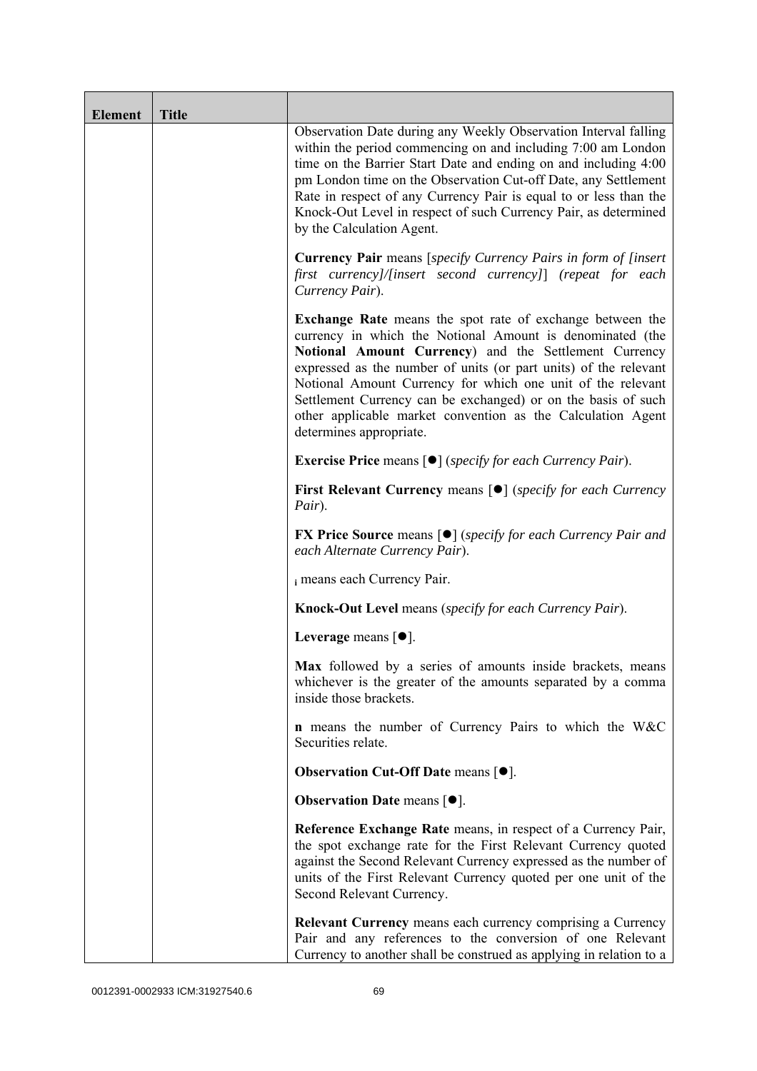| Element | Title | |
|---|---|---|
| | | Observation Date during any Weekly Observation Interval falling within the period commencing on and including 7:00 am London time on the Barrier Start Date and ending on and including 4:00 pm London time on the Observation Cut-off Date, any Settlement Rate in respect of any Currency Pair is equal to or less than the Knock-Out Level in respect of such Currency Pair, as determined by the Calculation Agent.<br><br>**Currency Pair** means [*specify Currency Pairs in form of [insert first currency]/[insert second currency]*] *(repeat for each Currency Pair*).<br><br>**Exchange Rate** means the spot rate of exchange between the currency in which the Notional Amount is denominated (the **Notional Amount Currency**) and the Settlement Currency expressed as the number of units (or part units) of the relevant Notional Amount Currency for which one unit of the relevant Settlement Currency can be exchanged) or on the basis of such other applicable market convention as the Calculation Agent determines appropriate.<br><br>**Exercise Price** means [●] (*specify for each Currency Pair*).<br><br>**First Relevant Currency** means [●] (*specify for each Currency Pair*).<br><br>**FX Price Source** means [●] (*specify for each Currency Pair and each Alternate Currency Pair*).<br><br>$_i$ means each Currency Pair.<br><br>**Knock-Out Level** means (*specify for each Currency Pair*).<br><br>**Leverage** means [●].<br><br>**Max** followed by a series of amounts inside brackets, means whichever is the greater of the amounts separated by a comma inside those brackets.<br><br>**n** means the number of Currency Pairs to which the W&C Securities relate.<br><br>**Observation Cut-Off Date** means [●].<br><br>**Observation Date** means [●].<br><br>**Reference Exchange Rate** means, in respect of a Currency Pair, the spot exchange rate for the First Relevant Currency quoted against the Second Relevant Currency expressed as the number of units of the First Relevant Currency quoted per one unit of the Second Relevant Currency.<br><br>**Relevant Currency** means each currency comprising a Currency Pair and any references to the conversion of one Relevant Currency to another shall be construed as applying in relation to a |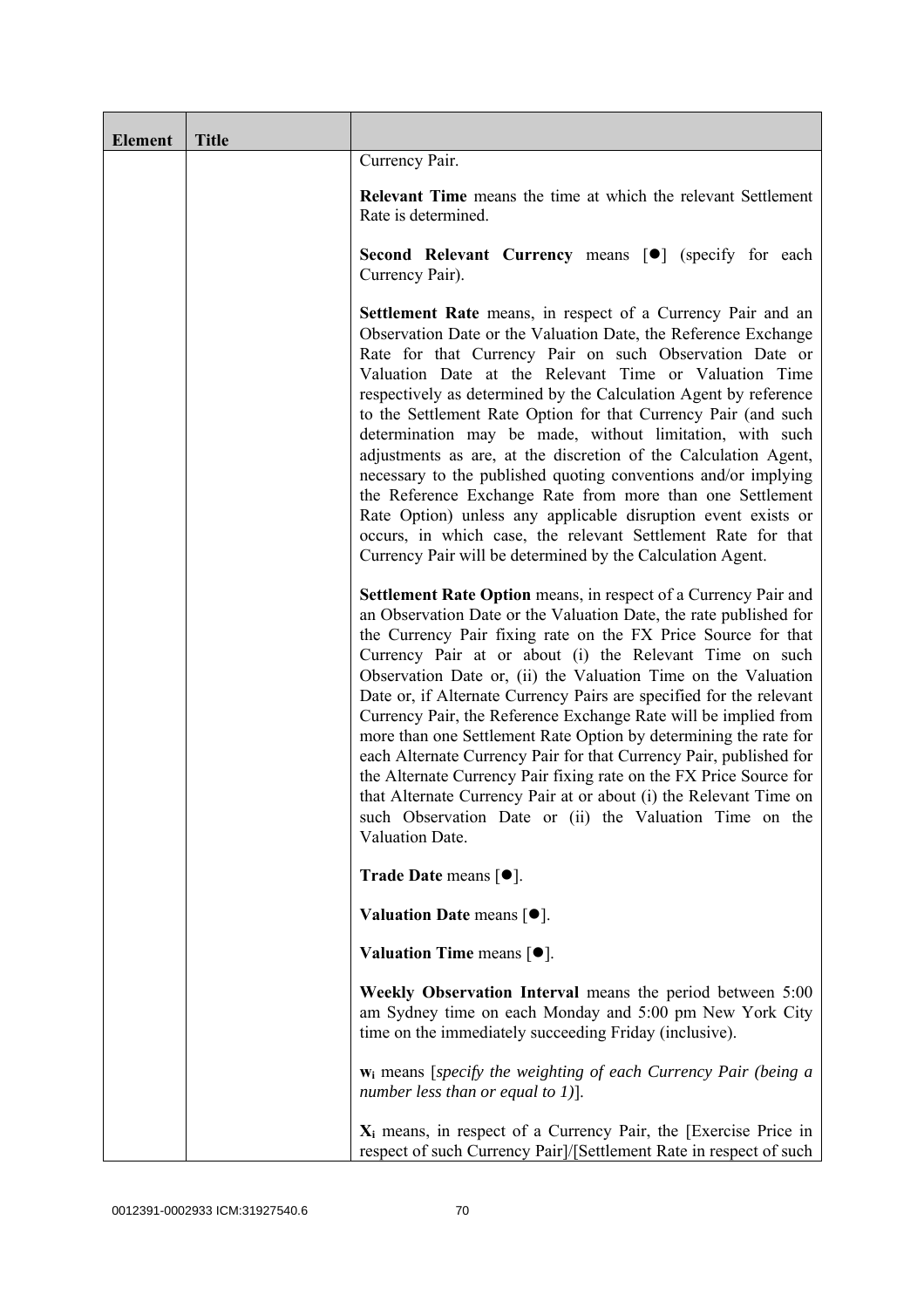| Element | Title |  |
|---|---|---|
|  |  | Currency Pair.<br><br>**Relevant Time** means the time at which the relevant Settlement Rate is determined.<br><br>**Second Relevant Currency** means [●] (specify for each Currency Pair).<br><br>**Settlement Rate** means, in respect of a Currency Pair and an Observation Date or the Valuation Date, the Reference Exchange Rate for that Currency Pair on such Observation Date or Valuation Date at the Relevant Time or Valuation Time respectively as determined by the Calculation Agent by reference to the Settlement Rate Option for that Currency Pair (and such determination may be made, without limitation, with such adjustments as are, at the discretion of the Calculation Agent, necessary to the published quoting conventions and/or implying the Reference Exchange Rate from more than one Settlement Rate Option) unless any applicable disruption event exists or occurs, in which case, the relevant Settlement Rate for that Currency Pair will be determined by the Calculation Agent.<br><br>**Settlement Rate Option** means, in respect of a Currency Pair and an Observation Date or the Valuation Date, the rate published for the Currency Pair fixing rate on the FX Price Source for that Currency Pair at or about (i) the Relevant Time on such Observation Date or, (ii) the Valuation Time on the Valuation Date or, if Alternate Currency Pairs are specified for the relevant Currency Pair, the Reference Exchange Rate will be implied from more than one Settlement Rate Option by determining the rate for each Alternate Currency Pair for that Currency Pair, published for the Alternate Currency Pair fixing rate on the FX Price Source for that Alternate Currency Pair at or about (i) the Relevant Time on such Observation Date or (ii) the Valuation Time on the Valuation Date.<br><br>**Trade Date** means [●].<br><br>**Valuation Date** means [●].<br><br>**Valuation Time** means [●].<br><br>**Weekly Observation Interval** means the period between 5:00 am Sydney time on each Monday and 5:00 pm New York City time on the immediately succeeding Friday (inclusive).<br><br>$\mathbf{w_i}$ means [*specify the weighting of each Currency Pair (being a number less than or equal to 1)*].<br><br>$\mathbf{X_i}$ means, in respect of a Currency Pair, the [Exercise Price in respect of such Currency Pair]/[Settlement Rate in respect of such |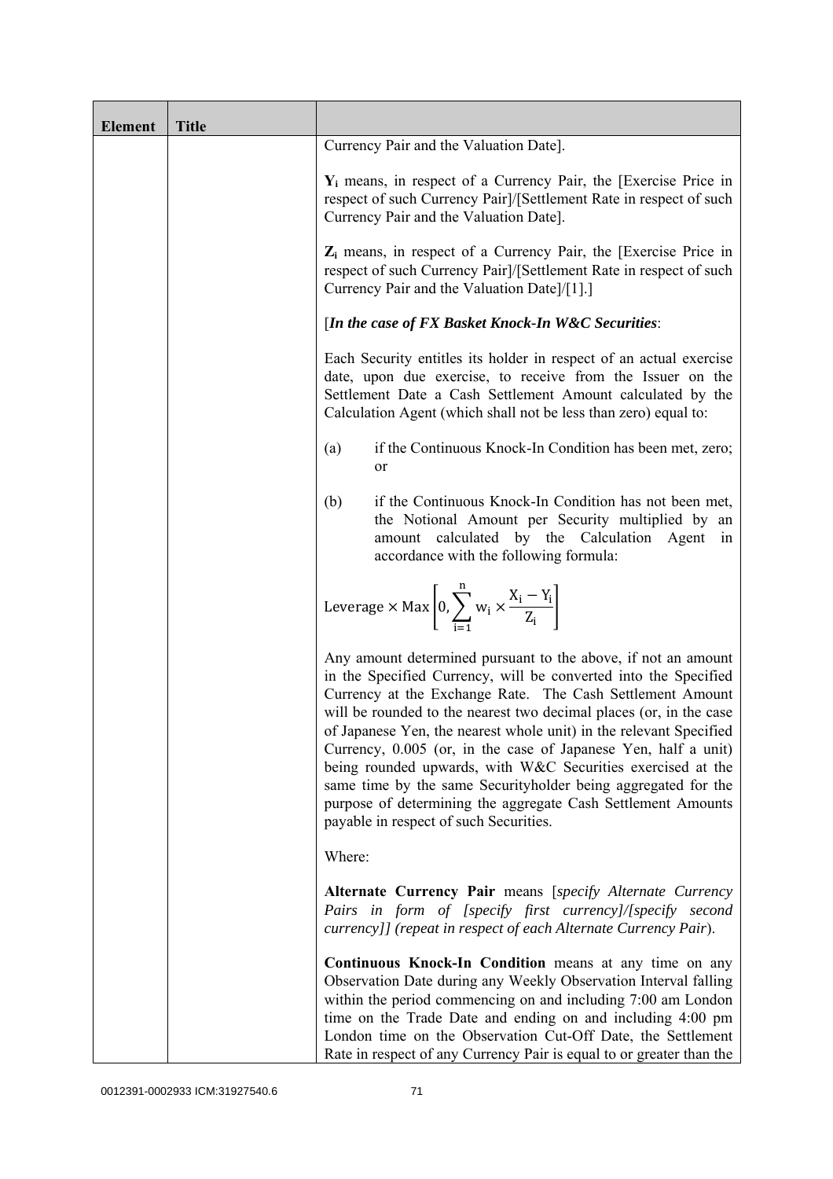| Element | Title | |
|---|---|---|
| | | Currency Pair and the Valuation Date].<br><br>**$Y_i$** means, in respect of a Currency Pair, the [Exercise Price in respect of such Currency Pair]/[Settlement Rate in respect of such Currency Pair and the Valuation Date].<br><br>**$Z_i$** means, in respect of a Currency Pair, the [Exercise Price in respect of such Currency Pair]/[Settlement Rate in respect of such Currency Pair and the Valuation Date]/[1].]<br><br>[***In the case of FX Basket Knock-In W&C Securities***:<br><br>Each Security entitles its holder in respect of an actual exercise date, upon due exercise, to receive from the Issuer on the Settlement Date a Cash Settlement Amount calculated by the Calculation Agent (which shall not be less than zero) equal to:<br><br>(a) if the Continuous Knock-In Condition has been met, zero; or<br><br>(b) if the Continuous Knock-In Condition has not been met, the Notional Amount per Security multiplied by an amount calculated by the Calculation Agent in accordance with the following formula:<br><br>$$\text{Leverage} \times \text{Max}\left[0, \sum_{i=1}^{n} w_i \times \frac{X_i - Y_i}{Z_i}\right]$$<br><br>Any amount determined pursuant to the above, if not an amount in the Specified Currency, will be converted into the Specified Currency at the Exchange Rate. The Cash Settlement Amount will be rounded to the nearest two decimal places (or, in the case of Japanese Yen, the nearest whole unit) in the relevant Specified Currency, 0.005 (or, in the case of Japanese Yen, half a unit) being rounded upwards, with W&C Securities exercised at the same time by the same Securityholder being aggregated for the purpose of determining the aggregate Cash Settlement Amounts payable in respect of such Securities.<br><br>Where:<br><br>**Alternate Currency Pair** means [*specify Alternate Currency Pairs in form of [specify first currency]/[specify second currency]] (repeat in respect of each Alternate Currency Pair*).<br><br>**Continuous Knock-In Condition** means at any time on any Observation Date during any Weekly Observation Interval falling within the period commencing on and including 7:00 am London time on the Trade Date and ending on and including 4:00 pm London time on the Observation Cut-Off Date, the Settlement Rate in respect of any Currency Pair is equal to or greater than the |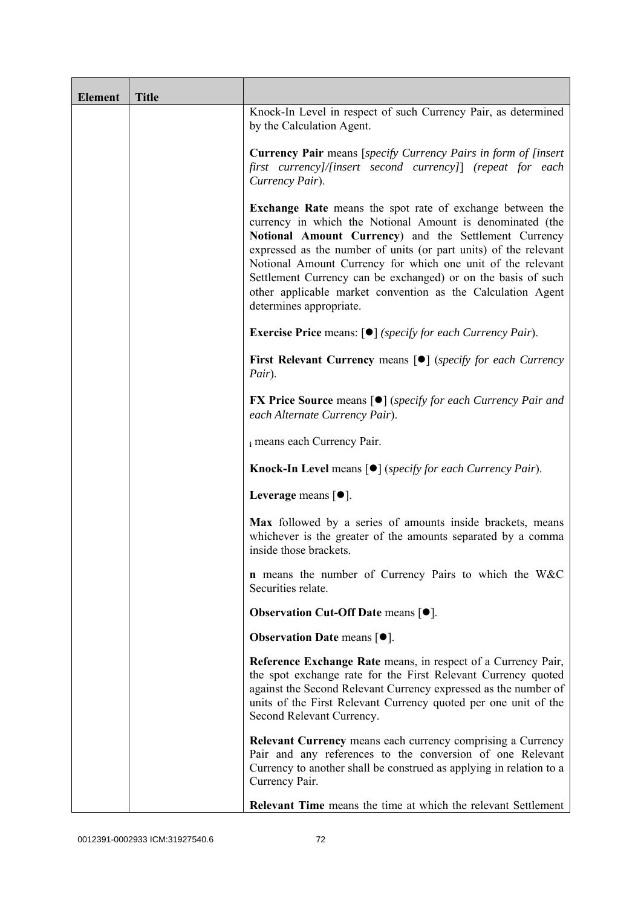| Element | Title | |
|---|---|---|
| | | Knock-In Level in respect of such Currency Pair, as determined by the Calculation Agent.<br><br>**Currency Pair** means [*specify Currency Pairs in form of [insert first currency]/[insert second currency]*] *(repeat for each Currency Pair*).<br><br>**Exchange Rate** means the spot rate of exchange between the currency in which the Notional Amount is denominated (the **Notional Amount Currency**) and the Settlement Currency expressed as the number of units (or part units) of the relevant Notional Amount Currency for which one unit of the relevant Settlement Currency can be exchanged) or on the basis of such other applicable market convention as the Calculation Agent determines appropriate.<br><br>**Exercise Price** means: [●] *(specify for each Currency Pair*).<br><br>**First Relevant Currency** means [●] (*specify for each Currency Pair*).<br><br>**FX Price Source** means [●] (*specify for each Currency Pair and each Alternate Currency Pair*).<br><br>$_i$ means each Currency Pair.<br><br>**Knock-In Level** means [●] (*specify for each Currency Pair*).<br><br>**Leverage** means [●].<br><br>**Max** followed by a series of amounts inside brackets, means whichever is the greater of the amounts separated by a comma inside those brackets.<br><br>**n** means the number of Currency Pairs to which the W&C Securities relate.<br><br>**Observation Cut-Off Date** means [●].<br><br>**Observation Date** means [●].<br><br>**Reference Exchange Rate** means, in respect of a Currency Pair, the spot exchange rate for the First Relevant Currency quoted against the Second Relevant Currency expressed as the number of units of the First Relevant Currency quoted per one unit of the Second Relevant Currency.<br><br>**Relevant Currency** means each currency comprising a Currency Pair and any references to the conversion of one Relevant Currency to another shall be construed as applying in relation to a Currency Pair.<br><br>**Relevant Time** means the time at which the relevant Settlement |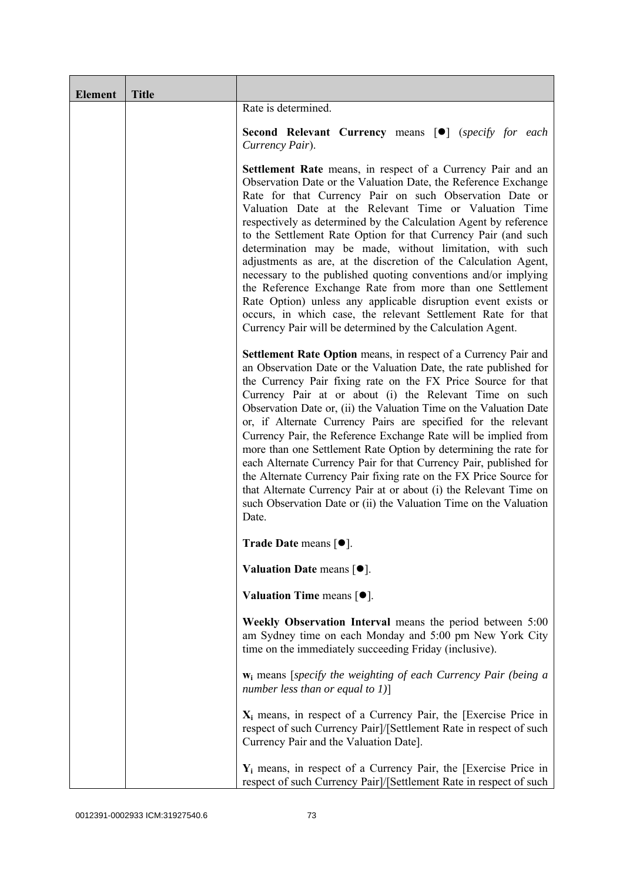| Element | Title | |
|---|---|---|
| | | Rate is determined.<br><br>**Second Relevant Currency** means [●] (*specify for each Currency Pair*).<br><br>**Settlement Rate** means, in respect of a Currency Pair and an Observation Date or the Valuation Date, the Reference Exchange Rate for that Currency Pair on such Observation Date or Valuation Date at the Relevant Time or Valuation Time respectively as determined by the Calculation Agent by reference to the Settlement Rate Option for that Currency Pair (and such determination may be made, without limitation, with such adjustments as are, at the discretion of the Calculation Agent, necessary to the published quoting conventions and/or implying the Reference Exchange Rate from more than one Settlement Rate Option) unless any applicable disruption event exists or occurs, in which case, the relevant Settlement Rate for that Currency Pair will be determined by the Calculation Agent.<br><br>**Settlement Rate Option** means, in respect of a Currency Pair and an Observation Date or the Valuation Date, the rate published for the Currency Pair fixing rate on the FX Price Source for that Currency Pair at or about (i) the Relevant Time on such Observation Date or, (ii) the Valuation Time on the Valuation Date or, if Alternate Currency Pairs are specified for the relevant Currency Pair, the Reference Exchange Rate will be implied from more than one Settlement Rate Option by determining the rate for each Alternate Currency Pair for that Currency Pair, published for the Alternate Currency Pair fixing rate on the FX Price Source for that Alternate Currency Pair at or about (i) the Relevant Time on such Observation Date or (ii) the Valuation Time on the Valuation Date.<br><br>**Trade Date** means [●].<br><br>**Valuation Date** means [●].<br><br>**Valuation Time** means [●].<br><br>**Weekly Observation Interval** means the period between 5:00 am Sydney time on each Monday and 5:00 pm New York City time on the immediately succeeding Friday (inclusive).<br><br>$\mathbf{w_i}$ means [*specify the weighting of each Currency Pair (being a number less than or equal to 1)*]<br><br>$\mathbf{X_i}$ means, in respect of a Currency Pair, the [Exercise Price in respect of such Currency Pair]/[Settlement Rate in respect of such Currency Pair and the Valuation Date].<br><br>$\mathbf{Y_i}$ means, in respect of a Currency Pair, the [Exercise Price in respect of such Currency Pair]/[Settlement Rate in respect of such |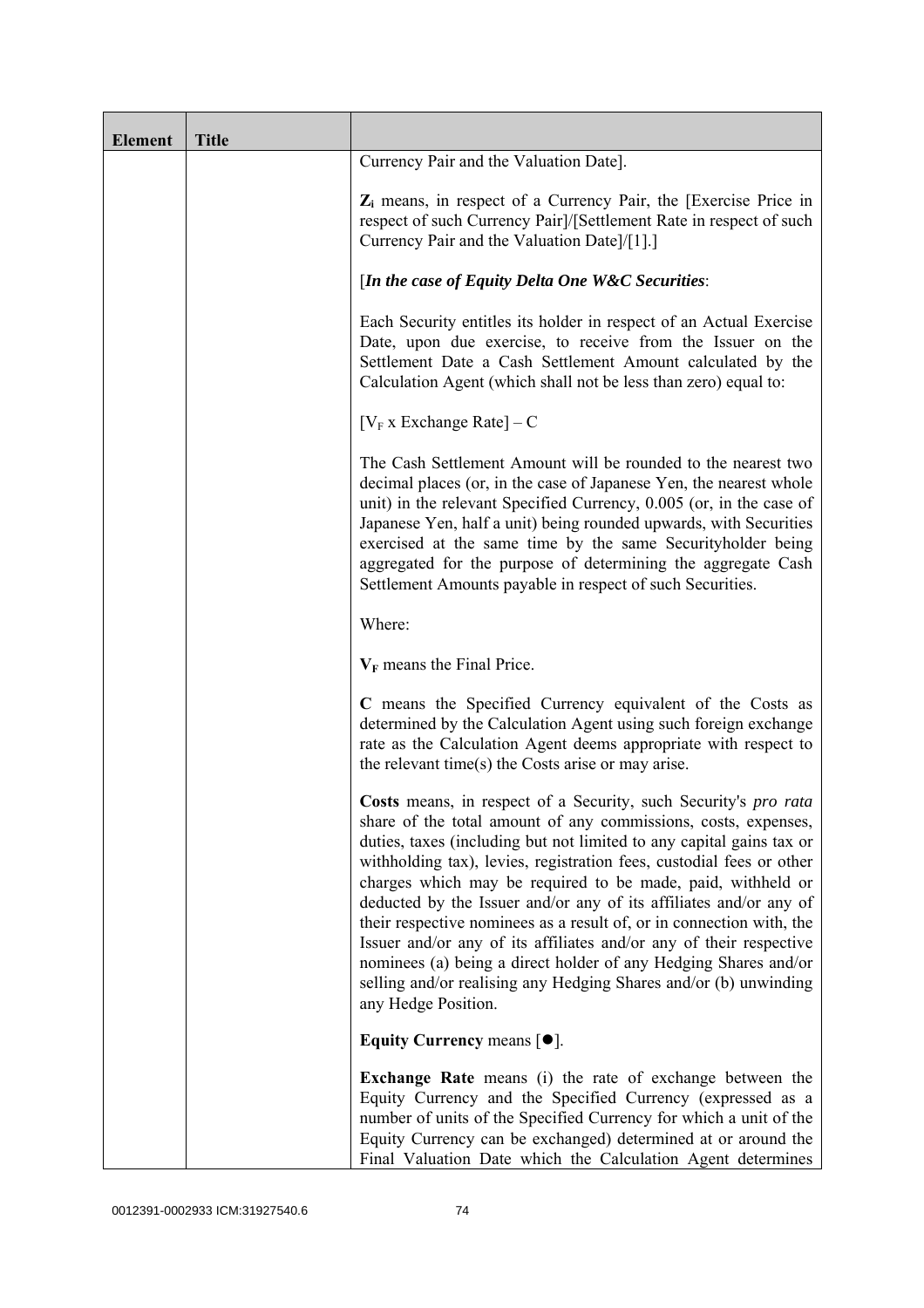| Element | Title | |
|---|---|---|
| | | Currency Pair and the Valuation Date].<br><br>$Z_i$ means, in respect of a Currency Pair, the [Exercise Price in respect of such Currency Pair]/[Settlement Rate in respect of such Currency Pair and the Valuation Date]/[1].]<br><br>[***In the case of Equity Delta One W&C Securities***:<br><br>Each Security entitles its holder in respect of an Actual Exercise Date, upon due exercise, to receive from the Issuer on the Settlement Date a Cash Settlement Amount calculated by the Calculation Agent (which shall not be less than zero) equal to:<br><br>$[V_F \text{ x Exchange Rate}] - C$<br><br>The Cash Settlement Amount will be rounded to the nearest two decimal places (or, in the case of Japanese Yen, the nearest whole unit) in the relevant Specified Currency, 0.005 (or, in the case of Japanese Yen, half a unit) being rounded upwards, with Securities exercised at the same time by the same Securityholder being aggregated for the purpose of determining the aggregate Cash Settlement Amounts payable in respect of such Securities.<br><br>Where:<br><br>$V_F$ means the Final Price.<br><br>**C** means the Specified Currency equivalent of the Costs as determined by the Calculation Agent using such foreign exchange rate as the Calculation Agent deems appropriate with respect to the relevant time(s) the Costs arise or may arise.<br><br>**Costs** means, in respect of a Security, such Security's *pro rata* share of the total amount of any commissions, costs, expenses, duties, taxes (including but not limited to any capital gains tax or withholding tax), levies, registration fees, custodial fees or other charges which may be required to be made, paid, withheld or deducted by the Issuer and/or any of its affiliates and/or any of their respective nominees as a result of, or in connection with, the Issuer and/or any of its affiliates and/or any of their respective nominees (a) being a direct holder of any Hedging Shares and/or selling and/or realising any Hedging Shares and/or (b) unwinding any Hedge Position.<br><br>**Equity Currency** means [●].<br><br>**Exchange Rate** means (i) the rate of exchange between the Equity Currency and the Specified Currency (expressed as a number of units of the Specified Currency for which a unit of the Equity Currency can be exchanged) determined at or around the Final Valuation Date which the Calculation Agent determines |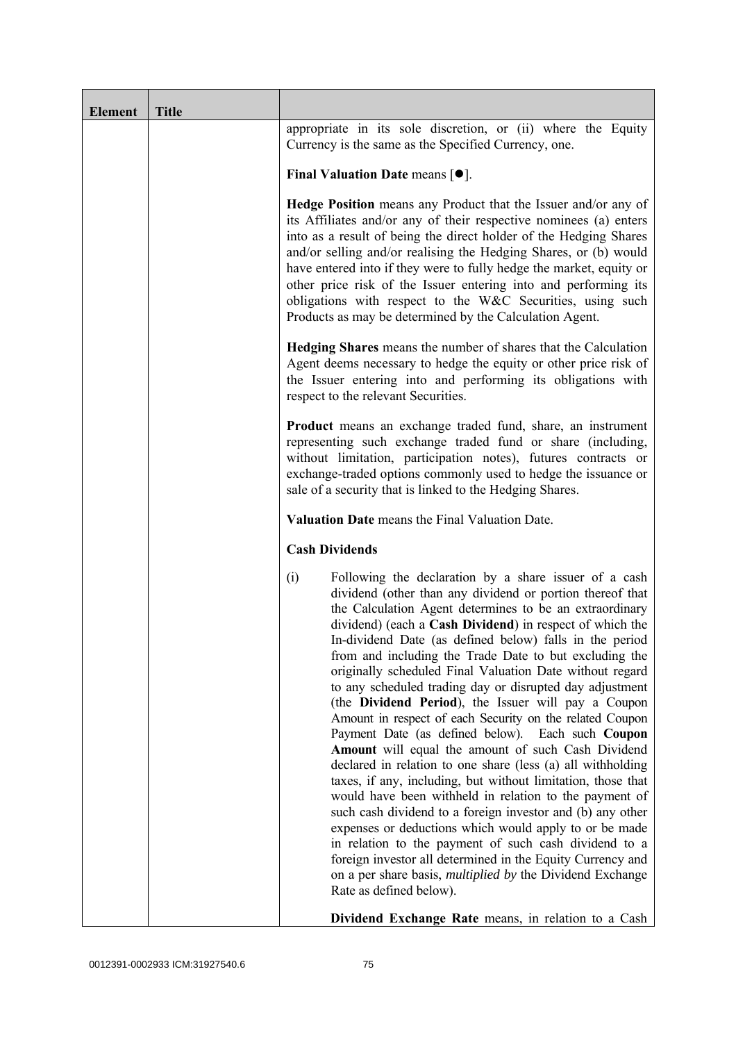| Element | Title | |
|---|---|---|
| | | appropriate in its sole discretion, or (ii) where the Equity Currency is the same as the Specified Currency, one.<br><br>**Final Valuation Date** means [●].<br><br>**Hedge Position** means any Product that the Issuer and/or any of its Affiliates and/or any of their respective nominees (a) enters into as a result of being the direct holder of the Hedging Shares and/or selling and/or realising the Hedging Shares, or (b) would have entered into if they were to fully hedge the market, equity or other price risk of the Issuer entering into and performing its obligations with respect to the W&C Securities, using such Products as may be determined by the Calculation Agent.<br><br>**Hedging Shares** means the number of shares that the Calculation Agent deems necessary to hedge the equity or other price risk of the Issuer entering into and performing its obligations with respect to the relevant Securities.<br><br>**Product** means an exchange traded fund, share, an instrument representing such exchange traded fund or share (including, without limitation, participation notes), futures contracts or exchange-traded options commonly used to hedge the issuance or sale of a security that is linked to the Hedging Shares.<br><br>**Valuation Date** means the Final Valuation Date.<br><br>**Cash Dividends**<br><br>(i) Following the declaration by a share issuer of a cash dividend (other than any dividend or portion thereof that the Calculation Agent determines to be an extraordinary dividend) (each a **Cash Dividend**) in respect of which the In-dividend Date (as defined below) falls in the period from and including the Trade Date to but excluding the originally scheduled Final Valuation Date without regard to any scheduled trading day or disrupted day adjustment (the **Dividend Period**), the Issuer will pay a Coupon Amount in respect of each Security on the related Coupon Payment Date (as defined below). Each such **Coupon Amount** will equal the amount of such Cash Dividend declared in relation to one share (less (a) all withholding taxes, if any, including, but without limitation, those that would have been withheld in relation to the payment of such cash dividend to a foreign investor and (b) any other expenses or deductions which would apply to or be made in relation to the payment of such cash dividend to a foreign investor all determined in the Equity Currency and on a per share basis, *multiplied by* the Dividend Exchange Rate as defined below).<br><br>**Dividend Exchange Rate** means, in relation to a Cash |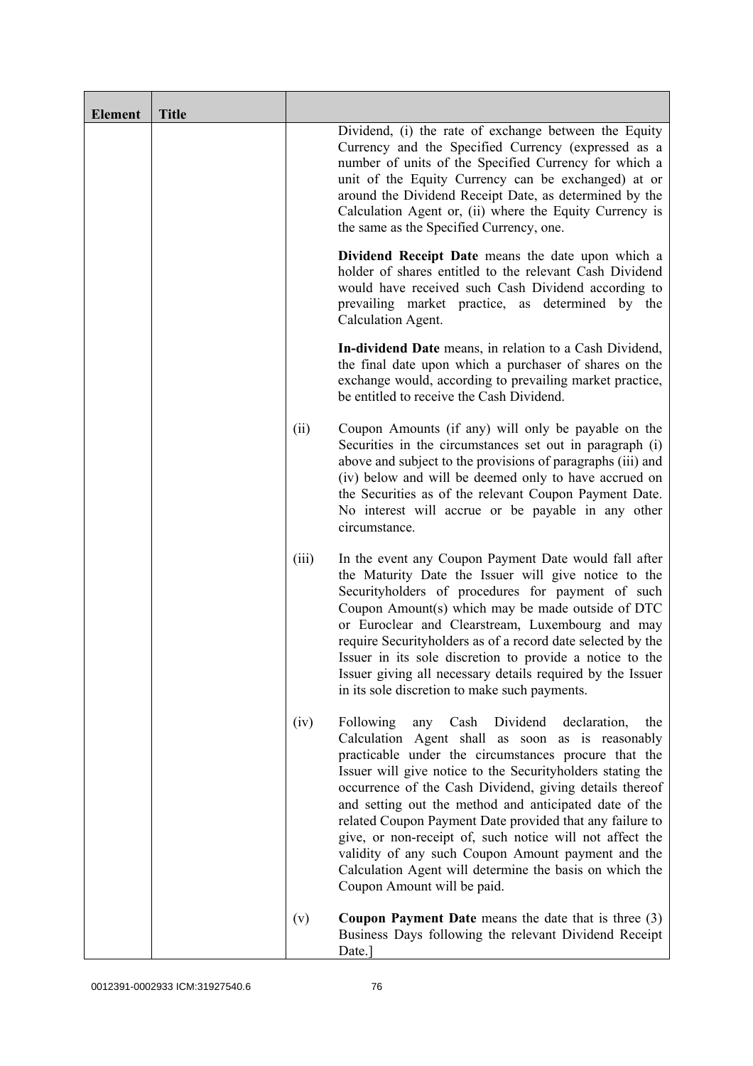| Element | Title | | |
|---|---|---|---|
| | | | Dividend, (i) the rate of exchange between the Equity Currency and the Specified Currency (expressed as a number of units of the Specified Currency for which a unit of the Equity Currency can be exchanged) at or around the Dividend Receipt Date, as determined by the Calculation Agent or, (ii) where the Equity Currency is the same as the Specified Currency, one.<br><br>**Dividend Receipt Date** means the date upon which a holder of shares entitled to the relevant Cash Dividend would have received such Cash Dividend according to prevailing market practice, as determined by the Calculation Agent.<br><br>**In-dividend Date** means, in relation to a Cash Dividend, the final date upon which a purchaser of shares on the exchange would, according to prevailing market practice, be entitled to receive the Cash Dividend. |
| | | (ii) | Coupon Amounts (if any) will only be payable on the Securities in the circumstances set out in paragraph (i) above and subject to the provisions of paragraphs (iii) and (iv) below and will be deemed only to have accrued on the Securities as of the relevant Coupon Payment Date. No interest will accrue or be payable in any other circumstance. |
| | | (iii) | In the event any Coupon Payment Date would fall after the Maturity Date the Issuer will give notice to the Securityholders of procedures for payment of such Coupon Amount(s) which may be made outside of DTC or Euroclear and Clearstream, Luxembourg and may require Securityholders as of a record date selected by the Issuer in its sole discretion to provide a notice to the Issuer giving all necessary details required by the Issuer in its sole discretion to make such payments. |
| | | (iv) | Following any Cash Dividend declaration, the Calculation Agent shall as soon as is reasonably practicable under the circumstances procure that the Issuer will give notice to the Securityholders stating the occurrence of the Cash Dividend, giving details thereof and setting out the method and anticipated date of the related Coupon Payment Date provided that any failure to give, or non-receipt of, such notice will not affect the validity of any such Coupon Amount payment and the Calculation Agent will determine the basis on which the Coupon Amount will be paid. |
| | | (v) | **Coupon Payment Date** means the date that is three (3) Business Days following the relevant Dividend Receipt Date.] |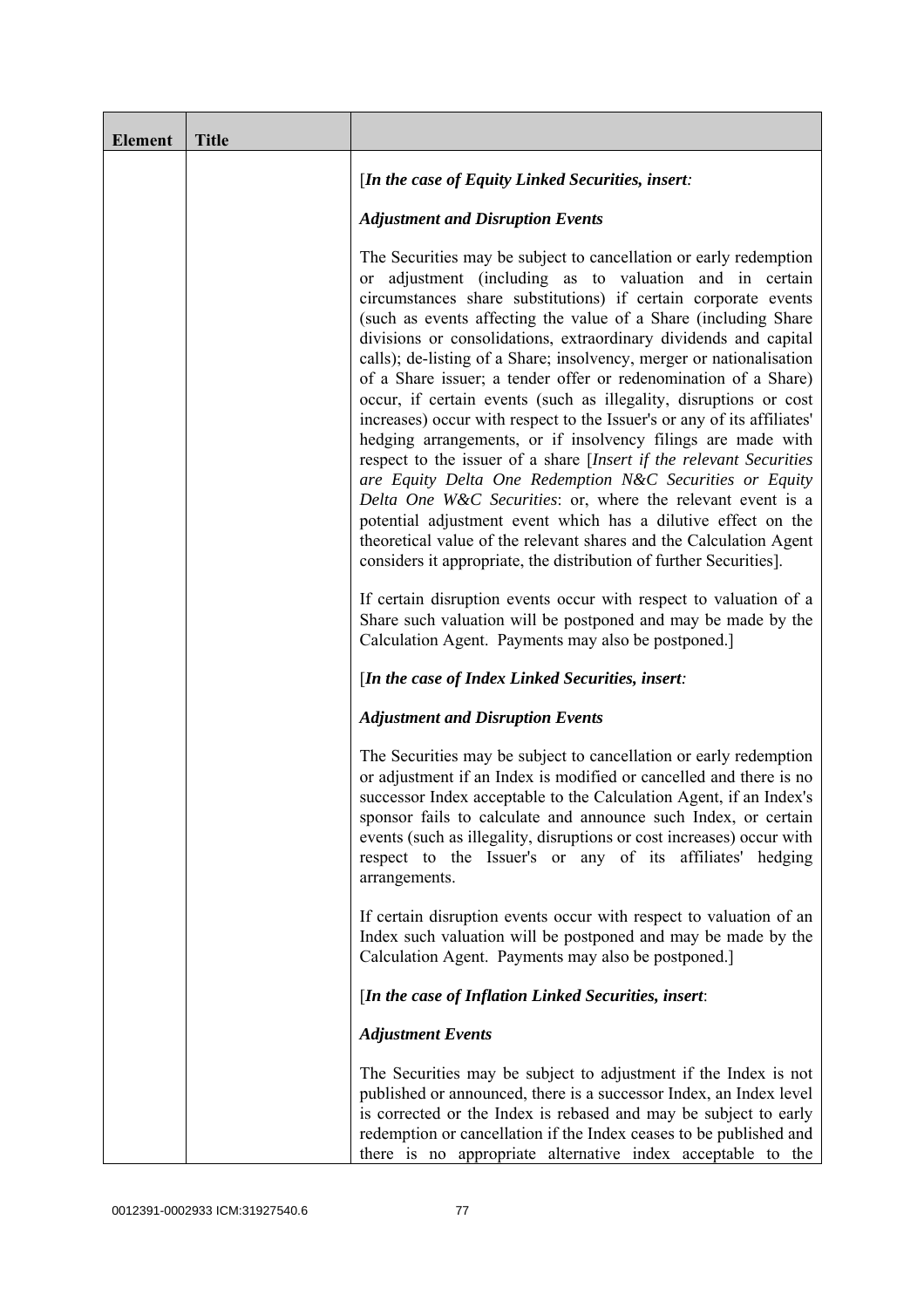| Element | Title | |
|---|---|---|
| | | [*In the case of Equity Linked Securities, insert:*<br><br>***Adjustment and Disruption Events***<br><br>The Securities may be subject to cancellation or early redemption or adjustment (including as to valuation and in certain circumstances share substitutions) if certain corporate events (such as events affecting the value of a Share (including Share divisions or consolidations, extraordinary dividends and capital calls); de-listing of a Share; insolvency, merger or nationalisation of a Share issuer; a tender offer or redenomination of a Share) occur, if certain events (such as illegality, disruptions or cost increases) occur with respect to the Issuer's or any of its affiliates' hedging arrangements, or if insolvency filings are made with respect to the issuer of a share [*Insert if the relevant Securities are Equity Delta One Redemption N&C Securities or Equity Delta One W&C Securities*: or, where the relevant event is a potential adjustment event which has a dilutive effect on the theoretical value of the relevant shares and the Calculation Agent considers it appropriate, the distribution of further Securities].<br><br>If certain disruption events occur with respect to valuation of a Share such valuation will be postponed and may be made by the Calculation Agent. Payments may also be postponed.]<br><br>[*In the case of Index Linked Securities, insert:*<br><br>***Adjustment and Disruption Events***<br><br>The Securities may be subject to cancellation or early redemption or adjustment if an Index is modified or cancelled and there is no successor Index acceptable to the Calculation Agent, if an Index's sponsor fails to calculate and announce such Index, or certain events (such as illegality, disruptions or cost increases) occur with respect to the Issuer's or any of its affiliates' hedging arrangements.<br><br>If certain disruption events occur with respect to valuation of an Index such valuation will be postponed and may be made by the Calculation Agent. Payments may also be postponed.]<br><br>[*In the case of Inflation Linked Securities, insert*:<br><br>***Adjustment Events***<br><br>The Securities may be subject to adjustment if the Index is not published or announced, there is a successor Index, an Index level is corrected or the Index is rebased and may be subject to early redemption or cancellation if the Index ceases to be published and there is no appropriate alternative index acceptable to the |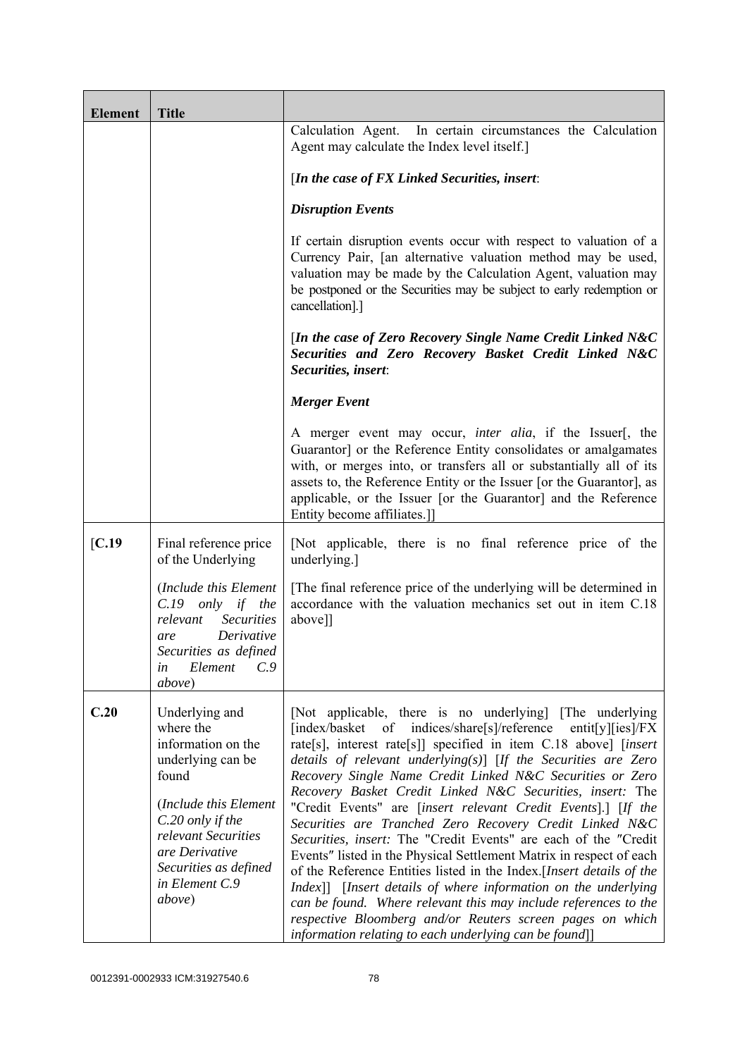| Element | Title | |
|---|---|---|
| | | Calculation Agent. In certain circumstances the Calculation Agent may calculate the Index level itself.]<br><br>[*In the case of FX Linked Securities, insert*:<br><br>***Disruption Events***<br><br>If certain disruption events occur with respect to valuation of a Currency Pair, [an alternative valuation method may be used, valuation may be made by the Calculation Agent, valuation may be postponed or the Securities may be subject to early redemption or cancellation].]<br><br>[*In the case of Zero Recovery Single Name Credit Linked N&C Securities and Zero Recovery Basket Credit Linked N&C Securities, insert*:<br><br>***Merger Event***<br><br>A merger event may occur, *inter alia*, if the Issuer[, the Guarantor] or the Reference Entity consolidates or amalgamates with, or merges into, or transfers all or substantially all of its assets to, the Reference Entity or the Issuer [or the Guarantor], as applicable, or the Issuer [or the Guarantor] and the Reference Entity become affiliates.]] |
| [C.19 | Final reference price of the Underlying<br><br>(*Include this Element C.19 only if the relevant Securities are Derivative Securities as defined in Element C.9 above*) | [Not applicable, there is no final reference price of the underlying.]<br><br>[The final reference price of the underlying will be determined in accordance with the valuation mechanics set out in item C.18 above]] |
| C.20 | Underlying and where the information on the underlying can be found<br><br>(*Include this Element C.20 only if the relevant Securities are Derivative Securities as defined in Element C.9 above*) | [Not applicable, there is no underlying] [The underlying [index/basket of indices/share[s]/reference entit[y][ies]/FX rate[s], interest rate[s]] specified in item C.18 above] [*insert details of relevant underlying(s)*] [*If the Securities are Zero Recovery Single Name Credit Linked N&C Securities or Zero Recovery Basket Credit Linked N&C Securities, insert:* The "Credit Events" are [*insert relevant Credit Events*].] [*If the Securities are Tranched Zero Recovery Credit Linked N&C Securities, insert:* The "Credit Events" are each of the "Credit Events" listed in the Physical Settlement Matrix in respect of each of the Reference Entities listed in the Index.[*Insert details of the Index*]] [*Insert details of where information on the underlying can be found. Where relevant this may include references to the respective Bloomberg and/or Reuters screen pages on which information relating to each underlying can be found*]] |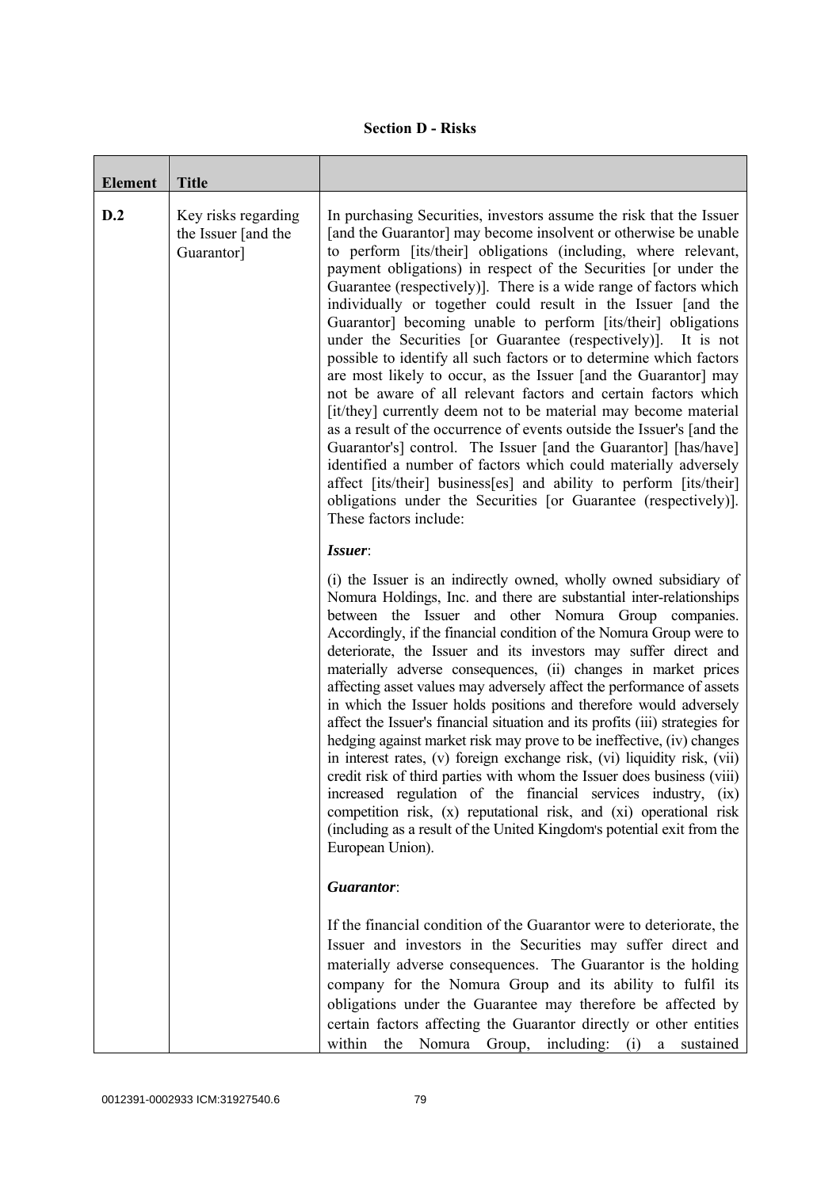**Section D - Risks**

| Element | Title | |
|---|---|---|
| D.2 | Key risks regarding the Issuer [and the Guarantor] | In purchasing Securities, investors assume the risk that the Issuer [and the Guarantor] may become insolvent or otherwise be unable to perform [its/their] obligations (including, where relevant, payment obligations) in respect of the Securities [or under the Guarantee (respectively)]. There is a wide range of factors which individually or together could result in the Issuer [and the Guarantor] becoming unable to perform [its/their] obligations under the Securities [or Guarantee (respectively)]. It is not possible to identify all such factors or to determine which factors are most likely to occur, as the Issuer [and the Guarantor] may not be aware of all relevant factors and certain factors which [it/they] currently deem not to be material may become material as a result of the occurrence of events outside the Issuer's [and the Guarantor's] control. The Issuer [and the Guarantor] [has/have] identified a number of factors which could materially adversely affect [its/their] business[es] and ability to perform [its/their] obligations under the Securities [or Guarantee (respectively)]. These factors include:<br><br>***Issuer***:<br><br>(i) the Issuer is an indirectly owned, wholly owned subsidiary of Nomura Holdings, Inc. and there are substantial inter-relationships between the Issuer and other Nomura Group companies. Accordingly, if the financial condition of the Nomura Group were to deteriorate, the Issuer and its investors may suffer direct and materially adverse consequences, (ii) changes in market prices affecting asset values may adversely affect the performance of assets in which the Issuer holds positions and therefore would adversely affect the Issuer's financial situation and its profits (iii) strategies for hedging against market risk may prove to be ineffective, (iv) changes in interest rates, (v) foreign exchange risk, (vi) liquidity risk, (vii) credit risk of third parties with whom the Issuer does business (viii) increased regulation of the financial services industry, (ix) competition risk, (x) reputational risk, and (xi) operational risk (including as a result of the United Kingdom's potential exit from the European Union).<br><br>***Guarantor***:<br><br>If the financial condition of the Guarantor were to deteriorate, the Issuer and investors in the Securities may suffer direct and materially adverse consequences. The Guarantor is the holding company for the Nomura Group and its ability to fulfil its obligations under the Guarantee may therefore be affected by certain factors affecting the Guarantor directly or other entities within the Nomura Group, including: (i) a sustained |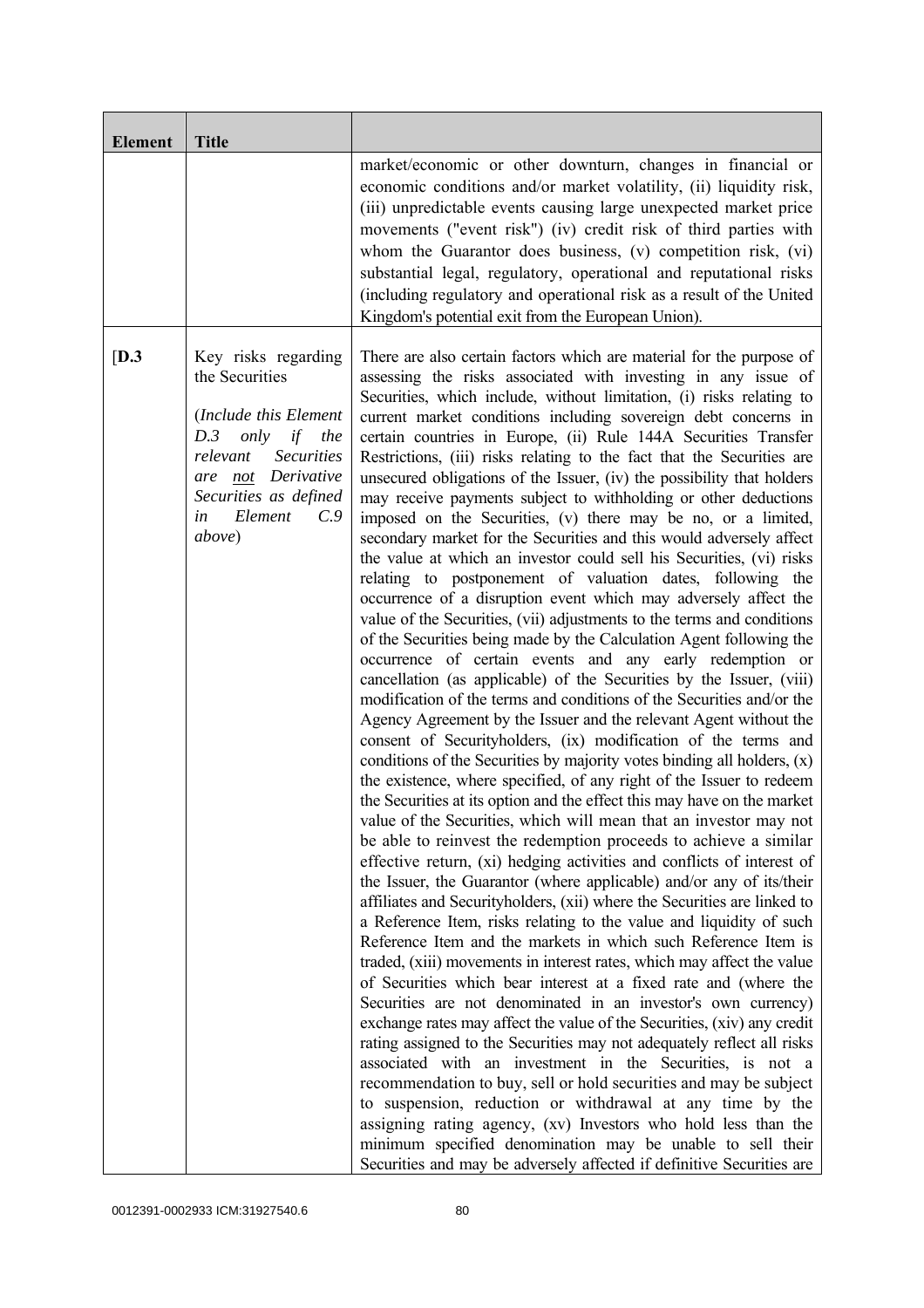| Element | Title | |
|---|---|---|
| | | market/economic or other downturn, changes in financial or economic conditions and/or market volatility, (ii) liquidity risk, (iii) unpredictable events causing large unexpected market price movements ("event risk") (iv) credit risk of third parties with whom the Guarantor does business, (v) competition risk, (vi) substantial legal, regulatory, operational and reputational risks (including regulatory and operational risk as a result of the United Kingdom's potential exit from the European Union). |
| [D.3 | Key risks regarding the Securities<br><br>(*Include this Element D.3 only if the relevant Securities are <u>not</u> Derivative Securities as defined in Element C.9 above*) | There are also certain factors which are material for the purpose of assessing the risks associated with investing in any issue of Securities, which include, without limitation, (i) risks relating to current market conditions including sovereign debt concerns in certain countries in Europe, (ii) Rule 144A Securities Transfer Restrictions, (iii) risks relating to the fact that the Securities are unsecured obligations of the Issuer, (iv) the possibility that holders may receive payments subject to withholding or other deductions imposed on the Securities, (v) there may be no, or a limited, secondary market for the Securities and this would adversely affect the value at which an investor could sell his Securities, (vi) risks relating to postponement of valuation dates, following the occurrence of a disruption event which may adversely affect the value of the Securities, (vii) adjustments to the terms and conditions of the Securities being made by the Calculation Agent following the occurrence of certain events and any early redemption or cancellation (as applicable) of the Securities by the Issuer, (viii) modification of the terms and conditions of the Securities and/or the Agency Agreement by the Issuer and the relevant Agent without the consent of Securityholders, (ix) modification of the terms and conditions of the Securities by majority votes binding all holders, (x) the existence, where specified, of any right of the Issuer to redeem the Securities at its option and the effect this may have on the market value of the Securities, which will mean that an investor may not be able to reinvest the redemption proceeds to achieve a similar effective return, (xi) hedging activities and conflicts of interest of the Issuer, the Guarantor (where applicable) and/or any of its/their affiliates and Securityholders, (xii) where the Securities are linked to a Reference Item, risks relating to the value and liquidity of such Reference Item and the markets in which such Reference Item is traded, (xiii) movements in interest rates, which may affect the value of Securities which bear interest at a fixed rate and (where the Securities are not denominated in an investor's own currency) exchange rates may affect the value of the Securities, (xiv) any credit rating assigned to the Securities may not adequately reflect all risks associated with an investment in the Securities, is not a recommendation to buy, sell or hold securities and may be subject to suspension, reduction or withdrawal at any time by the assigning rating agency, (xv) Investors who hold less than the minimum specified denomination may be unable to sell their Securities and may be adversely affected if definitive Securities are |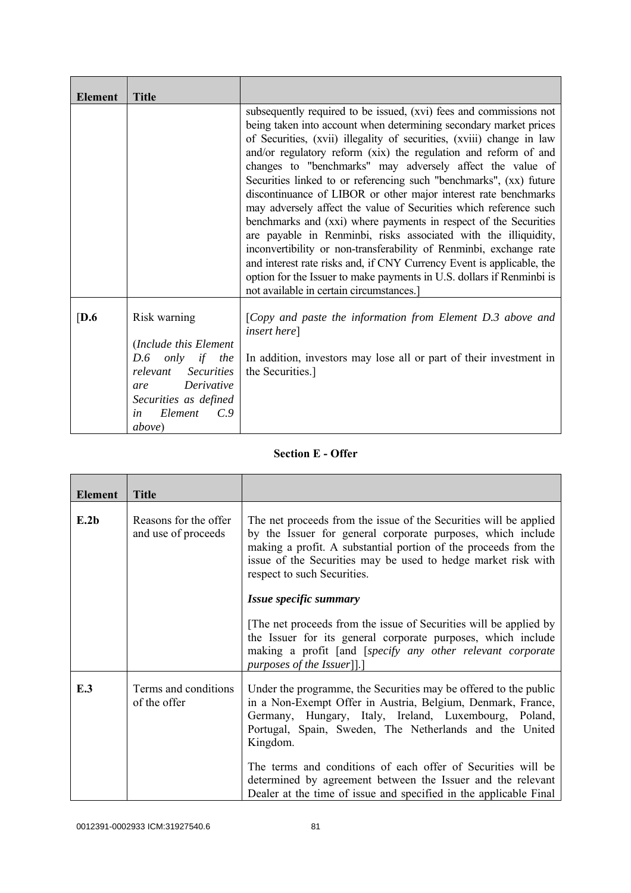| Element | Title | |
|---|---|---|
| | | subsequently required to be issued, (xvi) fees and commissions not being taken into account when determining secondary market prices of Securities, (xvii) illegality of securities, (xviii) change in law and/or regulatory reform (xix) the regulation and reform of and changes to "benchmarks" may adversely affect the value of Securities linked to or referencing such "benchmarks", (xx) future discontinuance of LIBOR or other major interest rate benchmarks may adversely affect the value of Securities which reference such benchmarks and (xxi) where payments in respect of the Securities are payable in Renminbi, risks associated with the illiquidity, inconvertibility or non-transferability of Renminbi, exchange rate and interest rate risks and, if CNY Currency Event is applicable, the option for the Issuer to make payments in U.S. dollars if Renminbi is not available in certain circumstances.] |
| [**D.6** | Risk warning<br><br>(*Include this Element D.6 only if the relevant Securities are Derivative Securities as defined in Element C.9 above*) | [*Copy and paste the information from Element D.3 above and insert here*]<br><br>In addition, investors may lose all or part of their investment in the Securities.] |

**Section E - Offer**

| Element | Title | |
|---|---|---|
| **E.2b** | Reasons for the offer and use of proceeds | The net proceeds from the issue of the Securities will be applied by the Issuer for general corporate purposes, which include making a profit. A substantial portion of the proceeds from the issue of the Securities may be used to hedge market risk with respect to such Securities.<br><br>***Issue specific summary***<br><br>[The net proceeds from the issue of Securities will be applied by the Issuer for its general corporate purposes, which include making a profit [and [*specify any other relevant corporate purposes of the Issuer*]].] |
| **E.3** | Terms and conditions of the offer | Under the programme, the Securities may be offered to the public in a Non-Exempt Offer in Austria, Belgium, Denmark, France, Germany, Hungary, Italy, Ireland, Luxembourg, Poland, Portugal, Spain, Sweden, The Netherlands and the United Kingdom.<br><br>The terms and conditions of each offer of Securities will be determined by agreement between the Issuer and the relevant Dealer at the time of issue and specified in the applicable Final |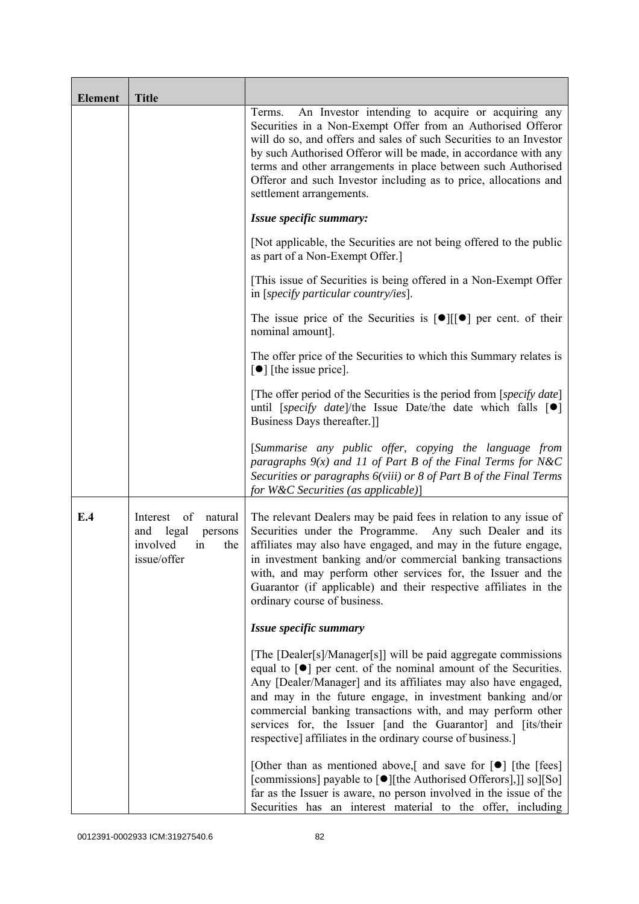| Element | Title | |
|---|---|---|
| | | Terms. An Investor intending to acquire or acquiring any Securities in a Non-Exempt Offer from an Authorised Offeror will do so, and offers and sales of such Securities to an Investor by such Authorised Offeror will be made, in accordance with any terms and other arrangements in place between such Authorised Offeror and such Investor including as to price, allocations and settlement arrangements.<br><br>***Issue specific summary:***<br><br>[Not applicable, the Securities are not being offered to the public as part of a Non-Exempt Offer.]<br><br>[This issue of Securities is being offered in a Non-Exempt Offer in [*specify particular country/ies*].<br><br>The issue price of the Securities is [●][[●] per cent. of their nominal amount].<br><br>The offer price of the Securities to which this Summary relates is [●] [the issue price].<br><br>[The offer period of the Securities is the period from [*specify date*] until [*specify date*]/the Issue Date/the date which falls [●] Business Days thereafter.]]<br><br>[*Summarise any public offer, copying the language from paragraphs 9(x) and 11 of Part B of the Final Terms for N&C Securities or paragraphs 6(viii) or 8 of Part B of the Final Terms for W&C Securities (as applicable)*] |
| **E.4** | Interest of natural and legal persons involved in the issue/offer | The relevant Dealers may be paid fees in relation to any issue of Securities under the Programme. Any such Dealer and its affiliates may also have engaged, and may in the future engage, in investment banking and/or commercial banking transactions with, and may perform other services for, the Issuer and the Guarantor (if applicable) and their respective affiliates in the ordinary course of business.<br><br>***Issue specific summary***<br><br>[The [Dealer[s]/Manager[s]] will be paid aggregate commissions equal to [●] per cent. of the nominal amount of the Securities. Any [Dealer/Manager] and its affiliates may also have engaged, and may in the future engage, in investment banking and/or commercial banking transactions with, and may perform other services for, the Issuer [and the Guarantor] and [its/their respective] affiliates in the ordinary course of business.]<br><br>[Other than as mentioned above,[ and save for [●] [the [fees] [commissions] payable to [●][the Authorised Offerors],]] so][So] far as the Issuer is aware, no person involved in the issue of the Securities has an interest material to the offer, including |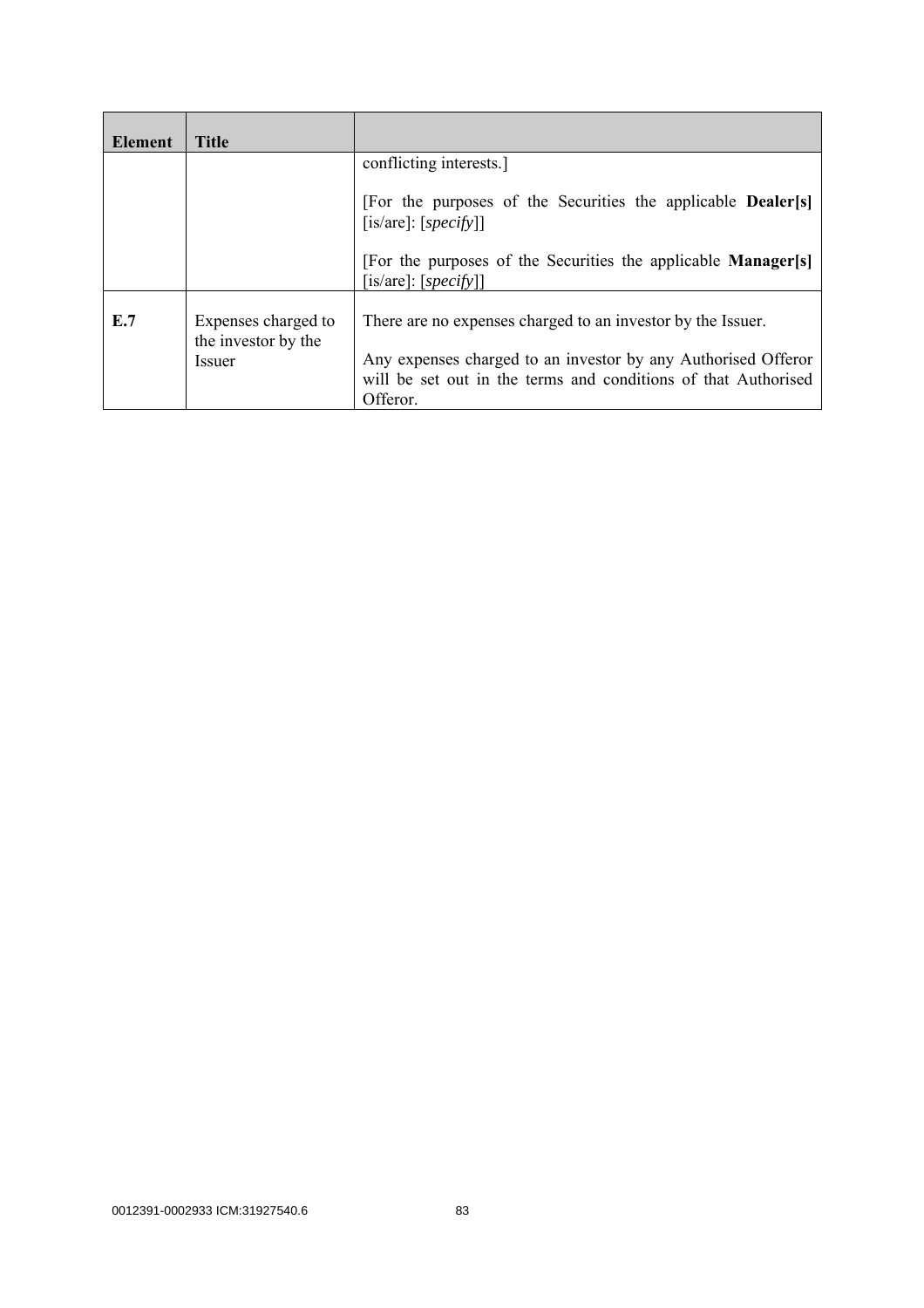| Element | Title | |
|---|---|---|
| | | conflicting interests.]<br><br>[For the purposes of the Securities the applicable **Dealer[s]** [is/are]: [*specify*]]<br><br>[For the purposes of the Securities the applicable **Manager[s]** [is/are]: [*specify*]] |
| **E.7** | Expenses charged to the investor by the Issuer | There are no expenses charged to an investor by the Issuer.<br><br>Any expenses charged to an investor by any Authorised Offeror will be set out in the terms and conditions of that Authorised Offeror. |

0012391-0002933 ICM:31927540.6